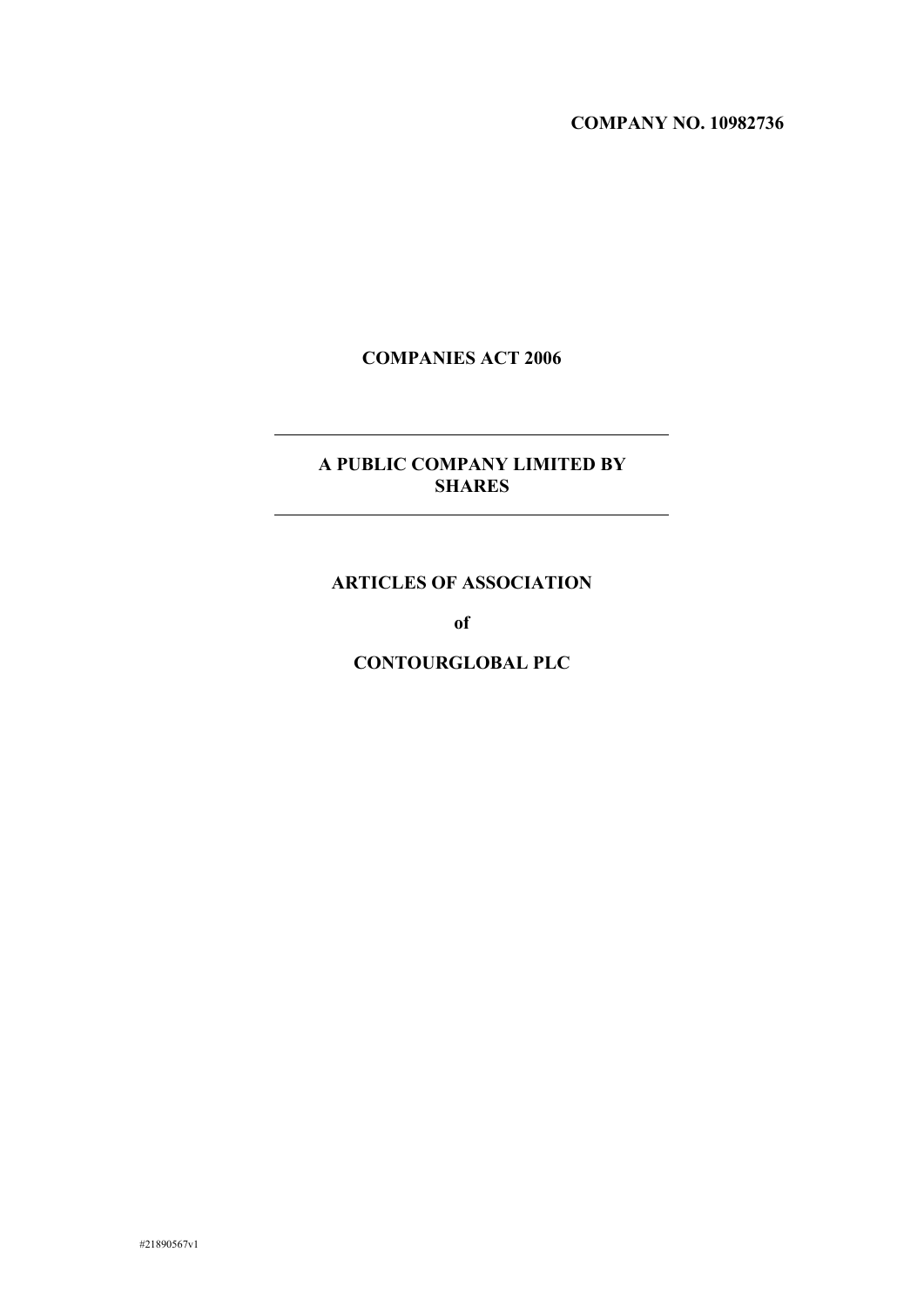**COMPANY NO. 10982736**

**COMPANIES ACT 2006**

---

**A PUBLIC COMPANY LIMITED BY SHARES**

---

# ARTICLES OF ASSOCIATION

**of**

**CONTOURGLOBAL PLC**

#21890567v1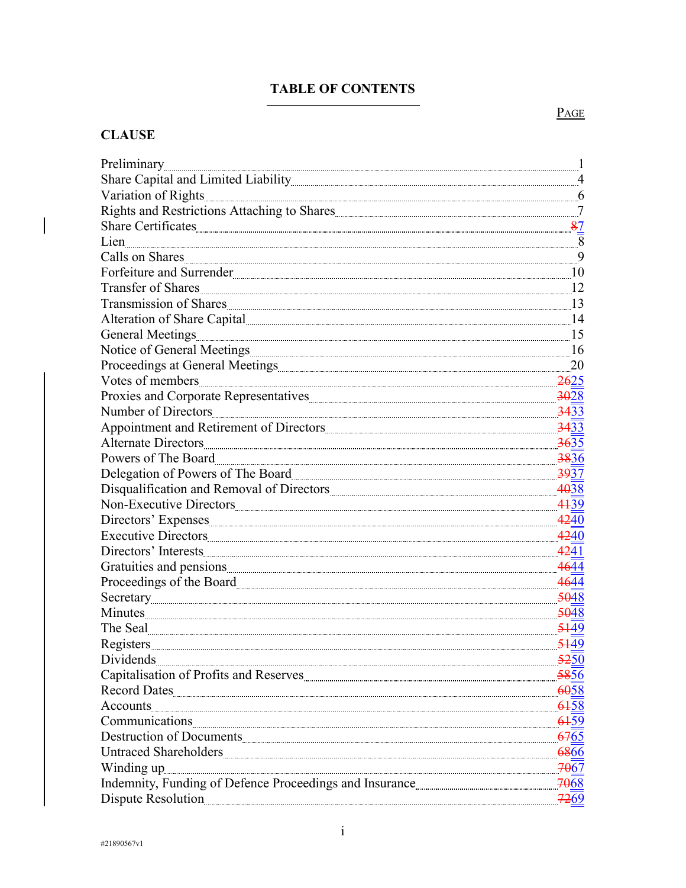# TABLE OF CONTENTS

| CLAUSE | PAGE |
|---|---|
| Preliminary | 1 |
| Share Capital and Limited Liability | 4 |
| Variation of Rights | 6 |
| Rights and Restrictions Attaching to Shares | 7 |
| Share Certificates | ~~8~~7 |
| Lien | 8 |
| Calls on Shares | 9 |
| Forfeiture and Surrender | 10 |
| Transfer of Shares | 12 |
| Transmission of Shares | 13 |
| Alteration of Share Capital | 14 |
| General Meetings | 15 |
| Notice of General Meetings | 16 |
| Proceedings at General Meetings | 20 |
| Votes of members | ~~26~~25 |
| Proxies and Corporate Representatives | ~~30~~28 |
| Number of Directors | ~~34~~33 |
| Appointment and Retirement of Directors | ~~34~~33 |
| Alternate Directors | ~~36~~35 |
| Powers of The Board | ~~38~~36 |
| Delegation of Powers of The Board | ~~39~~37 |
| Disqualification and Removal of Directors | ~~40~~38 |
| Non-Executive Directors | ~~41~~39 |
| Directors' Expenses | ~~42~~40 |
| Executive Directors | ~~42~~40 |
| Directors' Interests | ~~42~~41 |
| Gratuities and pensions | ~~46~~44 |
| Proceedings of the Board | ~~46~~44 |
| Secretary | ~~50~~48 |
| Minutes | ~~50~~48 |
| The Seal | ~~51~~49 |
| Registers | ~~51~~49 |
| Dividends | ~~52~~50 |
| Capitalisation of Profits and Reserves | ~~58~~56 |
| Record Dates | ~~60~~58 |
| Accounts | ~~61~~58 |
| Communications | ~~61~~59 |
| Destruction of Documents | ~~67~~65 |
| Untraced Shareholders | ~~68~~66 |
| Winding up | ~~70~~67 |
| Indemnity, Funding of Defence Proceedings and Insurance | ~~70~~68 |
| Dispute Resolution | ~~72~~69 |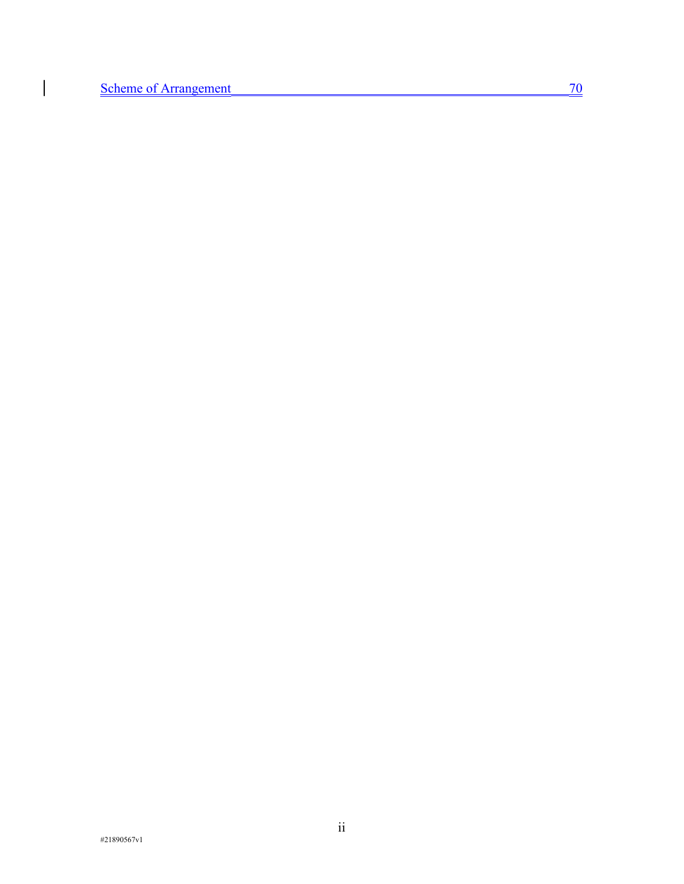Scheme of Arrangement 70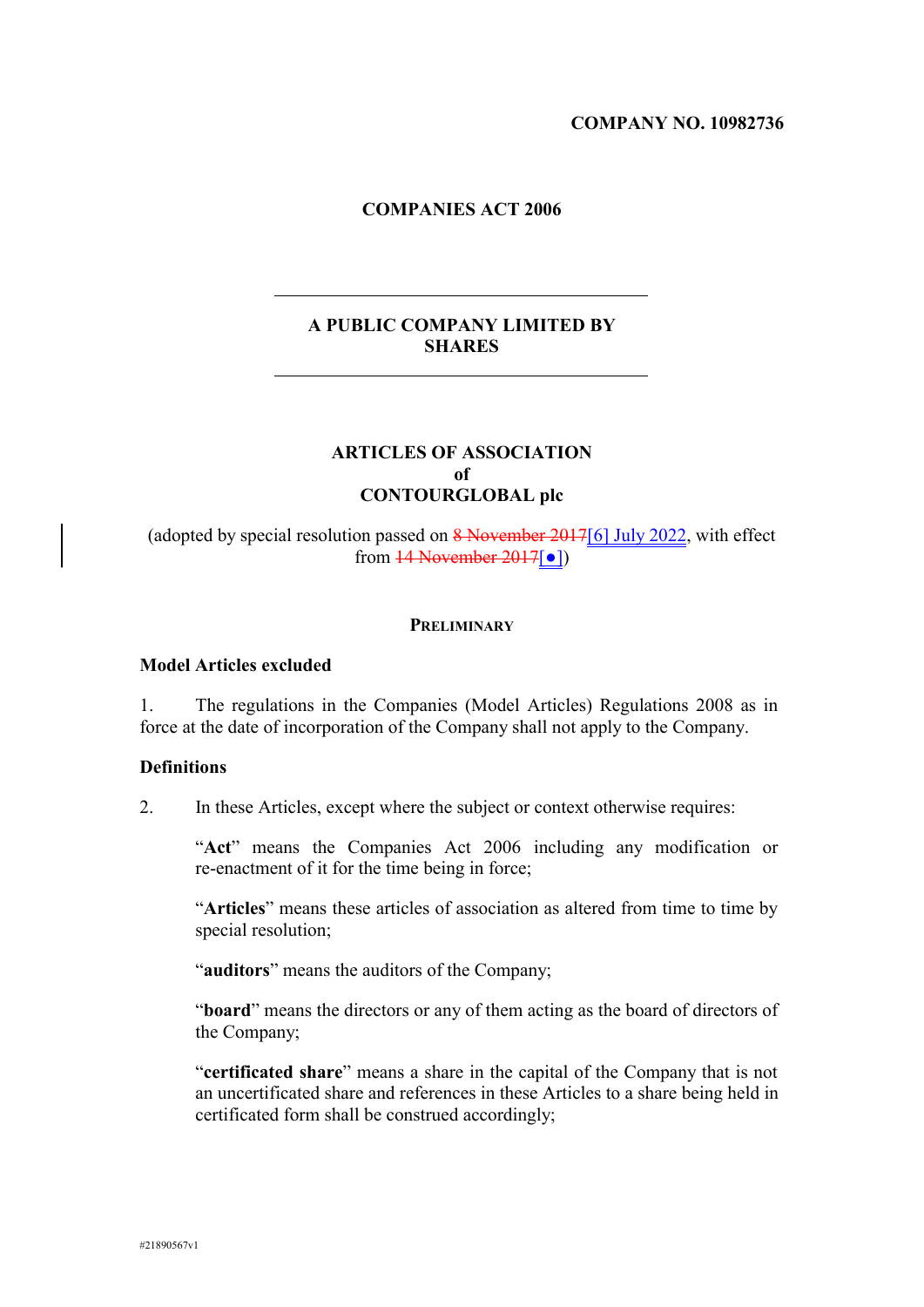**COMPANY NO. 10982736**

**COMPANIES ACT 2006**

---

**A PUBLIC COMPANY LIMITED BY SHARES**

---

**ARTICLES OF ASSOCIATION**
**of**
**CONTOURGLOBAL plc**

(adopted by special resolution passed on ~~8 November 2017~~[6] July 2022, with effect from ~~14 November 2017~~[●])

**PRELIMINARY**

**Model Articles excluded**

1. The regulations in the Companies (Model Articles) Regulations 2008 as in force at the date of incorporation of the Company shall not apply to the Company.

**Definitions**

2. In these Articles, except where the subject or context otherwise requires:

"**Act**" means the Companies Act 2006 including any modification or re-enactment of it for the time being in force;

"**Articles**" means these articles of association as altered from time to time by special resolution;

"**auditors**" means the auditors of the Company;

"**board**" means the directors or any of them acting as the board of directors of the Company;

"**certificated share**" means a share in the capital of the Company that is not an uncertificated share and references in these Articles to a share being held in certificated form shall be construed accordingly;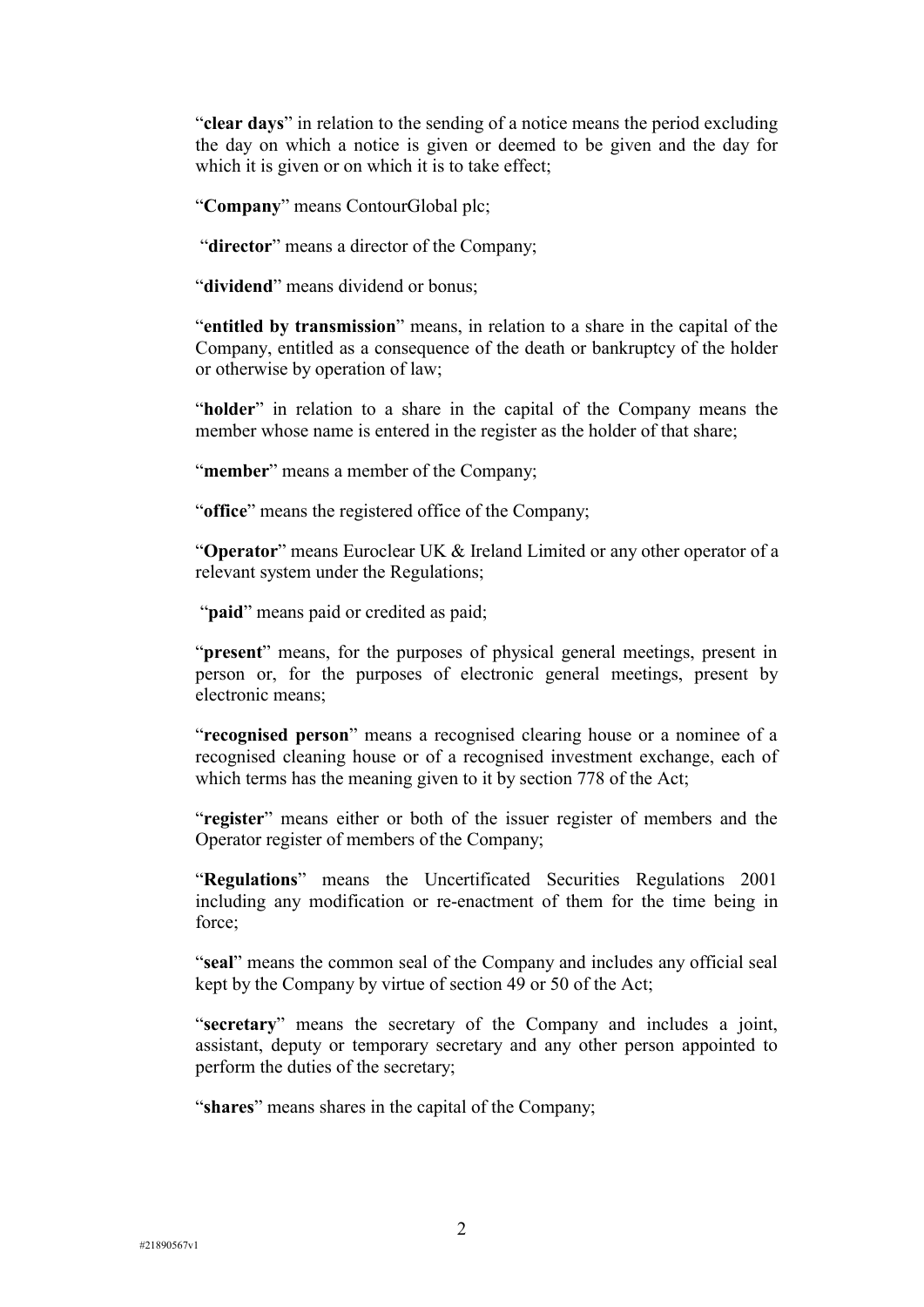"**clear days**" in relation to the sending of a notice means the period excluding the day on which a notice is given or deemed to be given and the day for which it is given or on which it is to take effect;

"**Company**" means ContourGlobal plc;

"**director**" means a director of the Company;

"**dividend**" means dividend or bonus;

"**entitled by transmission**" means, in relation to a share in the capital of the Company, entitled as a consequence of the death or bankruptcy of the holder or otherwise by operation of law;

"**holder**" in relation to a share in the capital of the Company means the member whose name is entered in the register as the holder of that share;

"**member**" means a member of the Company;

"**office**" means the registered office of the Company;

"**Operator**" means Euroclear UK & Ireland Limited or any other operator of a relevant system under the Regulations;

"**paid**" means paid or credited as paid;

"**present**" means, for the purposes of physical general meetings, present in person or, for the purposes of electronic general meetings, present by electronic means;

"**recognised person**" means a recognised clearing house or a nominee of a recognised cleaning house or of a recognised investment exchange, each of which terms has the meaning given to it by section 778 of the Act;

"**register**" means either or both of the issuer register of members and the Operator register of members of the Company;

"**Regulations**" means the Uncertificated Securities Regulations 2001 including any modification or re-enactment of them for the time being in force;

"**seal**" means the common seal of the Company and includes any official seal kept by the Company by virtue of section 49 or 50 of the Act;

"**secretary**" means the secretary of the Company and includes a joint, assistant, deputy or temporary secretary and any other person appointed to perform the duties of the secretary;

"**shares**" means shares in the capital of the Company;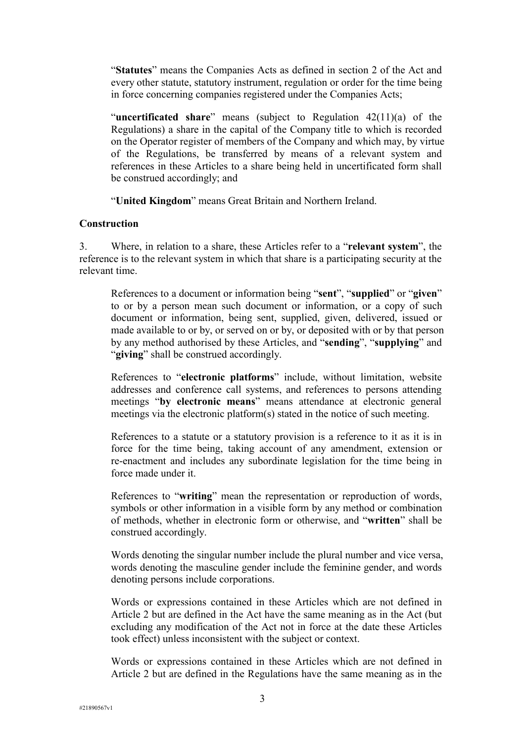"**Statutes**" means the Companies Acts as defined in section 2 of the Act and every other statute, statutory instrument, regulation or order for the time being in force concerning companies registered under the Companies Acts;

"**uncertificated share**" means (subject to Regulation 42(11)(a) of the Regulations) a share in the capital of the Company title to which is recorded on the Operator register of members of the Company and which may, by virtue of the Regulations, be transferred by means of a relevant system and references in these Articles to a share being held in uncertificated form shall be construed accordingly; and

"**United Kingdom**" means Great Britain and Northern Ireland.

**Construction**

3. Where, in relation to a share, these Articles refer to a "**relevant system**", the reference is to the relevant system in which that share is a participating security at the relevant time.

References to a document or information being "**sent**", "**supplied**" or "**given**" to or by a person mean such document or information, or a copy of such document or information, being sent, supplied, given, delivered, issued or made available to or by, or served on or by, or deposited with or by that person by any method authorised by these Articles, and "**sending**", "**supplying**" and "**giving**" shall be construed accordingly.

References to "**electronic platforms**" include, without limitation, website addresses and conference call systems, and references to persons attending meetings "**by electronic means**" means attendance at electronic general meetings via the electronic platform(s) stated in the notice of such meeting.

References to a statute or a statutory provision is a reference to it as it is in force for the time being, taking account of any amendment, extension or re-enactment and includes any subordinate legislation for the time being in force made under it.

References to "**writing**" mean the representation or reproduction of words, symbols or other information in a visible form by any method or combination of methods, whether in electronic form or otherwise, and "**written**" shall be construed accordingly.

Words denoting the singular number include the plural number and vice versa, words denoting the masculine gender include the feminine gender, and words denoting persons include corporations.

Words or expressions contained in these Articles which are not defined in Article 2 but are defined in the Act have the same meaning as in the Act (but excluding any modification of the Act not in force at the date these Articles took effect) unless inconsistent with the subject or context.

Words or expressions contained in these Articles which are not defined in Article 2 but are defined in the Regulations have the same meaning as in the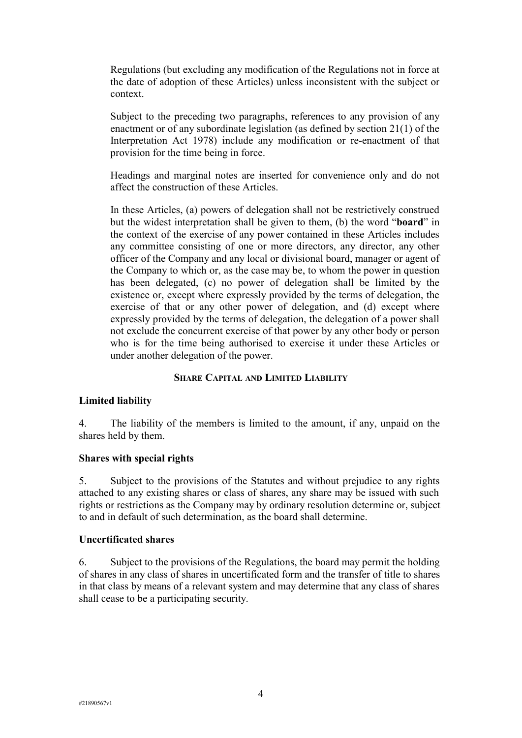Regulations (but excluding any modification of the Regulations not in force at the date of adoption of these Articles) unless inconsistent with the subject or context.

Subject to the preceding two paragraphs, references to any provision of any enactment or of any subordinate legislation (as defined by section 21(1) of the Interpretation Act 1978) include any modification or re-enactment of that provision for the time being in force.

Headings and marginal notes are inserted for convenience only and do not affect the construction of these Articles.

In these Articles, (a) powers of delegation shall not be restrictively construed but the widest interpretation shall be given to them, (b) the word "**board**" in the context of the exercise of any power contained in these Articles includes any committee consisting of one or more directors, any director, any other officer of the Company and any local or divisional board, manager or agent of the Company to which or, as the case may be, to whom the power in question has been delegated, (c) no power of delegation shall be limited by the existence or, except where expressly provided by the terms of delegation, the exercise of that or any other power of delegation, and (d) except where expressly provided by the terms of delegation, the delegation of a power shall not exclude the concurrent exercise of that power by any other body or person who is for the time being authorised to exercise it under these Articles or under another delegation of the power.

## SHARE CAPITAL AND LIMITED LIABILITY

### Limited liability

4. The liability of the members is limited to the amount, if any, unpaid on the shares held by them.

### Shares with special rights

5. Subject to the provisions of the Statutes and without prejudice to any rights attached to any existing shares or class of shares, any share may be issued with such rights or restrictions as the Company may by ordinary resolution determine or, subject to and in default of such determination, as the board shall determine.

### Uncertificated shares

6. Subject to the provisions of the Regulations, the board may permit the holding of shares in any class of shares in uncertificated form and the transfer of title to shares in that class by means of a relevant system and may determine that any class of shares shall cease to be a participating security.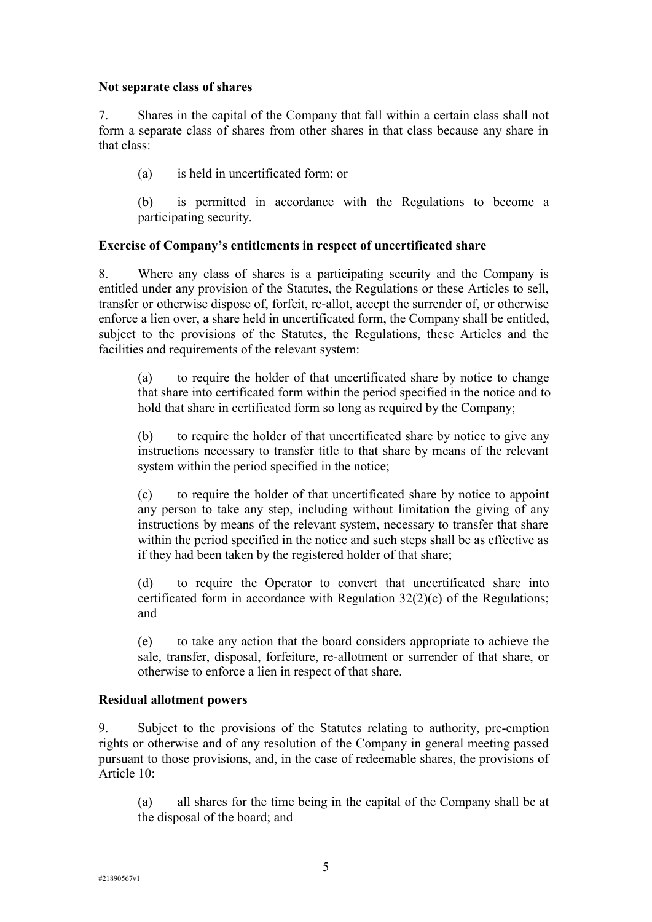**Not separate class of shares**

7. Shares in the capital of the Company that fall within a certain class shall not form a separate class of shares from other shares in that class because any share in that class:

(a) is held in uncertificated form; or

(b) is permitted in accordance with the Regulations to become a participating security.

**Exercise of Company's entitlements in respect of uncertificated share**

8. Where any class of shares is a participating security and the Company is entitled under any provision of the Statutes, the Regulations or these Articles to sell, transfer or otherwise dispose of, forfeit, re-allot, accept the surrender of, or otherwise enforce a lien over, a share held in uncertificated form, the Company shall be entitled, subject to the provisions of the Statutes, the Regulations, these Articles and the facilities and requirements of the relevant system:

(a) to require the holder of that uncertificated share by notice to change that share into certificated form within the period specified in the notice and to hold that share in certificated form so long as required by the Company;

(b) to require the holder of that uncertificated share by notice to give any instructions necessary to transfer title to that share by means of the relevant system within the period specified in the notice;

(c) to require the holder of that uncertificated share by notice to appoint any person to take any step, including without limitation the giving of any instructions by means of the relevant system, necessary to transfer that share within the period specified in the notice and such steps shall be as effective as if they had been taken by the registered holder of that share;

(d) to require the Operator to convert that uncertificated share into certificated form in accordance with Regulation 32(2)(c) of the Regulations; and

(e) to take any action that the board considers appropriate to achieve the sale, transfer, disposal, forfeiture, re-allotment or surrender of that share, or otherwise to enforce a lien in respect of that share.

**Residual allotment powers**

9. Subject to the provisions of the Statutes relating to authority, pre-emption rights or otherwise and of any resolution of the Company in general meeting passed pursuant to those provisions, and, in the case of redeemable shares, the provisions of Article 10:

(a) all shares for the time being in the capital of the Company shall be at the disposal of the board; and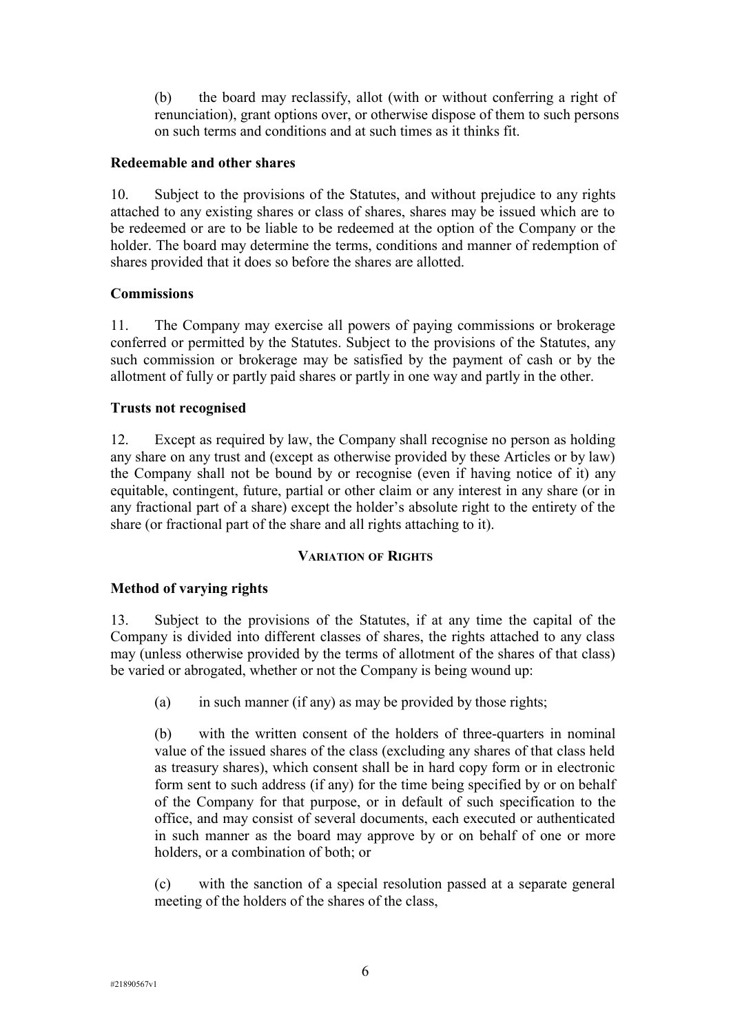(b) the board may reclassify, allot (with or without conferring a right of renunciation), grant options over, or otherwise dispose of them to such persons on such terms and conditions and at such times as it thinks fit.

**Redeemable and other shares**

10. Subject to the provisions of the Statutes, and without prejudice to any rights attached to any existing shares or class of shares, shares may be issued which are to be redeemed or are to be liable to be redeemed at the option of the Company or the holder. The board may determine the terms, conditions and manner of redemption of shares provided that it does so before the shares are allotted.

**Commissions**

11. The Company may exercise all powers of paying commissions or brokerage conferred or permitted by the Statutes. Subject to the provisions of the Statutes, any such commission or brokerage may be satisfied by the payment of cash or by the allotment of fully or partly paid shares or partly in one way and partly in the other.

**Trusts not recognised**

12. Except as required by law, the Company shall recognise no person as holding any share on any trust and (except as otherwise provided by these Articles or by law) the Company shall not be bound by or recognise (even if having notice of it) any equitable, contingent, future, partial or other claim or any interest in any share (or in any fractional part of a share) except the holder's absolute right to the entirety of the share (or fractional part of the share and all rights attaching to it).

## VARIATION OF RIGHTS

**Method of varying rights**

13. Subject to the provisions of the Statutes, if at any time the capital of the Company is divided into different classes of shares, the rights attached to any class may (unless otherwise provided by the terms of allotment of the shares of that class) be varied or abrogated, whether or not the Company is being wound up:

(a) in such manner (if any) as may be provided by those rights;

(b) with the written consent of the holders of three-quarters in nominal value of the issued shares of the class (excluding any shares of that class held as treasury shares), which consent shall be in hard copy form or in electronic form sent to such address (if any) for the time being specified by or on behalf of the Company for that purpose, or in default of such specification to the office, and may consist of several documents, each executed or authenticated in such manner as the board may approve by or on behalf of one or more holders, or a combination of both; or

(c) with the sanction of a special resolution passed at a separate general meeting of the holders of the shares of the class,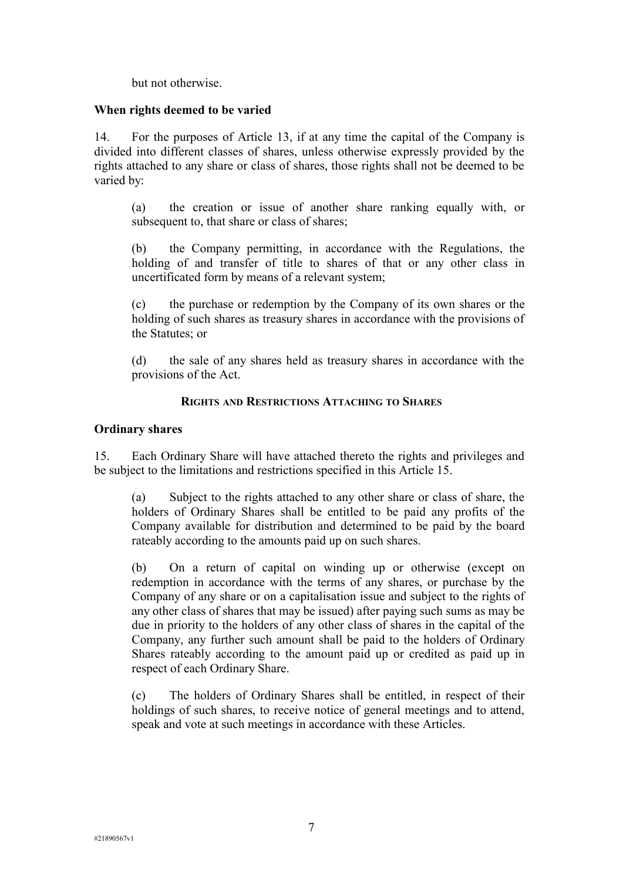but not otherwise.

**When rights deemed to be varied**

14. For the purposes of Article 13, if at any time the capital of the Company is divided into different classes of shares, unless otherwise expressly provided by the rights attached to any share or class of shares, those rights shall not be deemed to be varied by:

(a) the creation or issue of another share ranking equally with, or subsequent to, that share or class of shares;

(b) the Company permitting, in accordance with the Regulations, the holding of and transfer of title to shares of that or any other class in uncertificated form by means of a relevant system;

(c) the purchase or redemption by the Company of its own shares or the holding of such shares as treasury shares in accordance with the provisions of the Statutes; or

(d) the sale of any shares held as treasury shares in accordance with the provisions of the Act.

## RIGHTS AND RESTRICTIONS ATTACHING TO SHARES

**Ordinary shares**

15. Each Ordinary Share will have attached thereto the rights and privileges and be subject to the limitations and restrictions specified in this Article 15.

(a) Subject to the rights attached to any other share or class of share, the holders of Ordinary Shares shall be entitled to be paid any profits of the Company available for distribution and determined to be paid by the board rateably according to the amounts paid up on such shares.

(b) On a return of capital on winding up or otherwise (except on redemption in accordance with the terms of any shares, or purchase by the Company of any share or on a capitalisation issue and subject to the rights of any other class of shares that may be issued) after paying such sums as may be due in priority to the holders of any other class of shares in the capital of the Company, any further such amount shall be paid to the holders of Ordinary Shares rateably according to the amount paid up or credited as paid up in respect of each Ordinary Share.

(c) The holders of Ordinary Shares shall be entitled, in respect of their holdings of such shares, to receive notice of general meetings and to attend, speak and vote at such meetings in accordance with these Articles.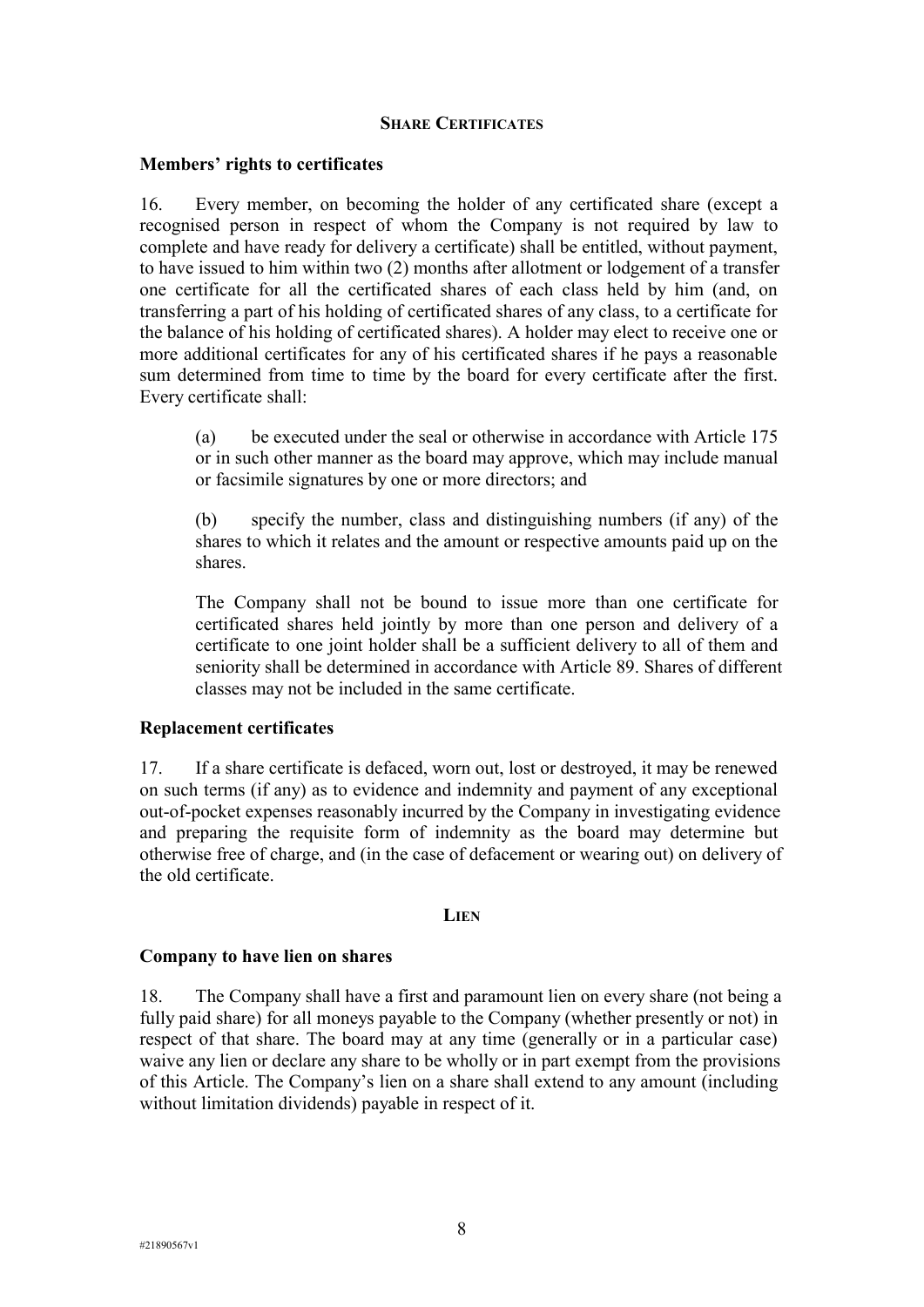## SHARE CERTIFICATES

### Members' rights to certificates

16. Every member, on becoming the holder of any certificated share (except a recognised person in respect of whom the Company is not required by law to complete and have ready for delivery a certificate) shall be entitled, without payment, to have issued to him within two (2) months after allotment or lodgement of a transfer one certificate for all the certificated shares of each class held by him (and, on transferring a part of his holding of certificated shares of any class, to a certificate for the balance of his holding of certificated shares). A holder may elect to receive one or more additional certificates for any of his certificated shares if he pays a reasonable sum determined from time to time by the board for every certificate after the first. Every certificate shall:

(a) be executed under the seal or otherwise in accordance with Article 175 or in such other manner as the board may approve, which may include manual or facsimile signatures by one or more directors; and

(b) specify the number, class and distinguishing numbers (if any) of the shares to which it relates and the amount or respective amounts paid up on the shares.

The Company shall not be bound to issue more than one certificate for certificated shares held jointly by more than one person and delivery of a certificate to one joint holder shall be a sufficient delivery to all of them and seniority shall be determined in accordance with Article 89. Shares of different classes may not be included in the same certificate.

### Replacement certificates

17. If a share certificate is defaced, worn out, lost or destroyed, it may be renewed on such terms (if any) as to evidence and indemnity and payment of any exceptional out-of-pocket expenses reasonably incurred by the Company in investigating evidence and preparing the requisite form of indemnity as the board may determine but otherwise free of charge, and (in the case of defacement or wearing out) on delivery of the old certificate.

## LIEN

### Company to have lien on shares

18. The Company shall have a first and paramount lien on every share (not being a fully paid share) for all moneys payable to the Company (whether presently or not) in respect of that share. The board may at any time (generally or in a particular case) waive any lien or declare any share to be wholly or in part exempt from the provisions of this Article. The Company's lien on a share shall extend to any amount (including without limitation dividends) payable in respect of it.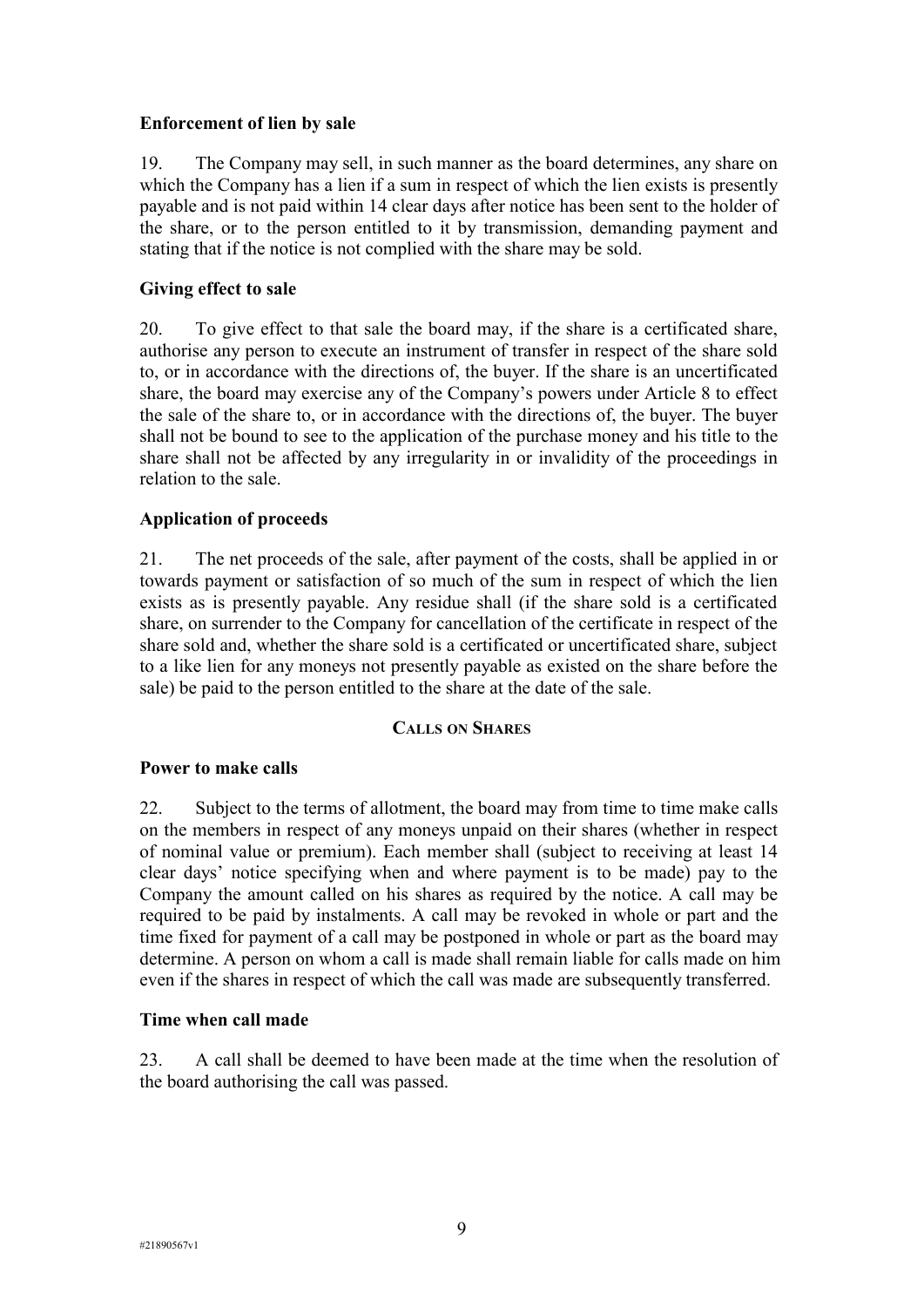### Enforcement of lien by sale

19. The Company may sell, in such manner as the board determines, any share on which the Company has a lien if a sum in respect of which the lien exists is presently payable and is not paid within 14 clear days after notice has been sent to the holder of the share, or to the person entitled to it by transmission, demanding payment and stating that if the notice is not complied with the share may be sold.

### Giving effect to sale

20. To give effect to that sale the board may, if the share is a certificated share, authorise any person to execute an instrument of transfer in respect of the share sold to, or in accordance with the directions of, the buyer. If the share is an uncertificated share, the board may exercise any of the Company's powers under Article 8 to effect the sale of the share to, or in accordance with the directions of, the buyer. The buyer shall not be bound to see to the application of the purchase money and his title to the share shall not be affected by any irregularity in or invalidity of the proceedings in relation to the sale.

### Application of proceeds

21. The net proceeds of the sale, after payment of the costs, shall be applied in or towards payment or satisfaction of so much of the sum in respect of which the lien exists as is presently payable. Any residue shall (if the share sold is a certificated share, on surrender to the Company for cancellation of the certificate in respect of the share sold and, whether the share sold is a certificated or uncertificated share, subject to a like lien for any moneys not presently payable as existed on the share before the sale) be paid to the person entitled to the share at the date of the sale.

## CALLS ON SHARES

### Power to make calls

22. Subject to the terms of allotment, the board may from time to time make calls on the members in respect of any moneys unpaid on their shares (whether in respect of nominal value or premium). Each member shall (subject to receiving at least 14 clear days' notice specifying when and where payment is to be made) pay to the Company the amount called on his shares as required by the notice. A call may be required to be paid by instalments. A call may be revoked in whole or part and the time fixed for payment of a call may be postponed in whole or part as the board may determine. A person on whom a call is made shall remain liable for calls made on him even if the shares in respect of which the call was made are subsequently transferred.

### Time when call made

23. A call shall be deemed to have been made at the time when the resolution of the board authorising the call was passed.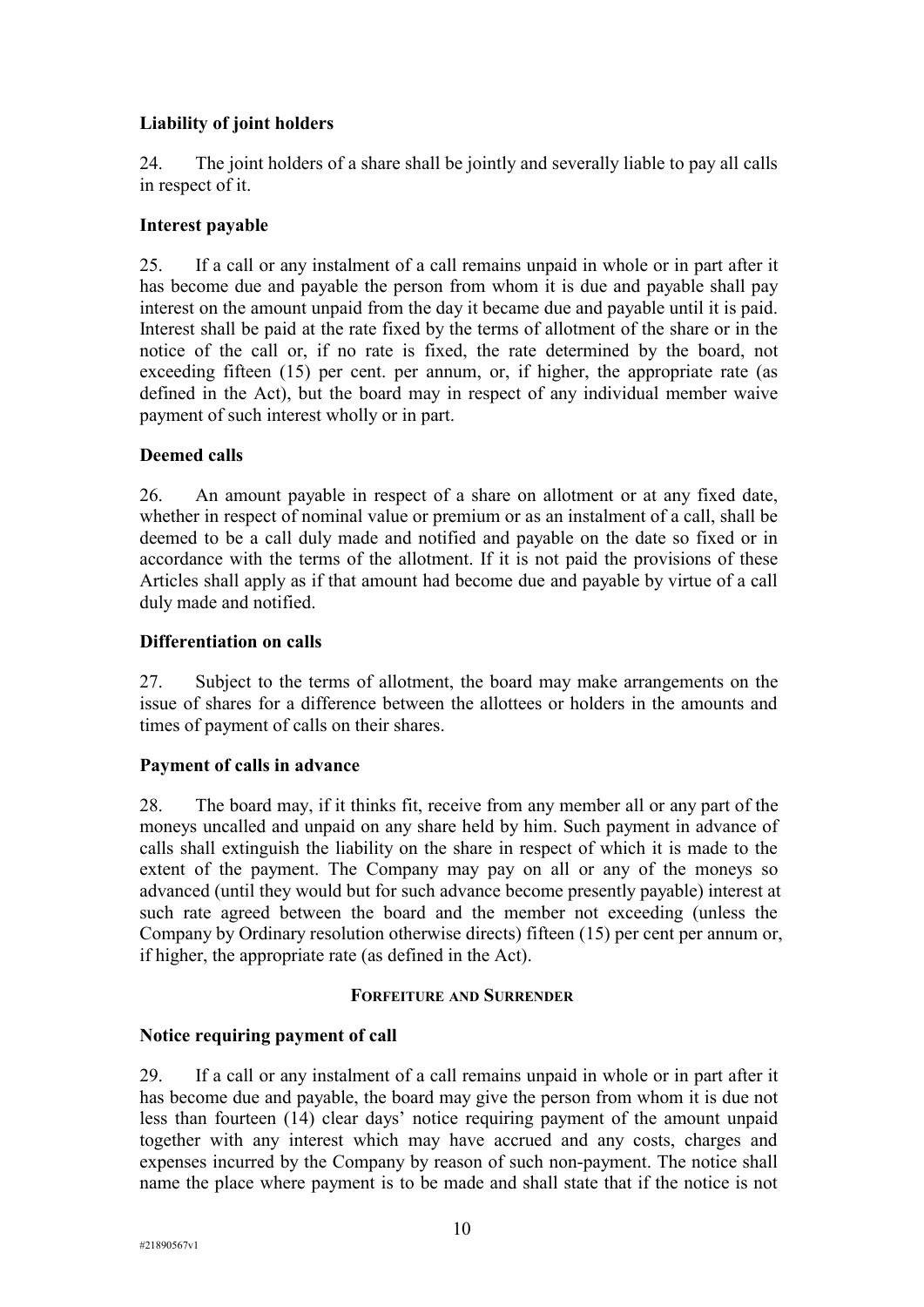**Liability of joint holders**

24. The joint holders of a share shall be jointly and severally liable to pay all calls in respect of it.

**Interest payable**

25. If a call or any instalment of a call remains unpaid in whole or in part after it has become due and payable the person from whom it is due and payable shall pay interest on the amount unpaid from the day it became due and payable until it is paid. Interest shall be paid at the rate fixed by the terms of allotment of the share or in the notice of the call or, if no rate is fixed, the rate determined by the board, not exceeding fifteen (15) per cent. per annum, or, if higher, the appropriate rate (as defined in the Act), but the board may in respect of any individual member waive payment of such interest wholly or in part.

**Deemed calls**

26. An amount payable in respect of a share on allotment or at any fixed date, whether in respect of nominal value or premium or as an instalment of a call, shall be deemed to be a call duly made and notified and payable on the date so fixed or in accordance with the terms of the allotment. If it is not paid the provisions of these Articles shall apply as if that amount had become due and payable by virtue of a call duly made and notified.

**Differentiation on calls**

27. Subject to the terms of allotment, the board may make arrangements on the issue of shares for a difference between the allottees or holders in the amounts and times of payment of calls on their shares.

**Payment of calls in advance**

28. The board may, if it thinks fit, receive from any member all or any part of the moneys uncalled and unpaid on any share held by him. Such payment in advance of calls shall extinguish the liability on the share in respect of which it is made to the extent of the payment. The Company may pay on all or any of the moneys so advanced (until they would but for such advance become presently payable) interest at such rate agreed between the board and the member not exceeding (unless the Company by Ordinary resolution otherwise directs) fifteen (15) per cent per annum or, if higher, the appropriate rate (as defined in the Act).

## FORFEITURE AND SURRENDER

**Notice requiring payment of call**

29. If a call or any instalment of a call remains unpaid in whole or in part after it has become due and payable, the board may give the person from whom it is due not less than fourteen (14) clear days' notice requiring payment of the amount unpaid together with any interest which may have accrued and any costs, charges and expenses incurred by the Company by reason of such non-payment. The notice shall name the place where payment is to be made and shall state that if the notice is not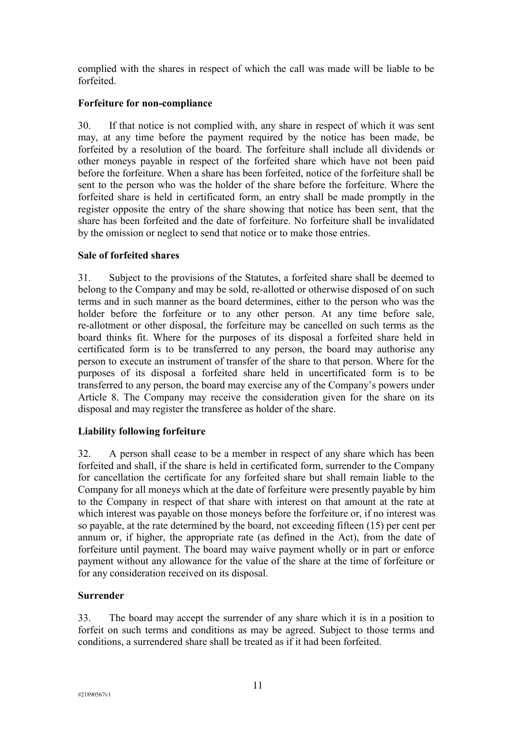complied with the shares in respect of which the call was made will be liable to be forfeited.

**Forfeiture for non-compliance**

30. If that notice is not complied with, any share in respect of which it was sent may, at any time before the payment required by the notice has been made, be forfeited by a resolution of the board. The forfeiture shall include all dividends or other moneys payable in respect of the forfeited share which have not been paid before the forfeiture. When a share has been forfeited, notice of the forfeiture shall be sent to the person who was the holder of the share before the forfeiture. Where the forfeited share is held in certificated form, an entry shall be made promptly in the register opposite the entry of the share showing that notice has been sent, that the share has been forfeited and the date of forfeiture. No forfeiture shall be invalidated by the omission or neglect to send that notice or to make those entries.

**Sale of forfeited shares**

31. Subject to the provisions of the Statutes, a forfeited share shall be deemed to belong to the Company and may be sold, re-allotted or otherwise disposed of on such terms and in such manner as the board determines, either to the person who was the holder before the forfeiture or to any other person. At any time before sale, re-allotment or other disposal, the forfeiture may be cancelled on such terms as the board thinks fit. Where for the purposes of its disposal a forfeited share held in certificated form is to be transferred to any person, the board may authorise any person to execute an instrument of transfer of the share to that person. Where for the purposes of its disposal a forfeited share held in uncertificated form is to be transferred to any person, the board may exercise any of the Company's powers under Article 8. The Company may receive the consideration given for the share on its disposal and may register the transferee as holder of the share.

**Liability following forfeiture**

32. A person shall cease to be a member in respect of any share which has been forfeited and shall, if the share is held in certificated form, surrender to the Company for cancellation the certificate for any forfeited share but shall remain liable to the Company for all moneys which at the date of forfeiture were presently payable by him to the Company in respect of that share with interest on that amount at the rate at which interest was payable on those moneys before the forfeiture or, if no interest was so payable, at the rate determined by the board, not exceeding fifteen (15) per cent per annum or, if higher, the appropriate rate (as defined in the Act), from the date of forfeiture until payment. The board may waive payment wholly or in part or enforce payment without any allowance for the value of the share at the time of forfeiture or for any consideration received on its disposal.

**Surrender**

33. The board may accept the surrender of any share which it is in a position to forfeit on such terms and conditions as may be agreed. Subject to those terms and conditions, a surrendered share shall be treated as if it had been forfeited.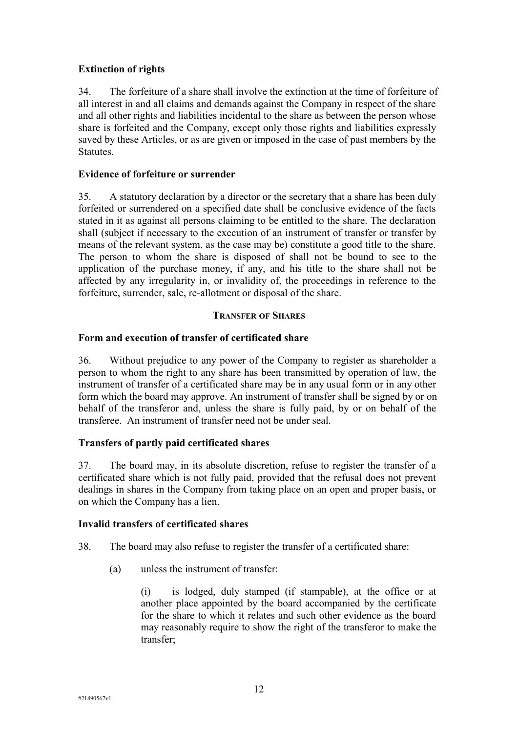**Extinction of rights**

34. The forfeiture of a share shall involve the extinction at the time of forfeiture of all interest in and all claims and demands against the Company in respect of the share and all other rights and liabilities incidental to the share as between the person whose share is forfeited and the Company, except only those rights and liabilities expressly saved by these Articles, or as are given or imposed in the case of past members by the Statutes.

**Evidence of forfeiture or surrender**

35. A statutory declaration by a director or the secretary that a share has been duly forfeited or surrendered on a specified date shall be conclusive evidence of the facts stated in it as against all persons claiming to be entitled to the share. The declaration shall (subject if necessary to the execution of an instrument of transfer or transfer by means of the relevant system, as the case may be) constitute a good title to the share. The person to whom the share is disposed of shall not be bound to see to the application of the purchase money, if any, and his title to the share shall not be affected by any irregularity in, or invalidity of, the proceedings in reference to the forfeiture, surrender, sale, re-allotment or disposal of the share.

## TRANSFER OF SHARES

**Form and execution of transfer of certificated share**

36. Without prejudice to any power of the Company to register as shareholder a person to whom the right to any share has been transmitted by operation of law, the instrument of transfer of a certificated share may be in any usual form or in any other form which the board may approve. An instrument of transfer shall be signed by or on behalf of the transferor and, unless the share is fully paid, by or on behalf of the transferee. An instrument of transfer need not be under seal.

**Transfers of partly paid certificated shares**

37. The board may, in its absolute discretion, refuse to register the transfer of a certificated share which is not fully paid, provided that the refusal does not prevent dealings in shares in the Company from taking place on an open and proper basis, or on which the Company has a lien.

**Invalid transfers of certificated shares**

38. The board may also refuse to register the transfer of a certificated share:

(a) unless the instrument of transfer:

(i) is lodged, duly stamped (if stampable), at the office or at another place appointed by the board accompanied by the certificate for the share to which it relates and such other evidence as the board may reasonably require to show the right of the transferor to make the transfer;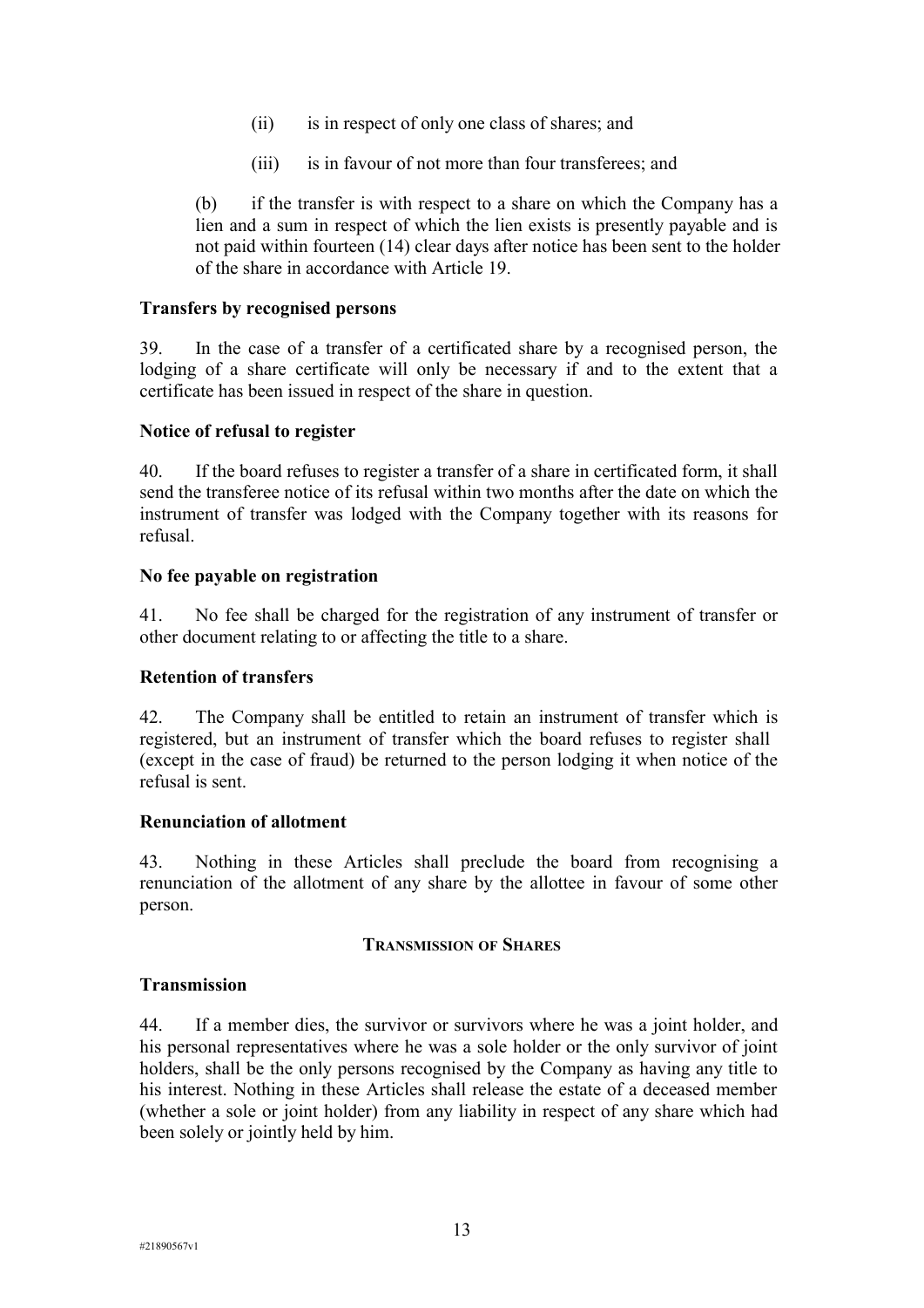(ii) is in respect of only one class of shares; and

(iii) is in favour of not more than four transferees; and

(b) if the transfer is with respect to a share on which the Company has a lien and a sum in respect of which the lien exists is presently payable and is not paid within fourteen (14) clear days after notice has been sent to the holder of the share in accordance with Article 19.

**Transfers by recognised persons**

39. In the case of a transfer of a certificated share by a recognised person, the lodging of a share certificate will only be necessary if and to the extent that a certificate has been issued in respect of the share in question.

**Notice of refusal to register**

40. If the board refuses to register a transfer of a share in certificated form, it shall send the transferee notice of its refusal within two months after the date on which the instrument of transfer was lodged with the Company together with its reasons for refusal.

**No fee payable on registration**

41. No fee shall be charged for the registration of any instrument of transfer or other document relating to or affecting the title to a share.

**Retention of transfers**

42. The Company shall be entitled to retain an instrument of transfer which is registered, but an instrument of transfer which the board refuses to register shall (except in the case of fraud) be returned to the person lodging it when notice of the refusal is sent.

**Renunciation of allotment**

43. Nothing in these Articles shall preclude the board from recognising a renunciation of the allotment of any share by the allottee in favour of some other person.

## Transmission of Shares

**Transmission**

44. If a member dies, the survivor or survivors where he was a joint holder, and his personal representatives where he was a sole holder or the only survivor of joint holders, shall be the only persons recognised by the Company as having any title to his interest. Nothing in these Articles shall release the estate of a deceased member (whether a sole or joint holder) from any liability in respect of any share which had been solely or jointly held by him.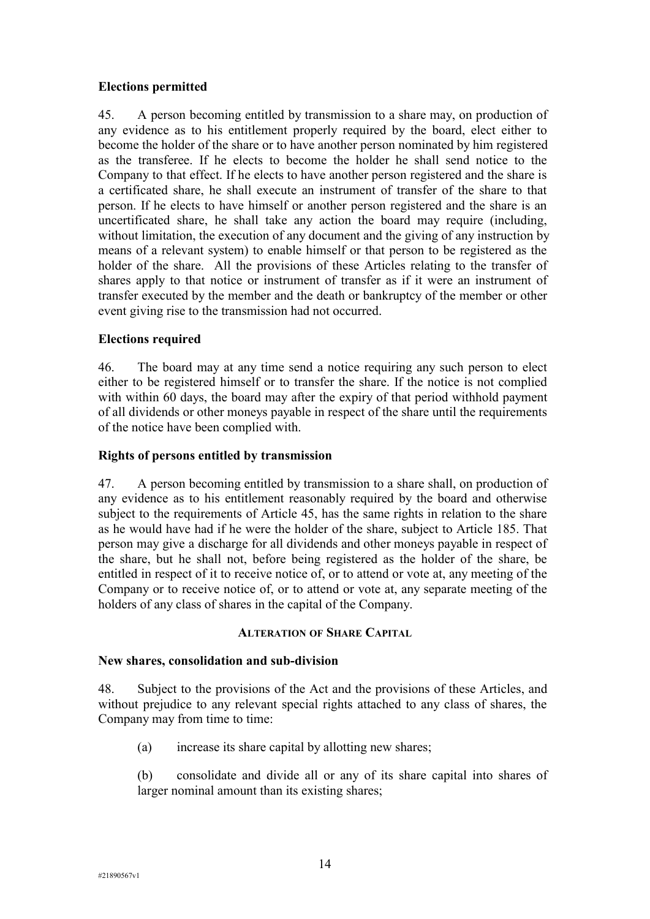**Elections permitted**

45. A person becoming entitled by transmission to a share may, on production of any evidence as to his entitlement properly required by the board, elect either to become the holder of the share or to have another person nominated by him registered as the transferee. If he elects to become the holder he shall send notice to the Company to that effect. If he elects to have another person registered and the share is a certificated share, he shall execute an instrument of transfer of the share to that person. If he elects to have himself or another person registered and the share is an uncertificated share, he shall take any action the board may require (including, without limitation, the execution of any document and the giving of any instruction by means of a relevant system) to enable himself or that person to be registered as the holder of the share. All the provisions of these Articles relating to the transfer of shares apply to that notice or instrument of transfer as if it were an instrument of transfer executed by the member and the death or bankruptcy of the member or other event giving rise to the transmission had not occurred.

**Elections required**

46. The board may at any time send a notice requiring any such person to elect either to be registered himself or to transfer the share. If the notice is not complied with within 60 days, the board may after the expiry of that period withhold payment of all dividends or other moneys payable in respect of the share until the requirements of the notice have been complied with.

**Rights of persons entitled by transmission**

47. A person becoming entitled by transmission to a share shall, on production of any evidence as to his entitlement reasonably required by the board and otherwise subject to the requirements of Article 45, has the same rights in relation to the share as he would have had if he were the holder of the share, subject to Article 185. That person may give a discharge for all dividends and other moneys payable in respect of the share, but he shall not, before being registered as the holder of the share, be entitled in respect of it to receive notice of, or to attend or vote at, any meeting of the Company or to receive notice of, or to attend or vote at, any separate meeting of the holders of any class of shares in the capital of the Company.

## ALTERATION OF SHARE CAPITAL

**New shares, consolidation and sub-division**

48. Subject to the provisions of the Act and the provisions of these Articles, and without prejudice to any relevant special rights attached to any class of shares, the Company may from time to time:

(a) increase its share capital by allotting new shares;

(b) consolidate and divide all or any of its share capital into shares of larger nominal amount than its existing shares;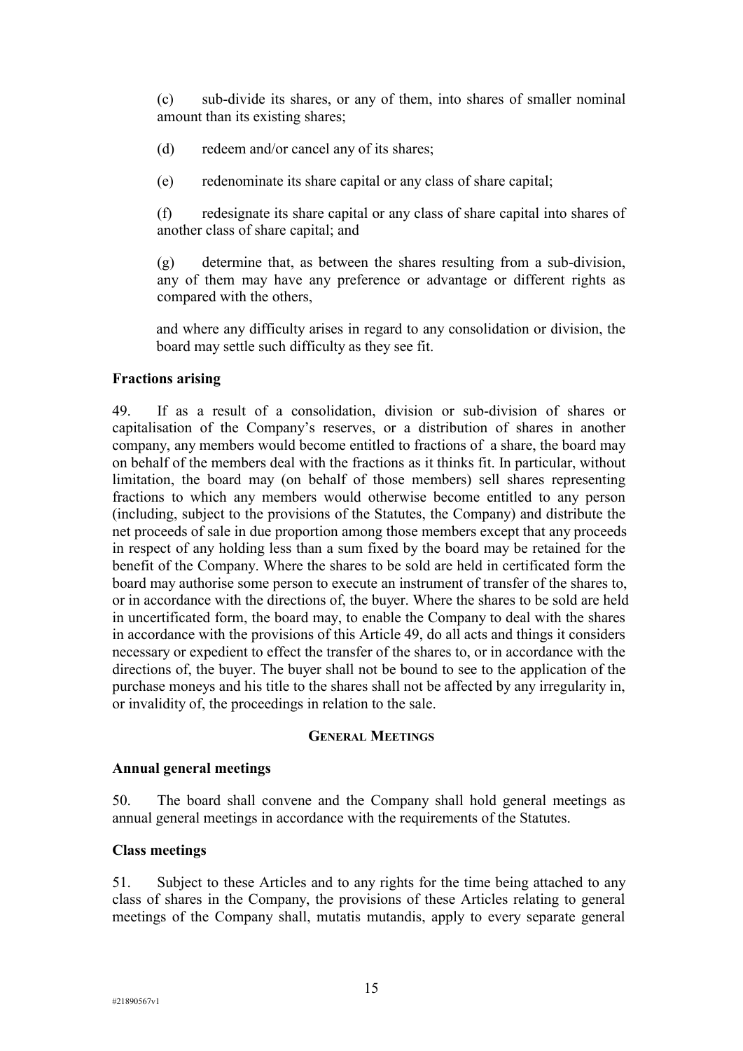(c) sub-divide its shares, or any of them, into shares of smaller nominal amount than its existing shares;

(d) redeem and/or cancel any of its shares;

(e) redenominate its share capital or any class of share capital;

(f) redesignate its share capital or any class of share capital into shares of another class of share capital; and

(g) determine that, as between the shares resulting from a sub-division, any of them may have any preference or advantage or different rights as compared with the others,

and where any difficulty arises in regard to any consolidation or division, the board may settle such difficulty as they see fit.

**Fractions arising**

49. If as a result of a consolidation, division or sub-division of shares or capitalisation of the Company's reserves, or a distribution of shares in another company, any members would become entitled to fractions of a share, the board may on behalf of the members deal with the fractions as it thinks fit. In particular, without limitation, the board may (on behalf of those members) sell shares representing fractions to which any members would otherwise become entitled to any person (including, subject to the provisions of the Statutes, the Company) and distribute the net proceeds of sale in due proportion among those members except that any proceeds in respect of any holding less than a sum fixed by the board may be retained for the benefit of the Company. Where the shares to be sold are held in certificated form the board may authorise some person to execute an instrument of transfer of the shares to, or in accordance with the directions of, the buyer. Where the shares to be sold are held in uncertificated form, the board may, to enable the Company to deal with the shares in accordance with the provisions of this Article 49, do all acts and things it considers necessary or expedient to effect the transfer of the shares to, or in accordance with the directions of, the buyer. The buyer shall not be bound to see to the application of the purchase moneys and his title to the shares shall not be affected by any irregularity in, or invalidity of, the proceedings in relation to the sale.

## GENERAL MEETINGS

**Annual general meetings**

50. The board shall convene and the Company shall hold general meetings as annual general meetings in accordance with the requirements of the Statutes.

**Class meetings**

51. Subject to these Articles and to any rights for the time being attached to any class of shares in the Company, the provisions of these Articles relating to general meetings of the Company shall, mutatis mutandis, apply to every separate general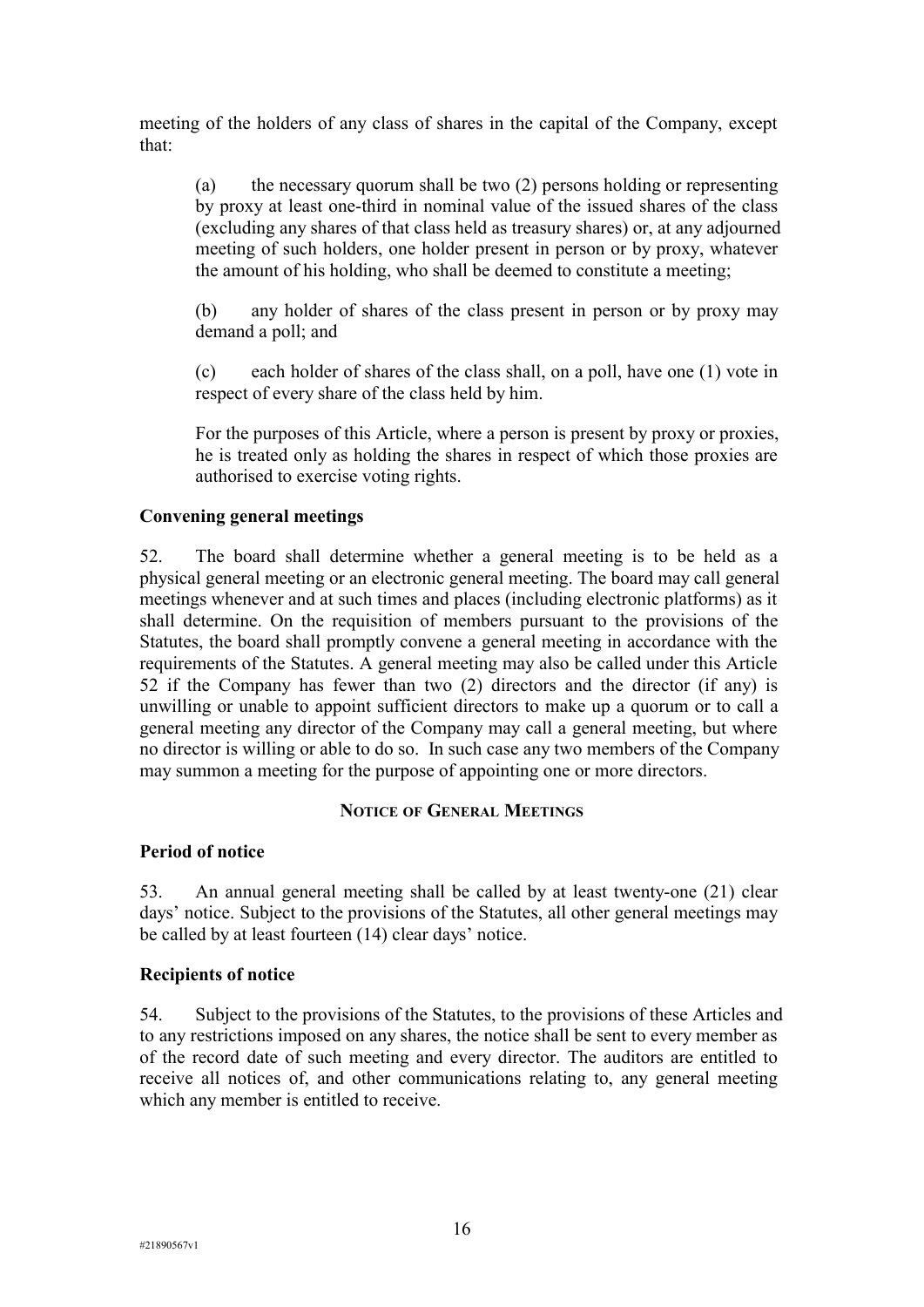meeting of the holders of any class of shares in the capital of the Company, except that:

(a) the necessary quorum shall be two (2) persons holding or representing by proxy at least one-third in nominal value of the issued shares of the class (excluding any shares of that class held as treasury shares) or, at any adjourned meeting of such holders, one holder present in person or by proxy, whatever the amount of his holding, who shall be deemed to constitute a meeting;

(b) any holder of shares of the class present in person or by proxy may demand a poll; and

(c) each holder of shares of the class shall, on a poll, have one (1) vote in respect of every share of the class held by him.

For the purposes of this Article, where a person is present by proxy or proxies, he is treated only as holding the shares in respect of which those proxies are authorised to exercise voting rights.

**Convening general meetings**

52. The board shall determine whether a general meeting is to be held as a physical general meeting or an electronic general meeting. The board may call general meetings whenever and at such times and places (including electronic platforms) as it shall determine. On the requisition of members pursuant to the provisions of the Statutes, the board shall promptly convene a general meeting in accordance with the requirements of the Statutes. A general meeting may also be called under this Article 52 if the Company has fewer than two (2) directors and the director (if any) is unwilling or unable to appoint sufficient directors to make up a quorum or to call a general meeting any director of the Company may call a general meeting, but where no director is willing or able to do so. In such case any two members of the Company may summon a meeting for the purpose of appointing one or more directors.

## NOTICE OF GENERAL MEETINGS

**Period of notice**

53. An annual general meeting shall be called by at least twenty-one (21) clear days' notice. Subject to the provisions of the Statutes, all other general meetings may be called by at least fourteen (14) clear days' notice.

**Recipients of notice**

54. Subject to the provisions of the Statutes, to the provisions of these Articles and to any restrictions imposed on any shares, the notice shall be sent to every member as of the record date of such meeting and every director. The auditors are entitled to receive all notices of, and other communications relating to, any general meeting which any member is entitled to receive.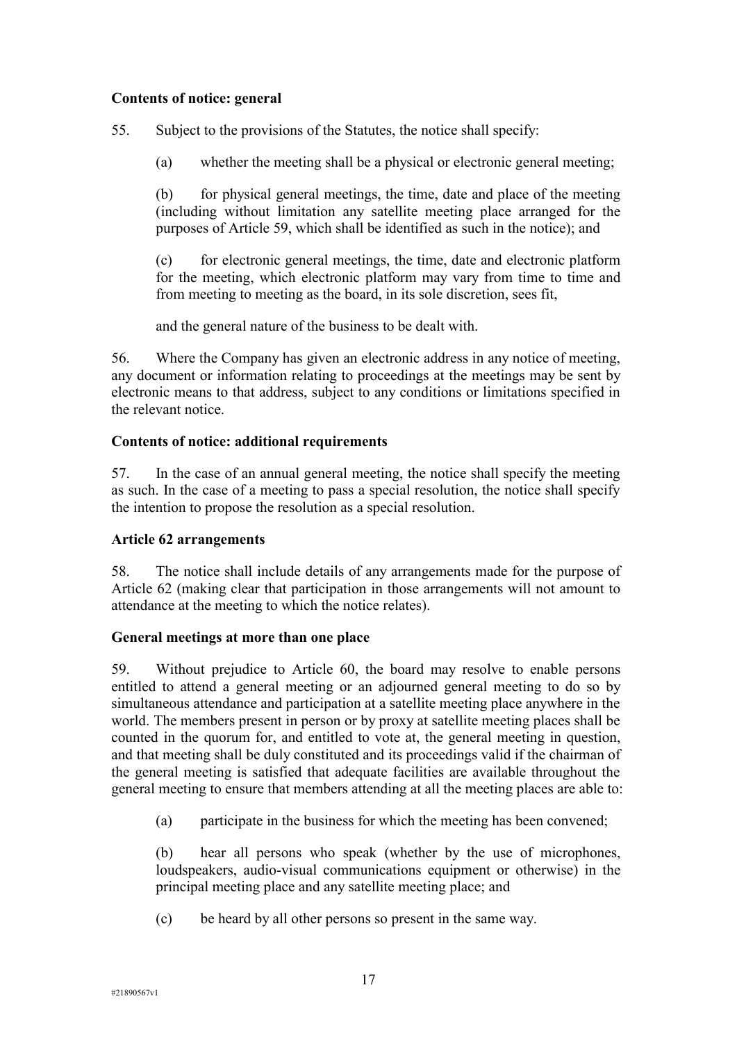**Contents of notice: general**

55. Subject to the provisions of the Statutes, the notice shall specify:

(a) whether the meeting shall be a physical or electronic general meeting;

(b) for physical general meetings, the time, date and place of the meeting (including without limitation any satellite meeting place arranged for the purposes of Article 59, which shall be identified as such in the notice); and

(c) for electronic general meetings, the time, date and electronic platform for the meeting, which electronic platform may vary from time to time and from meeting to meeting as the board, in its sole discretion, sees fit,

and the general nature of the business to be dealt with.

56. Where the Company has given an electronic address in any notice of meeting, any document or information relating to proceedings at the meetings may be sent by electronic means to that address, subject to any conditions or limitations specified in the relevant notice.

**Contents of notice: additional requirements**

57. In the case of an annual general meeting, the notice shall specify the meeting as such. In the case of a meeting to pass a special resolution, the notice shall specify the intention to propose the resolution as a special resolution.

**Article 62 arrangements**

58. The notice shall include details of any arrangements made for the purpose of Article 62 (making clear that participation in those arrangements will not amount to attendance at the meeting to which the notice relates).

**General meetings at more than one place**

59. Without prejudice to Article 60, the board may resolve to enable persons entitled to attend a general meeting or an adjourned general meeting to do so by simultaneous attendance and participation at a satellite meeting place anywhere in the world. The members present in person or by proxy at satellite meeting places shall be counted in the quorum for, and entitled to vote at, the general meeting in question, and that meeting shall be duly constituted and its proceedings valid if the chairman of the general meeting is satisfied that adequate facilities are available throughout the general meeting to ensure that members attending at all the meeting places are able to:

(a) participate in the business for which the meeting has been convened;

(b) hear all persons who speak (whether by the use of microphones, loudspeakers, audio-visual communications equipment or otherwise) in the principal meeting place and any satellite meeting place; and

(c) be heard by all other persons so present in the same way.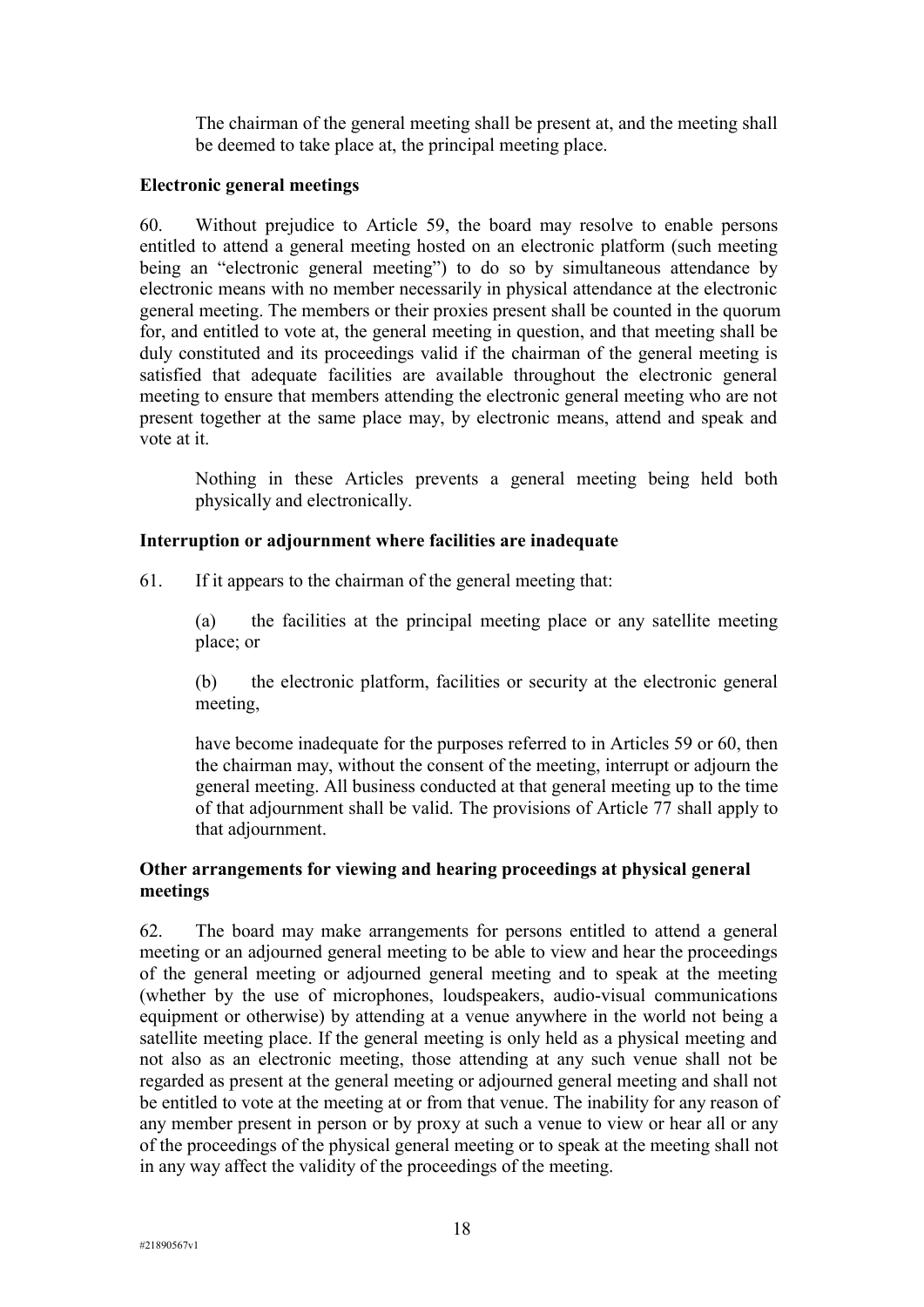The chairman of the general meeting shall be present at, and the meeting shall be deemed to take place at, the principal meeting place.

**Electronic general meetings**

60. Without prejudice to Article 59, the board may resolve to enable persons entitled to attend a general meeting hosted on an electronic platform (such meeting being an "electronic general meeting") to do so by simultaneous attendance by electronic means with no member necessarily in physical attendance at the electronic general meeting. The members or their proxies present shall be counted in the quorum for, and entitled to vote at, the general meeting in question, and that meeting shall be duly constituted and its proceedings valid if the chairman of the general meeting is satisfied that adequate facilities are available throughout the electronic general meeting to ensure that members attending the electronic general meeting who are not present together at the same place may, by electronic means, attend and speak and vote at it.

Nothing in these Articles prevents a general meeting being held both physically and electronically.

**Interruption or adjournment where facilities are inadequate**

61. If it appears to the chairman of the general meeting that:

(a) the facilities at the principal meeting place or any satellite meeting place; or

(b) the electronic platform, facilities or security at the electronic general meeting,

have become inadequate for the purposes referred to in Articles 59 or 60, then the chairman may, without the consent of the meeting, interrupt or adjourn the general meeting. All business conducted at that general meeting up to the time of that adjournment shall be valid. The provisions of Article 77 shall apply to that adjournment.

**Other arrangements for viewing and hearing proceedings at physical general meetings**

62. The board may make arrangements for persons entitled to attend a general meeting or an adjourned general meeting to be able to view and hear the proceedings of the general meeting or adjourned general meeting and to speak at the meeting (whether by the use of microphones, loudspeakers, audio-visual communications equipment or otherwise) by attending at a venue anywhere in the world not being a satellite meeting place. If the general meeting is only held as a physical meeting and not also as an electronic meeting, those attending at any such venue shall not be regarded as present at the general meeting or adjourned general meeting and shall not be entitled to vote at the meeting at or from that venue. The inability for any reason of any member present in person or by proxy at such a venue to view or hear all or any of the proceedings of the physical general meeting or to speak at the meeting shall not in any way affect the validity of the proceedings of the meeting.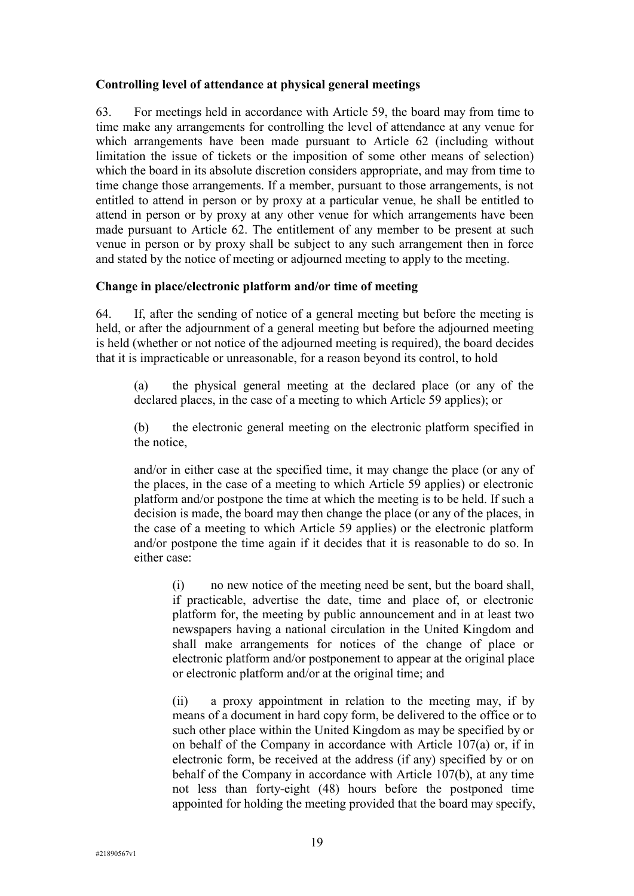**Controlling level of attendance at physical general meetings**

63. For meetings held in accordance with Article 59, the board may from time to time make any arrangements for controlling the level of attendance at any venue for which arrangements have been made pursuant to Article 62 (including without limitation the issue of tickets or the imposition of some other means of selection) which the board in its absolute discretion considers appropriate, and may from time to time change those arrangements. If a member, pursuant to those arrangements, is not entitled to attend in person or by proxy at a particular venue, he shall be entitled to attend in person or by proxy at any other venue for which arrangements have been made pursuant to Article 62. The entitlement of any member to be present at such venue in person or by proxy shall be subject to any such arrangement then in force and stated by the notice of meeting or adjourned meeting to apply to the meeting.

**Change in place/electronic platform and/or time of meeting**

64. If, after the sending of notice of a general meeting but before the meeting is held, or after the adjournment of a general meeting but before the adjourned meeting is held (whether or not notice of the adjourned meeting is required), the board decides that it is impracticable or unreasonable, for a reason beyond its control, to hold

(a) the physical general meeting at the declared place (or any of the declared places, in the case of a meeting to which Article 59 applies); or

(b) the electronic general meeting on the electronic platform specified in the notice,

and/or in either case at the specified time, it may change the place (or any of the places, in the case of a meeting to which Article 59 applies) or electronic platform and/or postpone the time at which the meeting is to be held. If such a decision is made, the board may then change the place (or any of the places, in the case of a meeting to which Article 59 applies) or the electronic platform and/or postpone the time again if it decides that it is reasonable to do so. In either case:

(i) no new notice of the meeting need be sent, but the board shall, if practicable, advertise the date, time and place of, or electronic platform for, the meeting by public announcement and in at least two newspapers having a national circulation in the United Kingdom and shall make arrangements for notices of the change of place or electronic platform and/or postponement to appear at the original place or electronic platform and/or at the original time; and

(ii) a proxy appointment in relation to the meeting may, if by means of a document in hard copy form, be delivered to the office or to such other place within the United Kingdom as may be specified by or on behalf of the Company in accordance with Article 107(a) or, if in electronic form, be received at the address (if any) specified by or on behalf of the Company in accordance with Article 107(b), at any time not less than forty-eight (48) hours before the postponed time appointed for holding the meeting provided that the board may specify,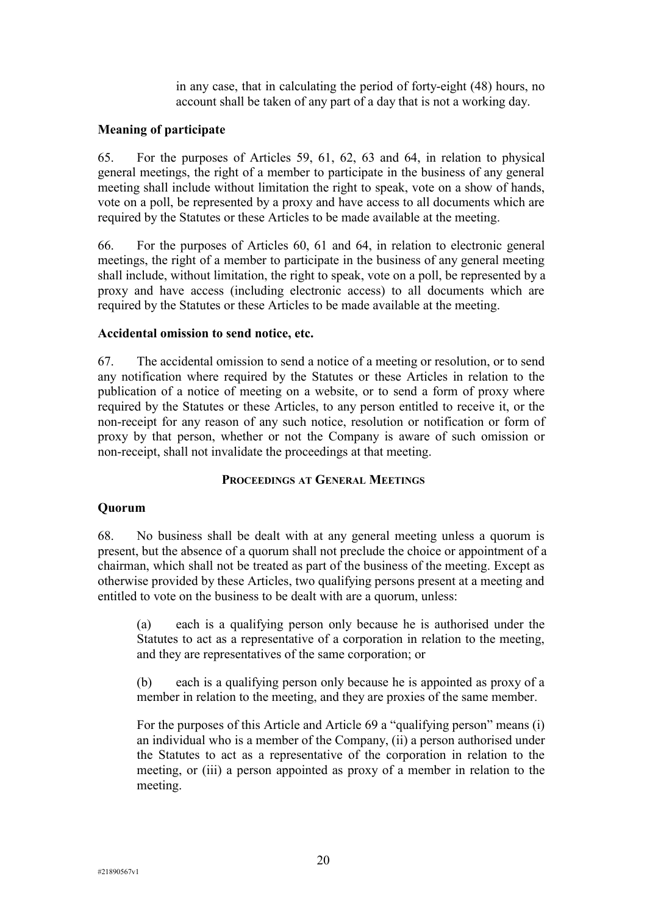in any case, that in calculating the period of forty-eight (48) hours, no account shall be taken of any part of a day that is not a working day.

**Meaning of participate**

65. For the purposes of Articles 59, 61, 62, 63 and 64, in relation to physical general meetings, the right of a member to participate in the business of any general meeting shall include without limitation the right to speak, vote on a show of hands, vote on a poll, be represented by a proxy and have access to all documents which are required by the Statutes or these Articles to be made available at the meeting.

66. For the purposes of Articles 60, 61 and 64, in relation to electronic general meetings, the right of a member to participate in the business of any general meeting shall include, without limitation, the right to speak, vote on a poll, be represented by a proxy and have access (including electronic access) to all documents which are required by the Statutes or these Articles to be made available at the meeting.

**Accidental omission to send notice, etc.**

67. The accidental omission to send a notice of a meeting or resolution, or to send any notification where required by the Statutes or these Articles in relation to the publication of a notice of meeting on a website, or to send a form of proxy where required by the Statutes or these Articles, to any person entitled to receive it, or the non-receipt for any reason of any such notice, resolution or notification or form of proxy by that person, whether or not the Company is aware of such omission or non-receipt, shall not invalidate the proceedings at that meeting.

## PROCEEDINGS AT GENERAL MEETINGS

**Quorum**

68. No business shall be dealt with at any general meeting unless a quorum is present, but the absence of a quorum shall not preclude the choice or appointment of a chairman, which shall not be treated as part of the business of the meeting. Except as otherwise provided by these Articles, two qualifying persons present at a meeting and entitled to vote on the business to be dealt with are a quorum, unless:

(a) each is a qualifying person only because he is authorised under the Statutes to act as a representative of a corporation in relation to the meeting, and they are representatives of the same corporation; or

(b) each is a qualifying person only because he is appointed as proxy of a member in relation to the meeting, and they are proxies of the same member.

For the purposes of this Article and Article 69 a "qualifying person" means (i) an individual who is a member of the Company, (ii) a person authorised under the Statutes to act as a representative of the corporation in relation to the meeting, or (iii) a person appointed as proxy of a member in relation to the meeting.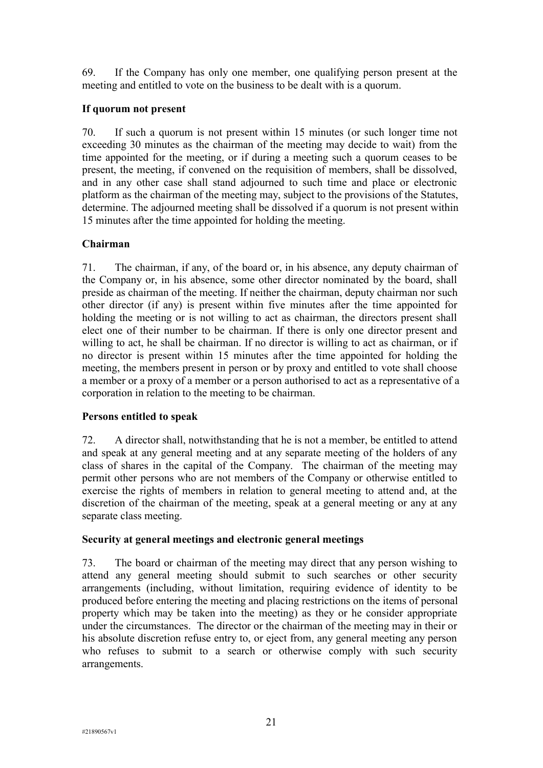69. If the Company has only one member, one qualifying person present at the meeting and entitled to vote on the business to be dealt with is a quorum.

**If quorum not present**

70. If such a quorum is not present within 15 minutes (or such longer time not exceeding 30 minutes as the chairman of the meeting may decide to wait) from the time appointed for the meeting, or if during a meeting such a quorum ceases to be present, the meeting, if convened on the requisition of members, shall be dissolved, and in any other case shall stand adjourned to such time and place or electronic platform as the chairman of the meeting may, subject to the provisions of the Statutes, determine. The adjourned meeting shall be dissolved if a quorum is not present within 15 minutes after the time appointed for holding the meeting.

**Chairman**

71. The chairman, if any, of the board or, in his absence, any deputy chairman of the Company or, in his absence, some other director nominated by the board, shall preside as chairman of the meeting. If neither the chairman, deputy chairman nor such other director (if any) is present within five minutes after the time appointed for holding the meeting or is not willing to act as chairman, the directors present shall elect one of their number to be chairman. If there is only one director present and willing to act, he shall be chairman. If no director is willing to act as chairman, or if no director is present within 15 minutes after the time appointed for holding the meeting, the members present in person or by proxy and entitled to vote shall choose a member or a proxy of a member or a person authorised to act as a representative of a corporation in relation to the meeting to be chairman.

**Persons entitled to speak**

72. A director shall, notwithstanding that he is not a member, be entitled to attend and speak at any general meeting and at any separate meeting of the holders of any class of shares in the capital of the Company. The chairman of the meeting may permit other persons who are not members of the Company or otherwise entitled to exercise the rights of members in relation to general meeting to attend and, at the discretion of the chairman of the meeting, speak at a general meeting or any at any separate class meeting.

**Security at general meetings and electronic general meetings**

73. The board or chairman of the meeting may direct that any person wishing to attend any general meeting should submit to such searches or other security arrangements (including, without limitation, requiring evidence of identity to be produced before entering the meeting and placing restrictions on the items of personal property which may be taken into the meeting) as they or he consider appropriate under the circumstances. The director or the chairman of the meeting may in their or his absolute discretion refuse entry to, or eject from, any general meeting any person who refuses to submit to a search or otherwise comply with such security arrangements.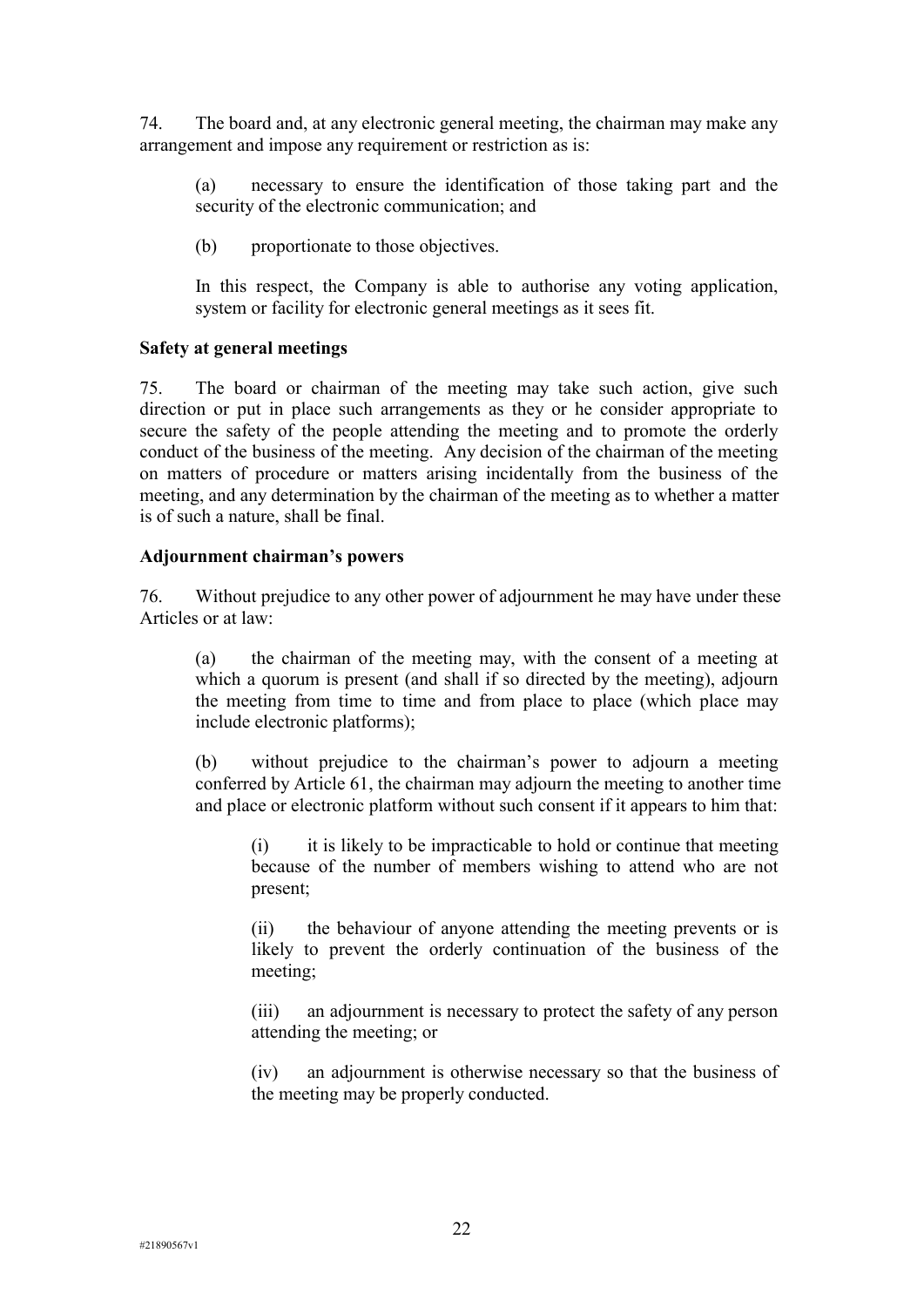74. The board and, at any electronic general meeting, the chairman may make any arrangement and impose any requirement or restriction as is:

(a) necessary to ensure the identification of those taking part and the security of the electronic communication; and

(b) proportionate to those objectives.

In this respect, the Company is able to authorise any voting application, system or facility for electronic general meetings as it sees fit.

**Safety at general meetings**

75. The board or chairman of the meeting may take such action, give such direction or put in place such arrangements as they or he consider appropriate to secure the safety of the people attending the meeting and to promote the orderly conduct of the business of the meeting. Any decision of the chairman of the meeting on matters of procedure or matters arising incidentally from the business of the meeting, and any determination by the chairman of the meeting as to whether a matter is of such a nature, shall be final.

**Adjournment chairman's powers**

76. Without prejudice to any other power of adjournment he may have under these Articles or at law:

(a) the chairman of the meeting may, with the consent of a meeting at which a quorum is present (and shall if so directed by the meeting), adjourn the meeting from time to time and from place to place (which place may include electronic platforms);

(b) without prejudice to the chairman's power to adjourn a meeting conferred by Article 61, the chairman may adjourn the meeting to another time and place or electronic platform without such consent if it appears to him that:

(i) it is likely to be impracticable to hold or continue that meeting because of the number of members wishing to attend who are not present;

(ii) the behaviour of anyone attending the meeting prevents or is likely to prevent the orderly continuation of the business of the meeting;

(iii) an adjournment is necessary to protect the safety of any person attending the meeting; or

(iv) an adjournment is otherwise necessary so that the business of the meeting may be properly conducted.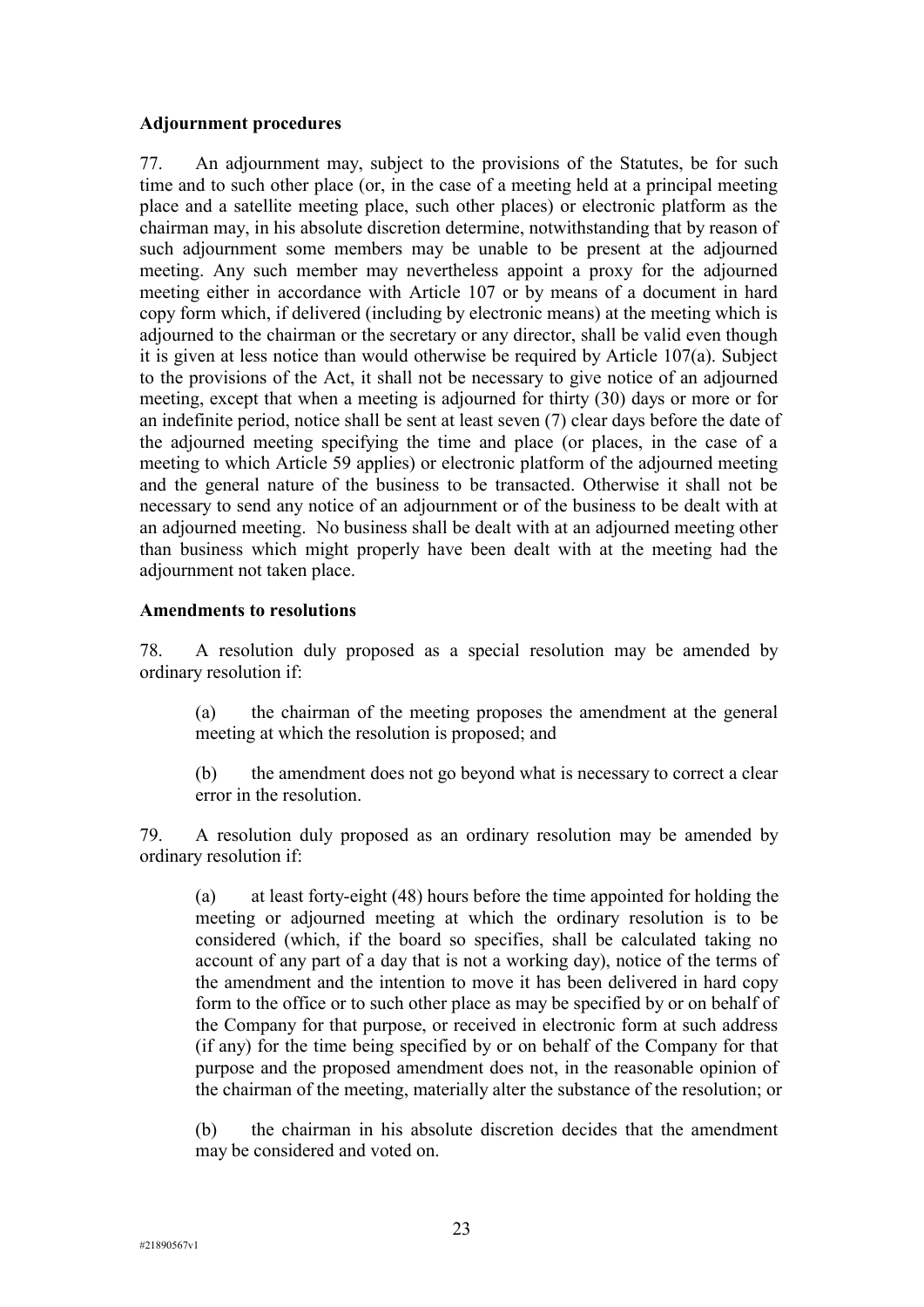**Adjournment procedures**

77. An adjournment may, subject to the provisions of the Statutes, be for such time and to such other place (or, in the case of a meeting held at a principal meeting place and a satellite meeting place, such other places) or electronic platform as the chairman may, in his absolute discretion determine, notwithstanding that by reason of such adjournment some members may be unable to be present at the adjourned meeting. Any such member may nevertheless appoint a proxy for the adjourned meeting either in accordance with Article 107 or by means of a document in hard copy form which, if delivered (including by electronic means) at the meeting which is adjourned to the chairman or the secretary or any director, shall be valid even though it is given at less notice than would otherwise be required by Article 107(a). Subject to the provisions of the Act, it shall not be necessary to give notice of an adjourned meeting, except that when a meeting is adjourned for thirty (30) days or more or for an indefinite period, notice shall be sent at least seven (7) clear days before the date of the adjourned meeting specifying the time and place (or places, in the case of a meeting to which Article 59 applies) or electronic platform of the adjourned meeting and the general nature of the business to be transacted. Otherwise it shall not be necessary to send any notice of an adjournment or of the business to be dealt with at an adjourned meeting. No business shall be dealt with at an adjourned meeting other than business which might properly have been dealt with at the meeting had the adjournment not taken place.

**Amendments to resolutions**

78. A resolution duly proposed as a special resolution may be amended by ordinary resolution if:

(a) the chairman of the meeting proposes the amendment at the general meeting at which the resolution is proposed; and

(b) the amendment does not go beyond what is necessary to correct a clear error in the resolution.

79. A resolution duly proposed as an ordinary resolution may be amended by ordinary resolution if:

(a) at least forty-eight (48) hours before the time appointed for holding the meeting or adjourned meeting at which the ordinary resolution is to be considered (which, if the board so specifies, shall be calculated taking no account of any part of a day that is not a working day), notice of the terms of the amendment and the intention to move it has been delivered in hard copy form to the office or to such other place as may be specified by or on behalf of the Company for that purpose, or received in electronic form at such address (if any) for the time being specified by or on behalf of the Company for that purpose and the proposed amendment does not, in the reasonable opinion of the chairman of the meeting, materially alter the substance of the resolution; or

(b) the chairman in his absolute discretion decides that the amendment may be considered and voted on.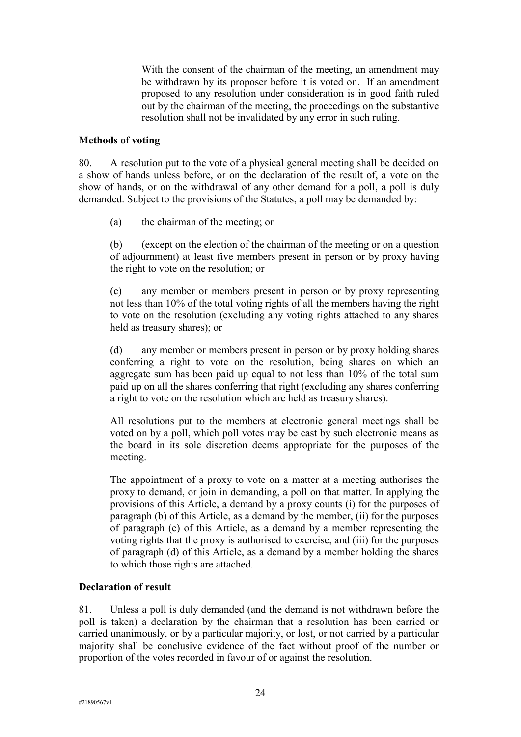With the consent of the chairman of the meeting, an amendment may be withdrawn by its proposer before it is voted on. If an amendment proposed to any resolution under consideration is in good faith ruled out by the chairman of the meeting, the proceedings on the substantive resolution shall not be invalidated by any error in such ruling.

**Methods of voting**

80. A resolution put to the vote of a physical general meeting shall be decided on a show of hands unless before, or on the declaration of the result of, a vote on the show of hands, or on the withdrawal of any other demand for a poll, a poll is duly demanded. Subject to the provisions of the Statutes, a poll may be demanded by:

(a) the chairman of the meeting; or

(b) (except on the election of the chairman of the meeting or on a question of adjournment) at least five members present in person or by proxy having the right to vote on the resolution; or

(c) any member or members present in person or by proxy representing not less than 10% of the total voting rights of all the members having the right to vote on the resolution (excluding any voting rights attached to any shares held as treasury shares); or

(d) any member or members present in person or by proxy holding shares conferring a right to vote on the resolution, being shares on which an aggregate sum has been paid up equal to not less than 10% of the total sum paid up on all the shares conferring that right (excluding any shares conferring a right to vote on the resolution which are held as treasury shares).

All resolutions put to the members at electronic general meetings shall be voted on by a poll, which poll votes may be cast by such electronic means as the board in its sole discretion deems appropriate for the purposes of the meeting.

The appointment of a proxy to vote on a matter at a meeting authorises the proxy to demand, or join in demanding, a poll on that matter. In applying the provisions of this Article, a demand by a proxy counts (i) for the purposes of paragraph (b) of this Article, as a demand by the member, (ii) for the purposes of paragraph (c) of this Article, as a demand by a member representing the voting rights that the proxy is authorised to exercise, and (iii) for the purposes of paragraph (d) of this Article, as a demand by a member holding the shares to which those rights are attached.

**Declaration of result**

81. Unless a poll is duly demanded (and the demand is not withdrawn before the poll is taken) a declaration by the chairman that a resolution has been carried or carried unanimously, or by a particular majority, or lost, or not carried by a particular majority shall be conclusive evidence of the fact without proof of the number or proportion of the votes recorded in favour of or against the resolution.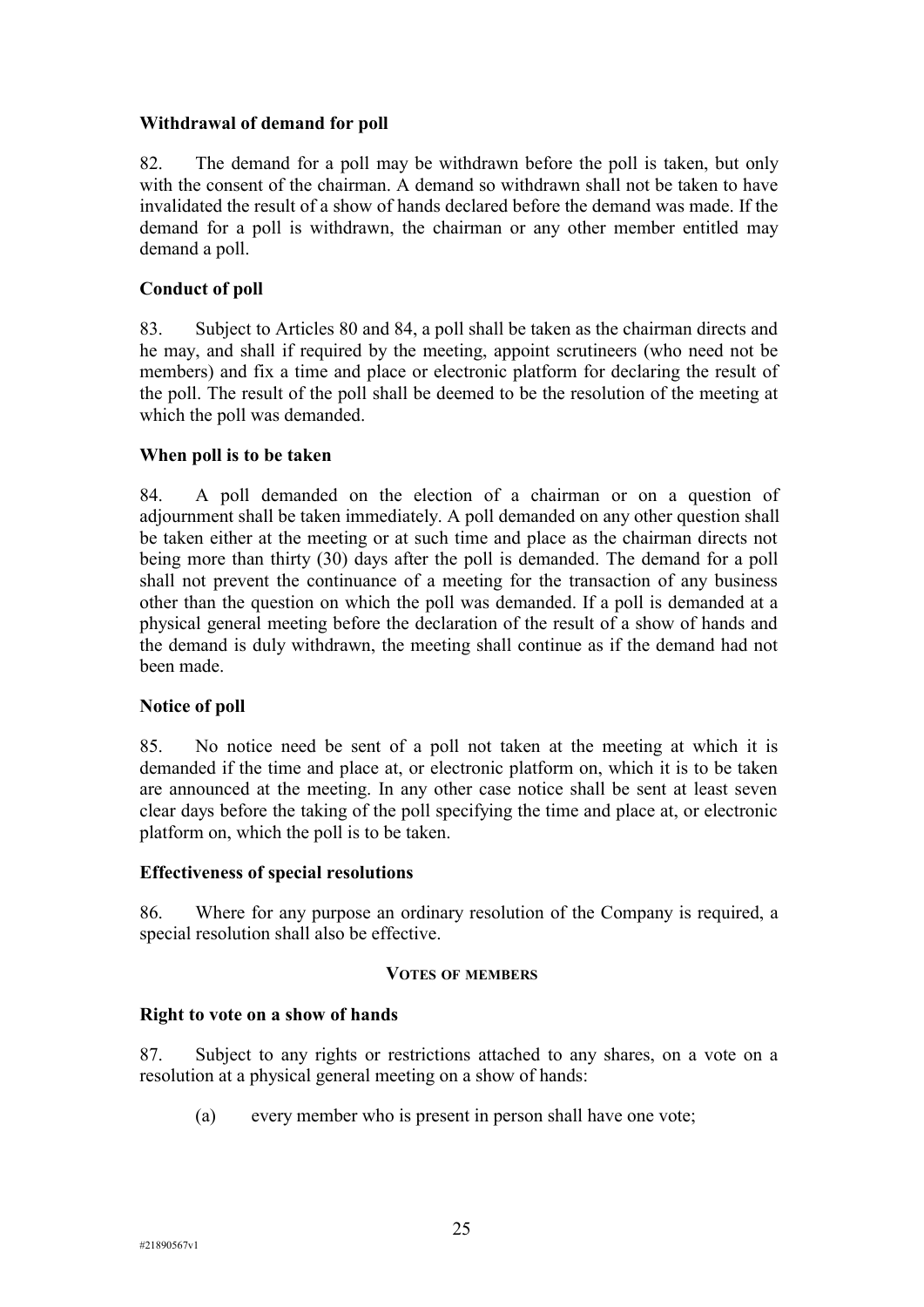**Withdrawal of demand for poll**

82. The demand for a poll may be withdrawn before the poll is taken, but only with the consent of the chairman. A demand so withdrawn shall not be taken to have invalidated the result of a show of hands declared before the demand was made. If the demand for a poll is withdrawn, the chairman or any other member entitled may demand a poll.

**Conduct of poll**

83. Subject to Articles 80 and 84, a poll shall be taken as the chairman directs and he may, and shall if required by the meeting, appoint scrutineers (who need not be members) and fix a time and place or electronic platform for declaring the result of the poll. The result of the poll shall be deemed to be the resolution of the meeting at which the poll was demanded.

**When poll is to be taken**

84. A poll demanded on the election of a chairman or on a question of adjournment shall be taken immediately. A poll demanded on any other question shall be taken either at the meeting or at such time and place as the chairman directs not being more than thirty (30) days after the poll is demanded. The demand for a poll shall not prevent the continuance of a meeting for the transaction of any business other than the question on which the poll was demanded. If a poll is demanded at a physical general meeting before the declaration of the result of a show of hands and the demand is duly withdrawn, the meeting shall continue as if the demand had not been made.

**Notice of poll**

85. No notice need be sent of a poll not taken at the meeting at which it is demanded if the time and place at, or electronic platform on, which it is to be taken are announced at the meeting. In any other case notice shall be sent at least seven clear days before the taking of the poll specifying the time and place at, or electronic platform on, which the poll is to be taken.

**Effectiveness of special resolutions**

86. Where for any purpose an ordinary resolution of the Company is required, a special resolution shall also be effective.

## VOTES OF MEMBERS

**Right to vote on a show of hands**

87. Subject to any rights or restrictions attached to any shares, on a vote on a resolution at a physical general meeting on a show of hands:

(a) every member who is present in person shall have one vote;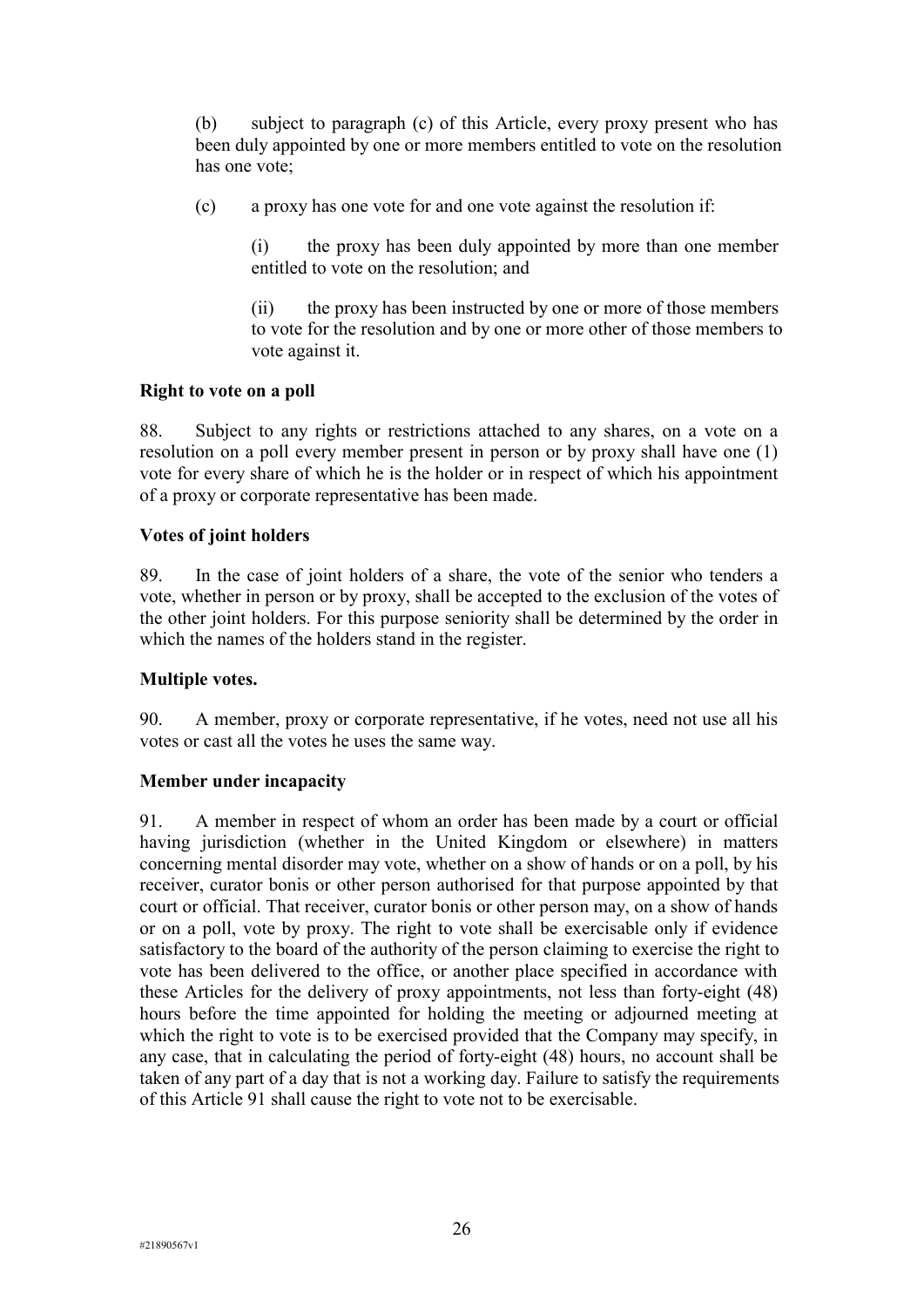(b) subject to paragraph (c) of this Article, every proxy present who has been duly appointed by one or more members entitled to vote on the resolution has one vote;

(c) a proxy has one vote for and one vote against the resolution if:

(i) the proxy has been duly appointed by more than one member entitled to vote on the resolution; and

(ii) the proxy has been instructed by one or more of those members to vote for the resolution and by one or more other of those members to vote against it.

**Right to vote on a poll**

88. Subject to any rights or restrictions attached to any shares, on a vote on a resolution on a poll every member present in person or by proxy shall have one (1) vote for every share of which he is the holder or in respect of which his appointment of a proxy or corporate representative has been made.

**Votes of joint holders**

89. In the case of joint holders of a share, the vote of the senior who tenders a vote, whether in person or by proxy, shall be accepted to the exclusion of the votes of the other joint holders. For this purpose seniority shall be determined by the order in which the names of the holders stand in the register.

**Multiple votes.**

90. A member, proxy or corporate representative, if he votes, need not use all his votes or cast all the votes he uses the same way.

**Member under incapacity**

91. A member in respect of whom an order has been made by a court or official having jurisdiction (whether in the United Kingdom or elsewhere) in matters concerning mental disorder may vote, whether on a show of hands or on a poll, by his receiver, curator bonis or other person authorised for that purpose appointed by that court or official. That receiver, curator bonis or other person may, on a show of hands or on a poll, vote by proxy. The right to vote shall be exercisable only if evidence satisfactory to the board of the authority of the person claiming to exercise the right to vote has been delivered to the office, or another place specified in accordance with these Articles for the delivery of proxy appointments, not less than forty-eight (48) hours before the time appointed for holding the meeting or adjourned meeting at which the right to vote is to be exercised provided that the Company may specify, in any case, that in calculating the period of forty-eight (48) hours, no account shall be taken of any part of a day that is not a working day. Failure to satisfy the requirements of this Article 91 shall cause the right to vote not to be exercisable.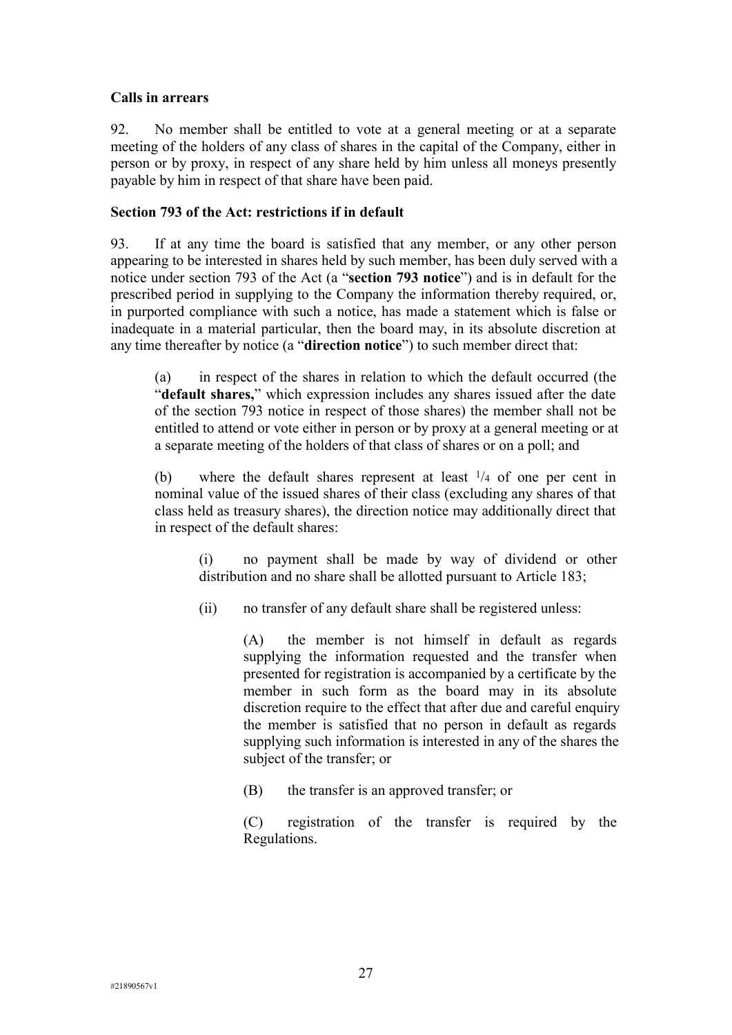**Calls in arrears**

92. No member shall be entitled to vote at a general meeting or at a separate meeting of the holders of any class of shares in the capital of the Company, either in person or by proxy, in respect of any share held by him unless all moneys presently payable by him in respect of that share have been paid.

**Section 793 of the Act: restrictions if in default**

93. If at any time the board is satisfied that any member, or any other person appearing to be interested in shares held by such member, has been duly served with a notice under section 793 of the Act (a "**section 793 notice**") and is in default for the prescribed period in supplying to the Company the information thereby required, or, in purported compliance with such a notice, has made a statement which is false or inadequate in a material particular, then the board may, in its absolute discretion at any time thereafter by notice (a "**direction notice**") to such member direct that:

(a) in respect of the shares in relation to which the default occurred (the "**default shares,**" which expression includes any shares issued after the date of the section 793 notice in respect of those shares) the member shall not be entitled to attend or vote either in person or by proxy at a general meeting or at a separate meeting of the holders of that class of shares or on a poll; and

(b) where the default shares represent at least 1/4 of one per cent in nominal value of the issued shares of their class (excluding any shares of that class held as treasury shares), the direction notice may additionally direct that in respect of the default shares:

(i) no payment shall be made by way of dividend or other distribution and no share shall be allotted pursuant to Article 183;

(ii) no transfer of any default share shall be registered unless:

(A) the member is not himself in default as regards supplying the information requested and the transfer when presented for registration is accompanied by a certificate by the member in such form as the board may in its absolute discretion require to the effect that after due and careful enquiry the member is satisfied that no person in default as regards supplying such information is interested in any of the shares the subject of the transfer; or

(B) the transfer is an approved transfer; or

(C) registration of the transfer is required by the Regulations.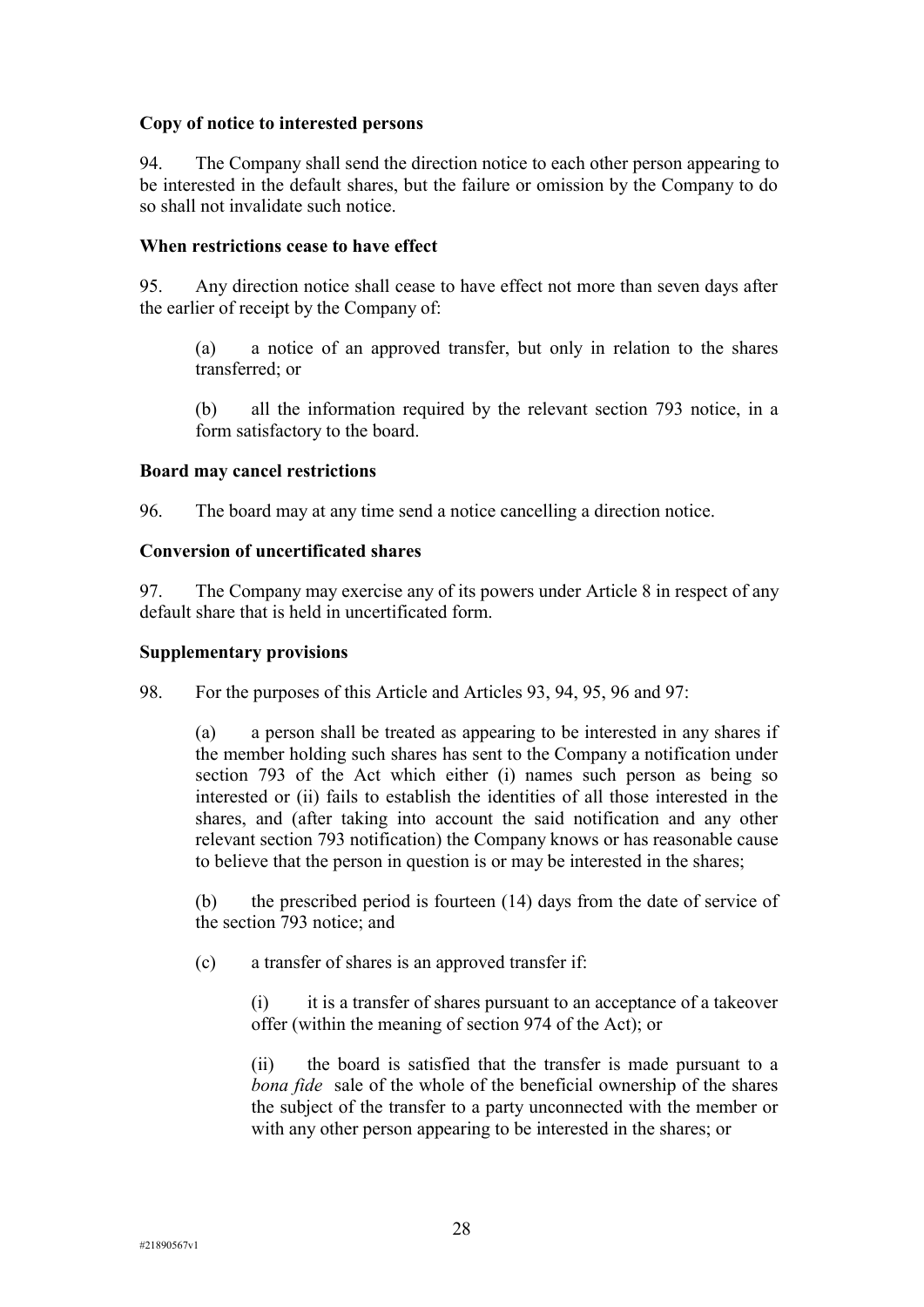**Copy of notice to interested persons**

94. The Company shall send the direction notice to each other person appearing to be interested in the default shares, but the failure or omission by the Company to do so shall not invalidate such notice.

**When restrictions cease to have effect**

95. Any direction notice shall cease to have effect not more than seven days after the earlier of receipt by the Company of:

(a) a notice of an approved transfer, but only in relation to the shares transferred; or

(b) all the information required by the relevant section 793 notice, in a form satisfactory to the board.

**Board may cancel restrictions**

96. The board may at any time send a notice cancelling a direction notice.

**Conversion of uncertificated shares**

97. The Company may exercise any of its powers under Article 8 in respect of any default share that is held in uncertificated form.

**Supplementary provisions**

98. For the purposes of this Article and Articles 93, 94, 95, 96 and 97:

(a) a person shall be treated as appearing to be interested in any shares if the member holding such shares has sent to the Company a notification under section 793 of the Act which either (i) names such person as being so interested or (ii) fails to establish the identities of all those interested in the shares, and (after taking into account the said notification and any other relevant section 793 notification) the Company knows or has reasonable cause to believe that the person in question is or may be interested in the shares;

(b) the prescribed period is fourteen (14) days from the date of service of the section 793 notice; and

(c) a transfer of shares is an approved transfer if:

(i) it is a transfer of shares pursuant to an acceptance of a takeover offer (within the meaning of section 974 of the Act); or

(ii) the board is satisfied that the transfer is made pursuant to a *bona fide* sale of the whole of the beneficial ownership of the shares the subject of the transfer to a party unconnected with the member or with any other person appearing to be interested in the shares; or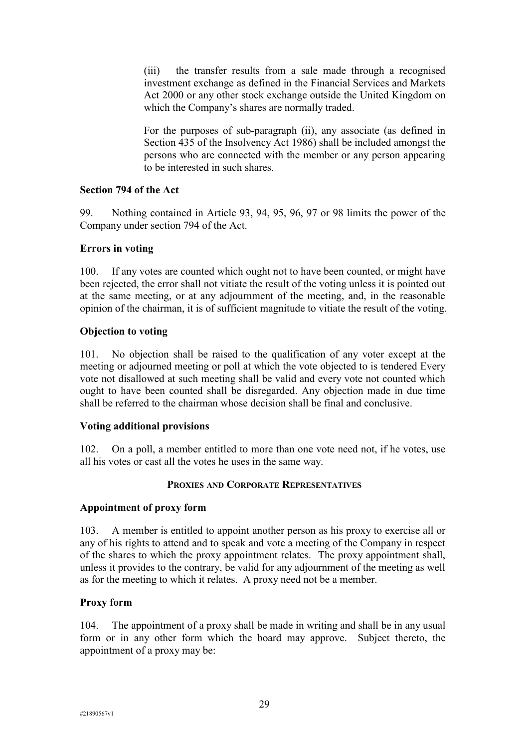(iii) the transfer results from a sale made through a recognised investment exchange as defined in the Financial Services and Markets Act 2000 or any other stock exchange outside the United Kingdom on which the Company's shares are normally traded.

For the purposes of sub-paragraph (ii), any associate (as defined in Section 435 of the Insolvency Act 1986) shall be included amongst the persons who are connected with the member or any person appearing to be interested in such shares.

**Section 794 of the Act**

99. Nothing contained in Article 93, 94, 95, 96, 97 or 98 limits the power of the Company under section 794 of the Act.

**Errors in voting**

100. If any votes are counted which ought not to have been counted, or might have been rejected, the error shall not vitiate the result of the voting unless it is pointed out at the same meeting, or at any adjournment of the meeting, and, in the reasonable opinion of the chairman, it is of sufficient magnitude to vitiate the result of the voting.

**Objection to voting**

101. No objection shall be raised to the qualification of any voter except at the meeting or adjourned meeting or poll at which the vote objected to is tendered Every vote not disallowed at such meeting shall be valid and every vote not counted which ought to have been counted shall be disregarded. Any objection made in due time shall be referred to the chairman whose decision shall be final and conclusive.

**Voting additional provisions**

102. On a poll, a member entitled to more than one vote need not, if he votes, use all his votes or cast all the votes he uses in the same way.

## PROXIES AND CORPORATE REPRESENTATIVES

**Appointment of proxy form**

103. A member is entitled to appoint another person as his proxy to exercise all or any of his rights to attend and to speak and vote a meeting of the Company in respect of the shares to which the proxy appointment relates. The proxy appointment shall, unless it provides to the contrary, be valid for any adjournment of the meeting as well as for the meeting to which it relates. A proxy need not be a member.

**Proxy form**

104. The appointment of a proxy shall be made in writing and shall be in any usual form or in any other form which the board may approve. Subject thereto, the appointment of a proxy may be: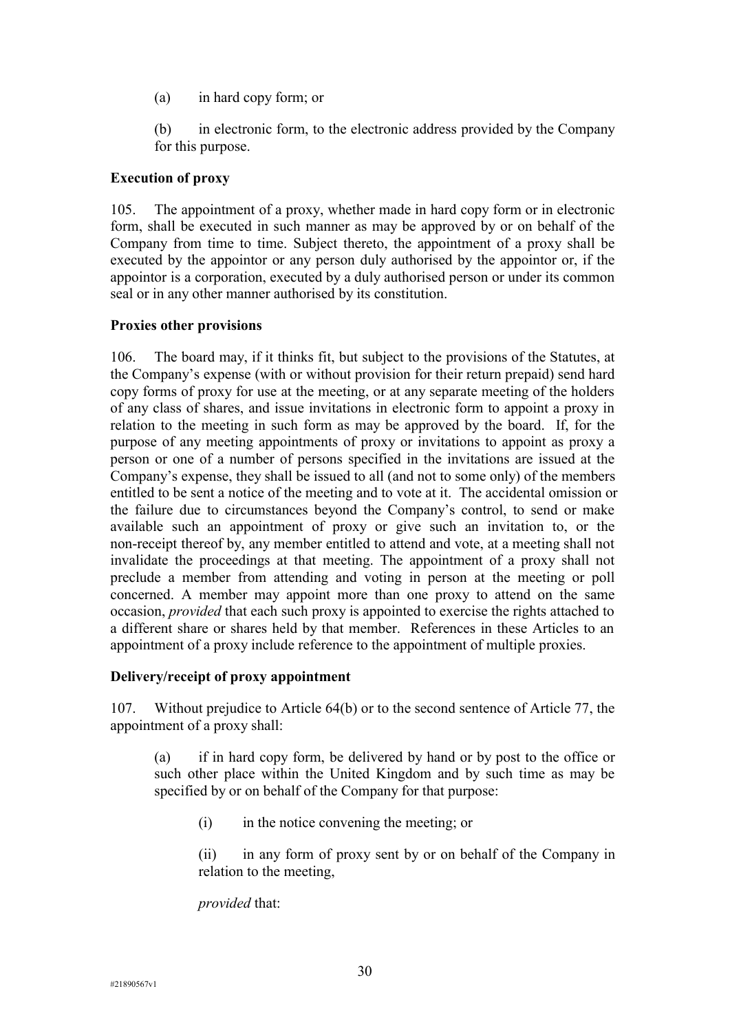(a) in hard copy form; or

(b) in electronic form, to the electronic address provided by the Company for this purpose.

**Execution of proxy**

105. The appointment of a proxy, whether made in hard copy form or in electronic form, shall be executed in such manner as may be approved by or on behalf of the Company from time to time. Subject thereto, the appointment of a proxy shall be executed by the appointor or any person duly authorised by the appointor or, if the appointor is a corporation, executed by a duly authorised person or under its common seal or in any other manner authorised by its constitution.

**Proxies other provisions**

106. The board may, if it thinks fit, but subject to the provisions of the Statutes, at the Company's expense (with or without provision for their return prepaid) send hard copy forms of proxy for use at the meeting, or at any separate meeting of the holders of any class of shares, and issue invitations in electronic form to appoint a proxy in relation to the meeting in such form as may be approved by the board. If, for the purpose of any meeting appointments of proxy or invitations to appoint as proxy a person or one of a number of persons specified in the invitations are issued at the Company's expense, they shall be issued to all (and not to some only) of the members entitled to be sent a notice of the meeting and to vote at it. The accidental omission or the failure due to circumstances beyond the Company's control, to send or make available such an appointment of proxy or give such an invitation to, or the non-receipt thereof by, any member entitled to attend and vote, at a meeting shall not invalidate the proceedings at that meeting. The appointment of a proxy shall not preclude a member from attending and voting in person at the meeting or poll concerned. A member may appoint more than one proxy to attend on the same occasion, *provided* that each such proxy is appointed to exercise the rights attached to a different share or shares held by that member. References in these Articles to an appointment of a proxy include reference to the appointment of multiple proxies.

**Delivery/receipt of proxy appointment**

107. Without prejudice to Article 64(b) or to the second sentence of Article 77, the appointment of a proxy shall:

(a) if in hard copy form, be delivered by hand or by post to the office or such other place within the United Kingdom and by such time as may be specified by or on behalf of the Company for that purpose:

(i) in the notice convening the meeting; or

(ii) in any form of proxy sent by or on behalf of the Company in relation to the meeting,

*provided* that: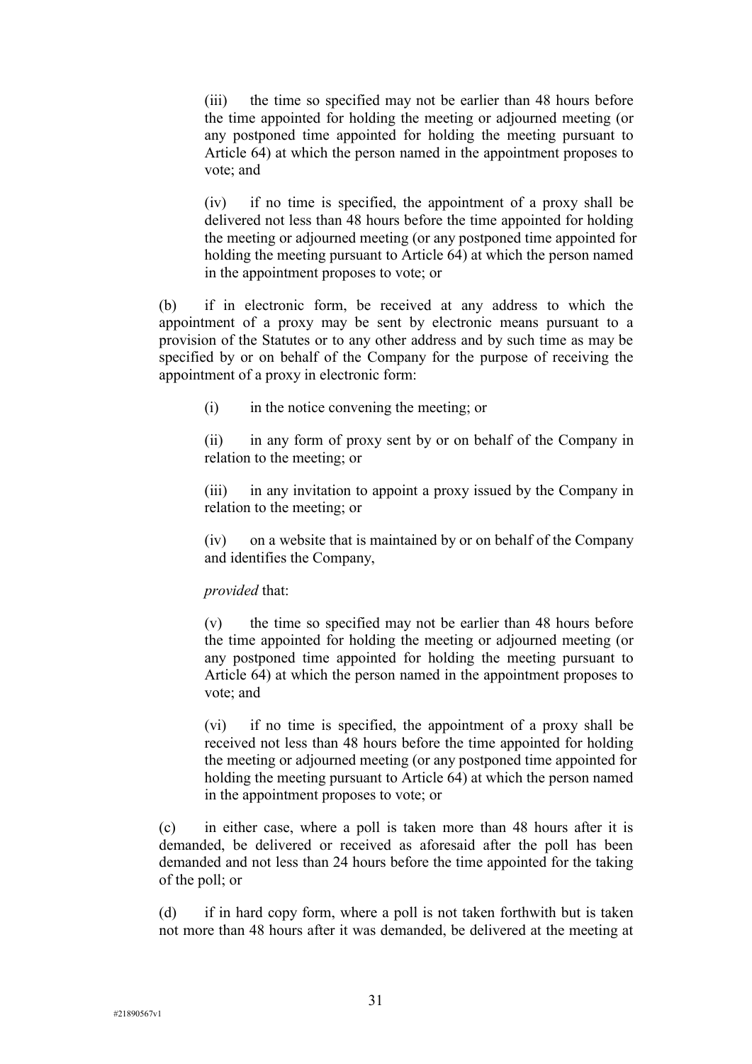(iii) the time so specified may not be earlier than 48 hours before the time appointed for holding the meeting or adjourned meeting (or any postponed time appointed for holding the meeting pursuant to Article 64) at which the person named in the appointment proposes to vote; and

(iv) if no time is specified, the appointment of a proxy shall be delivered not less than 48 hours before the time appointed for holding the meeting or adjourned meeting (or any postponed time appointed for holding the meeting pursuant to Article 64) at which the person named in the appointment proposes to vote; or

(b) if in electronic form, be received at any address to which the appointment of a proxy may be sent by electronic means pursuant to a provision of the Statutes or to any other address and by such time as may be specified by or on behalf of the Company for the purpose of receiving the appointment of a proxy in electronic form:

(i) in the notice convening the meeting; or

(ii) in any form of proxy sent by or on behalf of the Company in relation to the meeting; or

(iii) in any invitation to appoint a proxy issued by the Company in relation to the meeting; or

(iv) on a website that is maintained by or on behalf of the Company and identifies the Company,

*provided* that:

(v) the time so specified may not be earlier than 48 hours before the time appointed for holding the meeting or adjourned meeting (or any postponed time appointed for holding the meeting pursuant to Article 64) at which the person named in the appointment proposes to vote; and

(vi) if no time is specified, the appointment of a proxy shall be received not less than 48 hours before the time appointed for holding the meeting or adjourned meeting (or any postponed time appointed for holding the meeting pursuant to Article 64) at which the person named in the appointment proposes to vote; or

(c) in either case, where a poll is taken more than 48 hours after it is demanded, be delivered or received as aforesaid after the poll has been demanded and not less than 24 hours before the time appointed for the taking of the poll; or

(d) if in hard copy form, where a poll is not taken forthwith but is taken not more than 48 hours after it was demanded, be delivered at the meeting at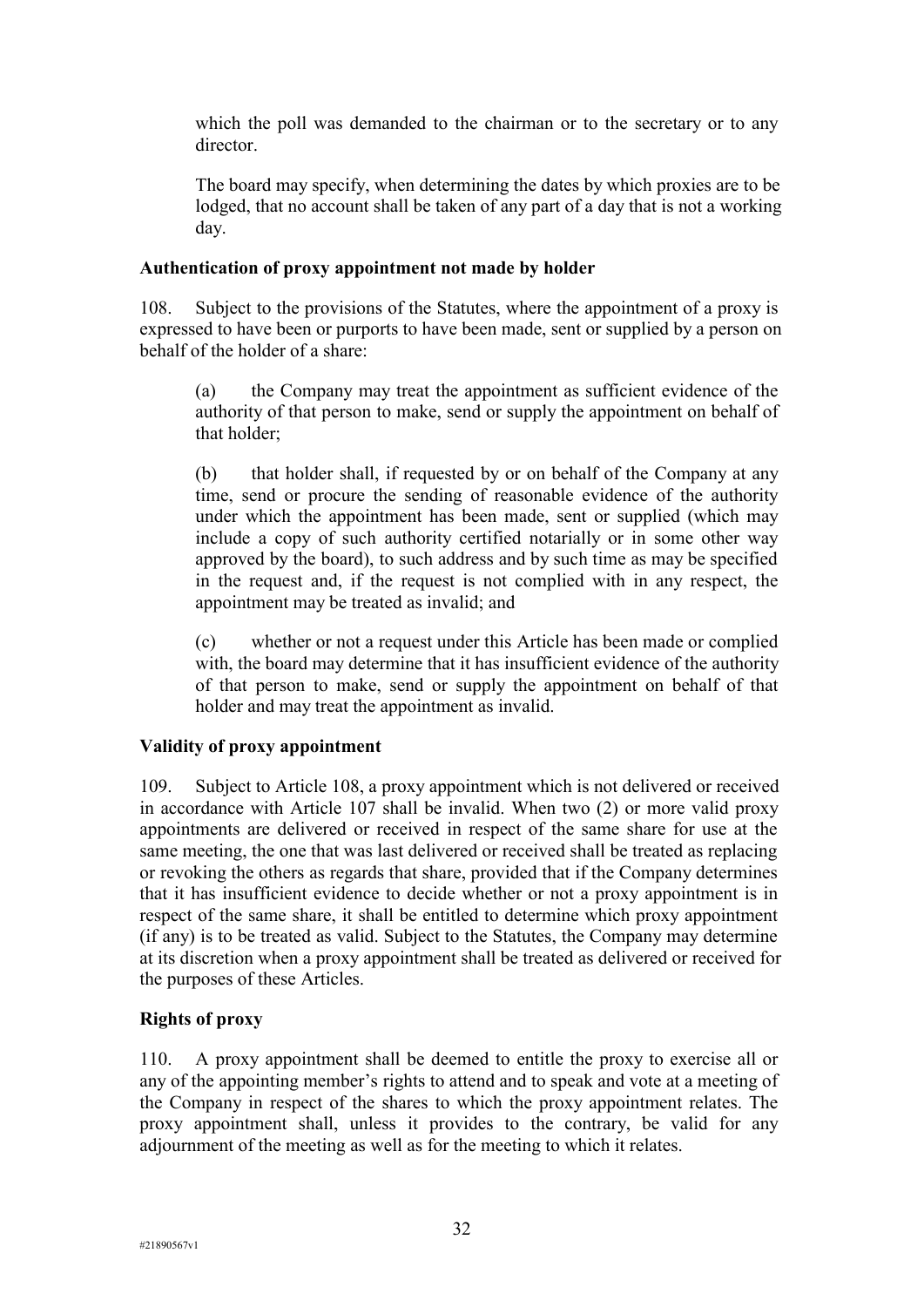which the poll was demanded to the chairman or to the secretary or to any director.

The board may specify, when determining the dates by which proxies are to be lodged, that no account shall be taken of any part of a day that is not a working day.

**Authentication of proxy appointment not made by holder**

108. Subject to the provisions of the Statutes, where the appointment of a proxy is expressed to have been or purports to have been made, sent or supplied by a person on behalf of the holder of a share:

(a) the Company may treat the appointment as sufficient evidence of the authority of that person to make, send or supply the appointment on behalf of that holder;

(b) that holder shall, if requested by or on behalf of the Company at any time, send or procure the sending of reasonable evidence of the authority under which the appointment has been made, sent or supplied (which may include a copy of such authority certified notarially or in some other way approved by the board), to such address and by such time as may be specified in the request and, if the request is not complied with in any respect, the appointment may be treated as invalid; and

(c) whether or not a request under this Article has been made or complied with, the board may determine that it has insufficient evidence of the authority of that person to make, send or supply the appointment on behalf of that holder and may treat the appointment as invalid.

**Validity of proxy appointment**

109. Subject to Article 108, a proxy appointment which is not delivered or received in accordance with Article 107 shall be invalid. When two (2) or more valid proxy appointments are delivered or received in respect of the same share for use at the same meeting, the one that was last delivered or received shall be treated as replacing or revoking the others as regards that share, provided that if the Company determines that it has insufficient evidence to decide whether or not a proxy appointment is in respect of the same share, it shall be entitled to determine which proxy appointment (if any) is to be treated as valid. Subject to the Statutes, the Company may determine at its discretion when a proxy appointment shall be treated as delivered or received for the purposes of these Articles.

**Rights of proxy**

110. A proxy appointment shall be deemed to entitle the proxy to exercise all or any of the appointing member's rights to attend and to speak and vote at a meeting of the Company in respect of the shares to which the proxy appointment relates. The proxy appointment shall, unless it provides to the contrary, be valid for any adjournment of the meeting as well as for the meeting to which it relates.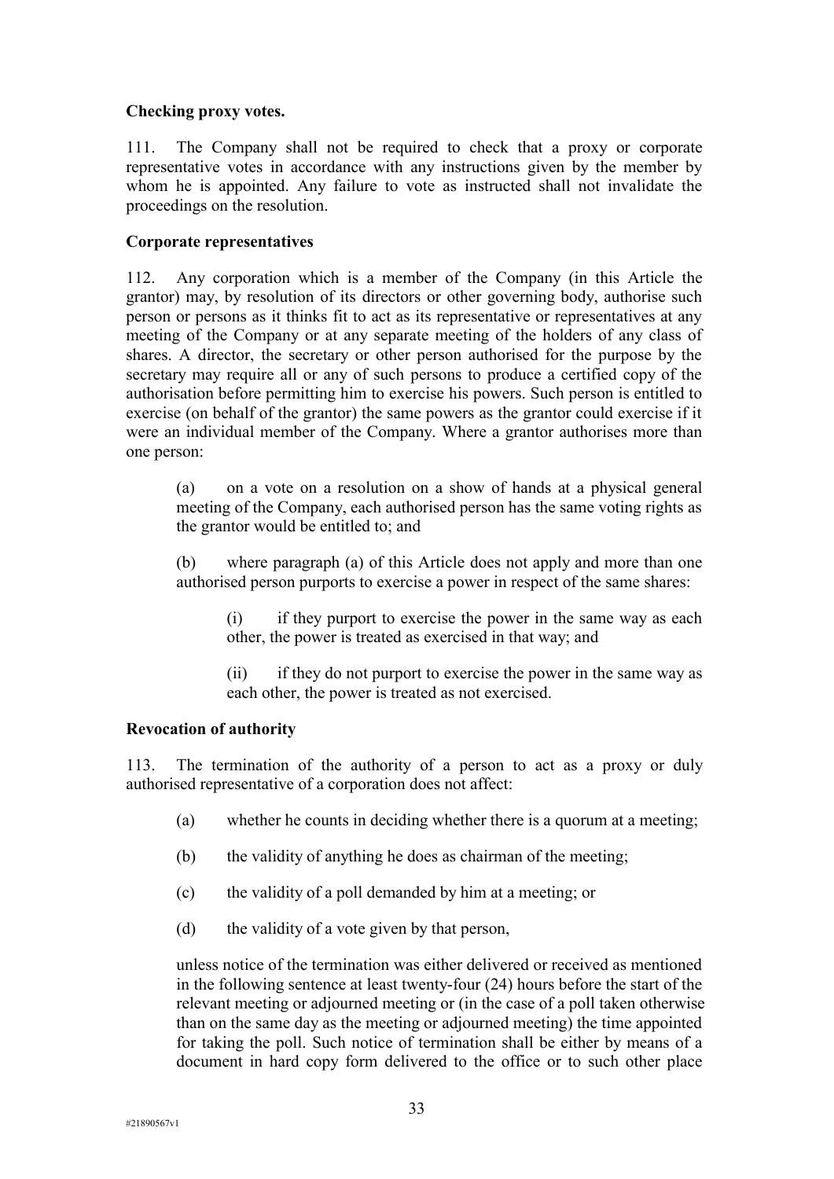**Checking proxy votes.**

111. The Company shall not be required to check that a proxy or corporate representative votes in accordance with any instructions given by the member by whom he is appointed. Any failure to vote as instructed shall not invalidate the proceedings on the resolution.

**Corporate representatives**

112. Any corporation which is a member of the Company (in this Article the grantor) may, by resolution of its directors or other governing body, authorise such person or persons as it thinks fit to act as its representative or representatives at any meeting of the Company or at any separate meeting of the holders of any class of shares. A director, the secretary or other person authorised for the purpose by the secretary may require all or any of such persons to produce a certified copy of the authorisation before permitting him to exercise his powers. Such person is entitled to exercise (on behalf of the grantor) the same powers as the grantor could exercise if it were an individual member of the Company. Where a grantor authorises more than one person:

(a) on a vote on a resolution on a show of hands at a physical general meeting of the Company, each authorised person has the same voting rights as the grantor would be entitled to; and

(b) where paragraph (a) of this Article does not apply and more than one authorised person purports to exercise a power in respect of the same shares:

(i) if they purport to exercise the power in the same way as each other, the power is treated as exercised in that way; and

(ii) if they do not purport to exercise the power in the same way as each other, the power is treated as not exercised.

**Revocation of authority**

113. The termination of the authority of a person to act as a proxy or duly authorised representative of a corporation does not affect:

(a) whether he counts in deciding whether there is a quorum at a meeting;

(b) the validity of anything he does as chairman of the meeting;

(c) the validity of a poll demanded by him at a meeting; or

(d) the validity of a vote given by that person,

unless notice of the termination was either delivered or received as mentioned in the following sentence at least twenty-four (24) hours before the start of the relevant meeting or adjourned meeting or (in the case of a poll taken otherwise than on the same day as the meeting or adjourned meeting) the time appointed for taking the poll. Such notice of termination shall be either by means of a document in hard copy form delivered to the office or to such other place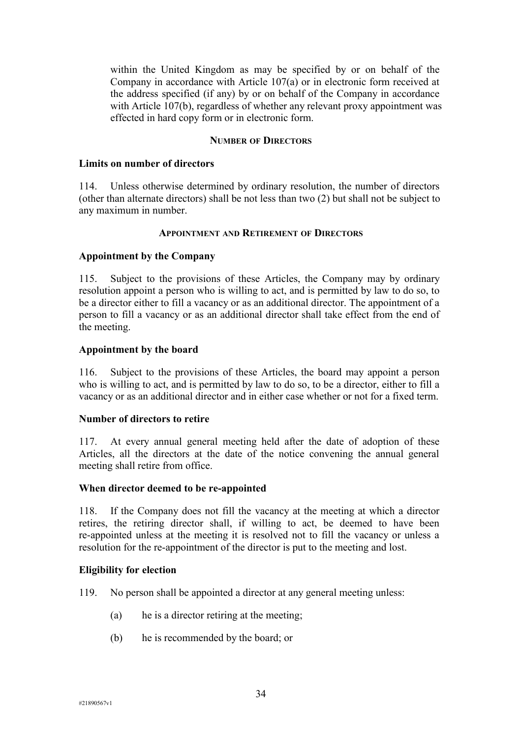within the United Kingdom as may be specified by or on behalf of the Company in accordance with Article 107(a) or in electronic form received at the address specified (if any) by or on behalf of the Company in accordance with Article 107(b), regardless of whether any relevant proxy appointment was effected in hard copy form or in electronic form.

## NUMBER OF DIRECTORS

**Limits on number of directors**

114. Unless otherwise determined by ordinary resolution, the number of directors (other than alternate directors) shall be not less than two (2) but shall not be subject to any maximum in number.

## APPOINTMENT AND RETIREMENT OF DIRECTORS

**Appointment by the Company**

115. Subject to the provisions of these Articles, the Company may by ordinary resolution appoint a person who is willing to act, and is permitted by law to do so, to be a director either to fill a vacancy or as an additional director. The appointment of a person to fill a vacancy or as an additional director shall take effect from the end of the meeting.

**Appointment by the board**

116. Subject to the provisions of these Articles, the board may appoint a person who is willing to act, and is permitted by law to do so, to be a director, either to fill a vacancy or as an additional director and in either case whether or not for a fixed term.

**Number of directors to retire**

117. At every annual general meeting held after the date of adoption of these Articles, all the directors at the date of the notice convening the annual general meeting shall retire from office.

**When director deemed to be re-appointed**

118. If the Company does not fill the vacancy at the meeting at which a director retires, the retiring director shall, if willing to act, be deemed to have been re-appointed unless at the meeting it is resolved not to fill the vacancy or unless a resolution for the re-appointment of the director is put to the meeting and lost.

**Eligibility for election**

119. No person shall be appointed a director at any general meeting unless:

(a) he is a director retiring at the meeting;

(b) he is recommended by the board; or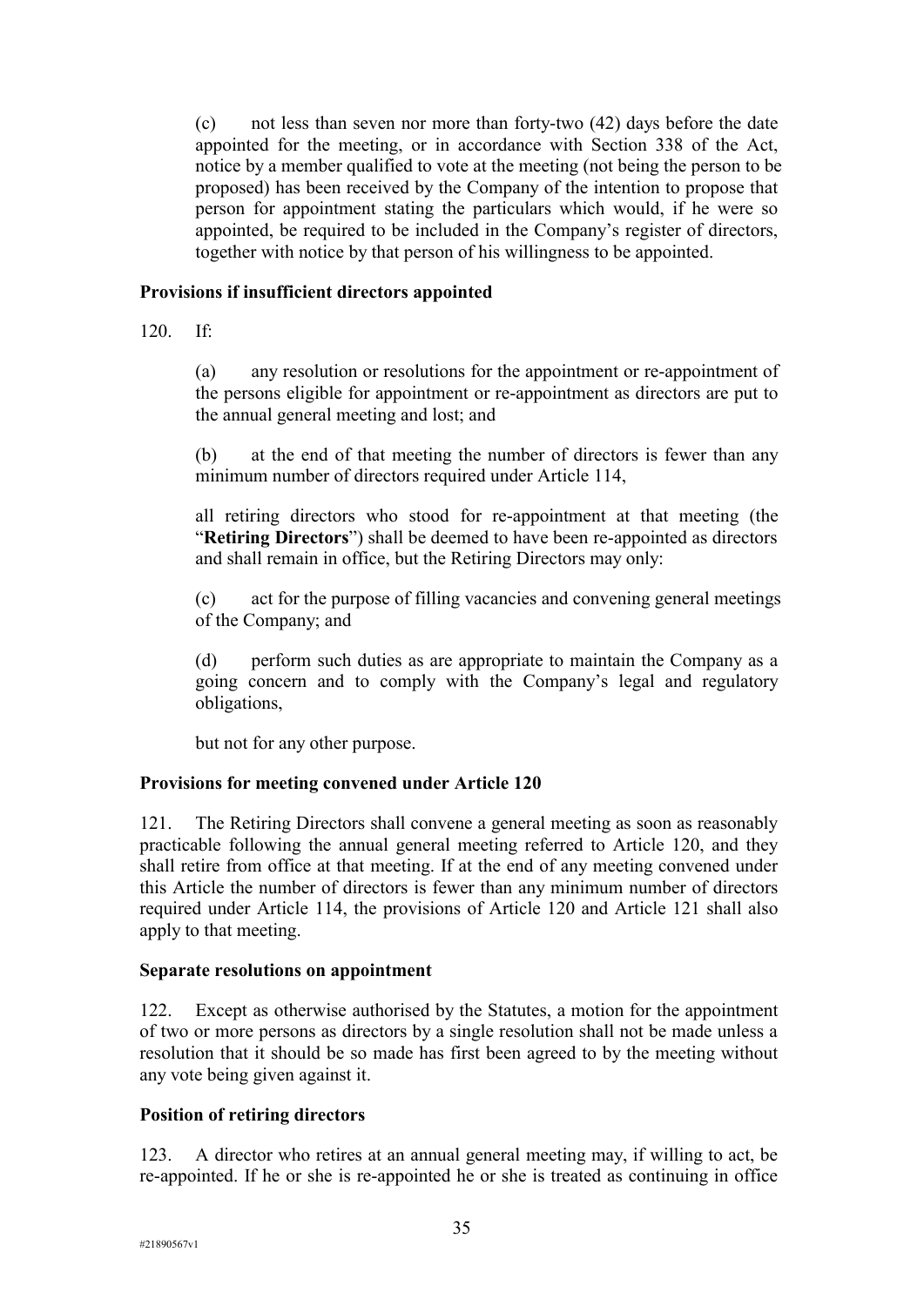(c) not less than seven nor more than forty-two (42) days before the date appointed for the meeting, or in accordance with Section 338 of the Act, notice by a member qualified to vote at the meeting (not being the person to be proposed) has been received by the Company of the intention to propose that person for appointment stating the particulars which would, if he were so appointed, be required to be included in the Company's register of directors, together with notice by that person of his willingness to be appointed.

**Provisions if insufficient directors appointed**

120. If:

(a) any resolution or resolutions for the appointment or re-appointment of the persons eligible for appointment or re-appointment as directors are put to the annual general meeting and lost; and

(b) at the end of that meeting the number of directors is fewer than any minimum number of directors required under Article 114,

all retiring directors who stood for re-appointment at that meeting (the "**Retiring Directors**") shall be deemed to have been re-appointed as directors and shall remain in office, but the Retiring Directors may only:

(c) act for the purpose of filling vacancies and convening general meetings of the Company; and

(d) perform such duties as are appropriate to maintain the Company as a going concern and to comply with the Company's legal and regulatory obligations,

but not for any other purpose.

**Provisions for meeting convened under Article 120**

121. The Retiring Directors shall convene a general meeting as soon as reasonably practicable following the annual general meeting referred to Article 120, and they shall retire from office at that meeting. If at the end of any meeting convened under this Article the number of directors is fewer than any minimum number of directors required under Article 114, the provisions of Article 120 and Article 121 shall also apply to that meeting.

**Separate resolutions on appointment**

122. Except as otherwise authorised by the Statutes, a motion for the appointment of two or more persons as directors by a single resolution shall not be made unless a resolution that it should be so made has first been agreed to by the meeting without any vote being given against it.

**Position of retiring directors**

123. A director who retires at an annual general meeting may, if willing to act, be re-appointed. If he or she is re-appointed he or she is treated as continuing in office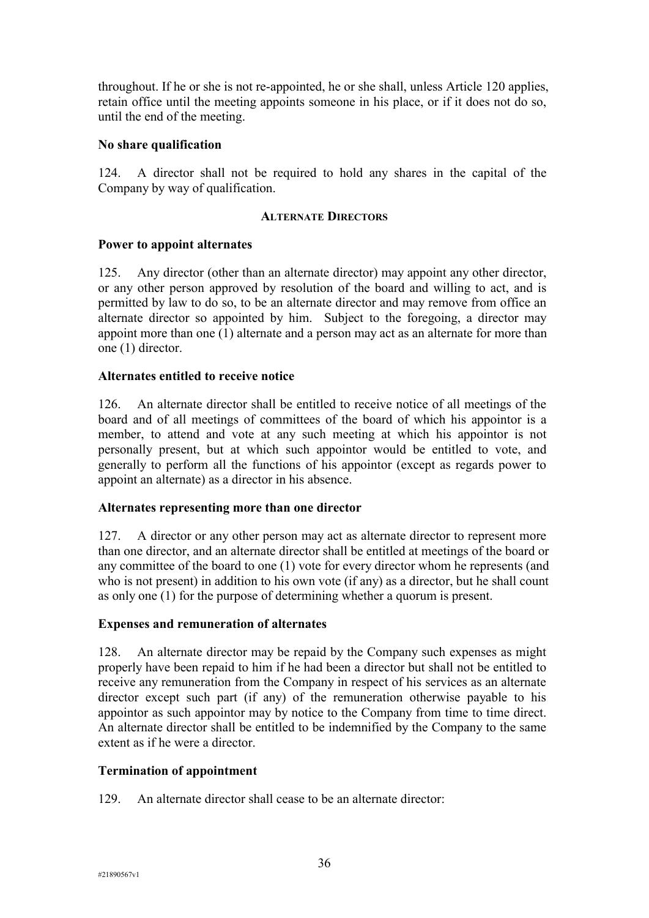throughout. If he or she is not re-appointed, he or she shall, unless Article 120 applies, retain office until the meeting appoints someone in his place, or if it does not do so, until the end of the meeting.

**No share qualification**

124. A director shall not be required to hold any shares in the capital of the Company by way of qualification.

## ALTERNATE DIRECTORS

**Power to appoint alternates**

125. Any director (other than an alternate director) may appoint any other director, or any other person approved by resolution of the board and willing to act, and is permitted by law to do so, to be an alternate director and may remove from office an alternate director so appointed by him. Subject to the foregoing, a director may appoint more than one (1) alternate and a person may act as an alternate for more than one (1) director.

**Alternates entitled to receive notice**

126. An alternate director shall be entitled to receive notice of all meetings of the board and of all meetings of committees of the board of which his appointor is a member, to attend and vote at any such meeting at which his appointor is not personally present, but at which such appointor would be entitled to vote, and generally to perform all the functions of his appointor (except as regards power to appoint an alternate) as a director in his absence.

**Alternates representing more than one director**

127. A director or any other person may act as alternate director to represent more than one director, and an alternate director shall be entitled at meetings of the board or any committee of the board to one (1) vote for every director whom he represents (and who is not present) in addition to his own vote (if any) as a director, but he shall count as only one (1) for the purpose of determining whether a quorum is present.

**Expenses and remuneration of alternates**

128. An alternate director may be repaid by the Company such expenses as might properly have been repaid to him if he had been a director but shall not be entitled to receive any remuneration from the Company in respect of his services as an alternate director except such part (if any) of the remuneration otherwise payable to his appointor as such appointor may by notice to the Company from time to time direct. An alternate director shall be entitled to be indemnified by the Company to the same extent as if he were a director.

**Termination of appointment**

129. An alternate director shall cease to be an alternate director: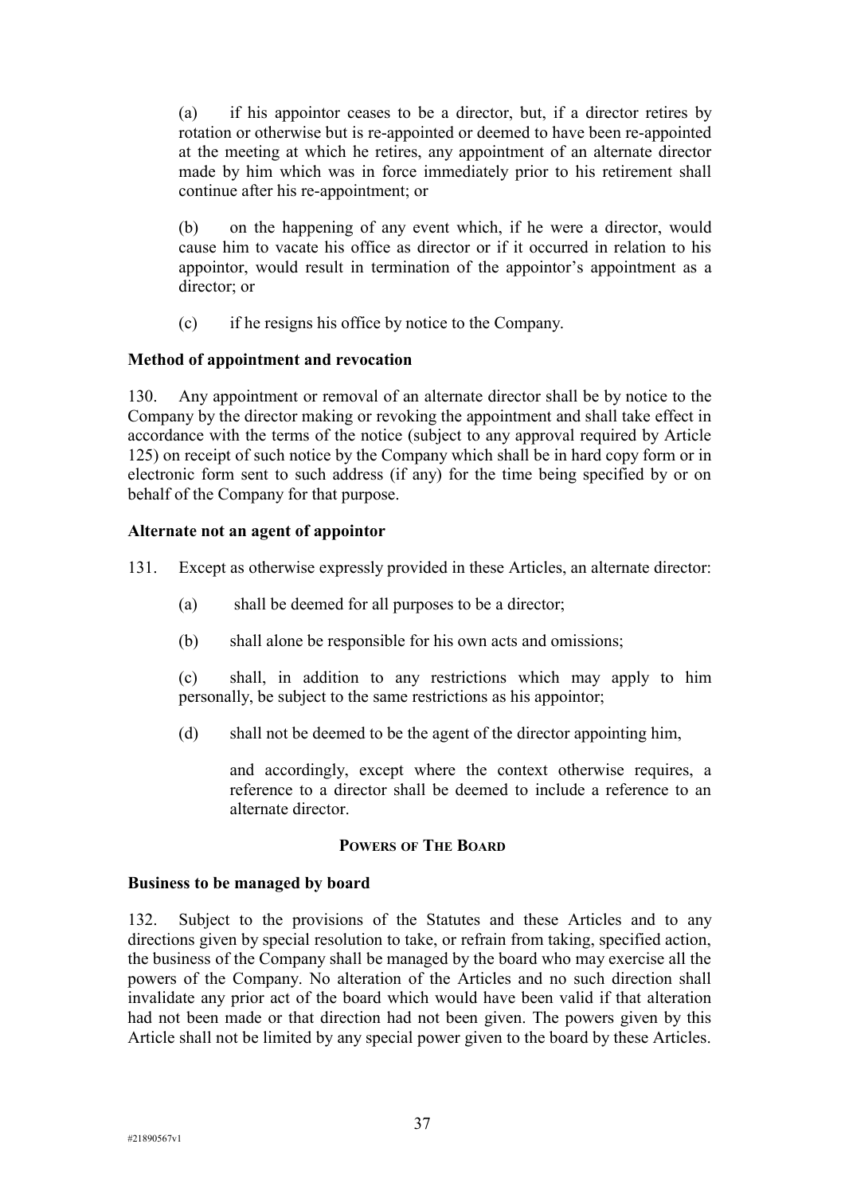(a) if his appointor ceases to be a director, but, if a director retires by rotation or otherwise but is re-appointed or deemed to have been re-appointed at the meeting at which he retires, any appointment of an alternate director made by him which was in force immediately prior to his retirement shall continue after his re-appointment; or

(b) on the happening of any event which, if he were a director, would cause him to vacate his office as director or if it occurred in relation to his appointor, would result in termination of the appointor's appointment as a director; or

(c) if he resigns his office by notice to the Company.

**Method of appointment and revocation**

130. Any appointment or removal of an alternate director shall be by notice to the Company by the director making or revoking the appointment and shall take effect in accordance with the terms of the notice (subject to any approval required by Article 125) on receipt of such notice by the Company which shall be in hard copy form or in electronic form sent to such address (if any) for the time being specified by or on behalf of the Company for that purpose.

**Alternate not an agent of appointor**

131. Except as otherwise expressly provided in these Articles, an alternate director:

(a) shall be deemed for all purposes to be a director;

(b) shall alone be responsible for his own acts and omissions;

(c) shall, in addition to any restrictions which may apply to him personally, be subject to the same restrictions as his appointor;

(d) shall not be deemed to be the agent of the director appointing him,

and accordingly, except where the context otherwise requires, a reference to a director shall be deemed to include a reference to an alternate director.

## POWERS OF THE BOARD

**Business to be managed by board**

132. Subject to the provisions of the Statutes and these Articles and to any directions given by special resolution to take, or refrain from taking, specified action, the business of the Company shall be managed by the board who may exercise all the powers of the Company. No alteration of the Articles and no such direction shall invalidate any prior act of the board which would have been valid if that alteration had not been made or that direction had not been given. The powers given by this Article shall not be limited by any special power given to the board by these Articles.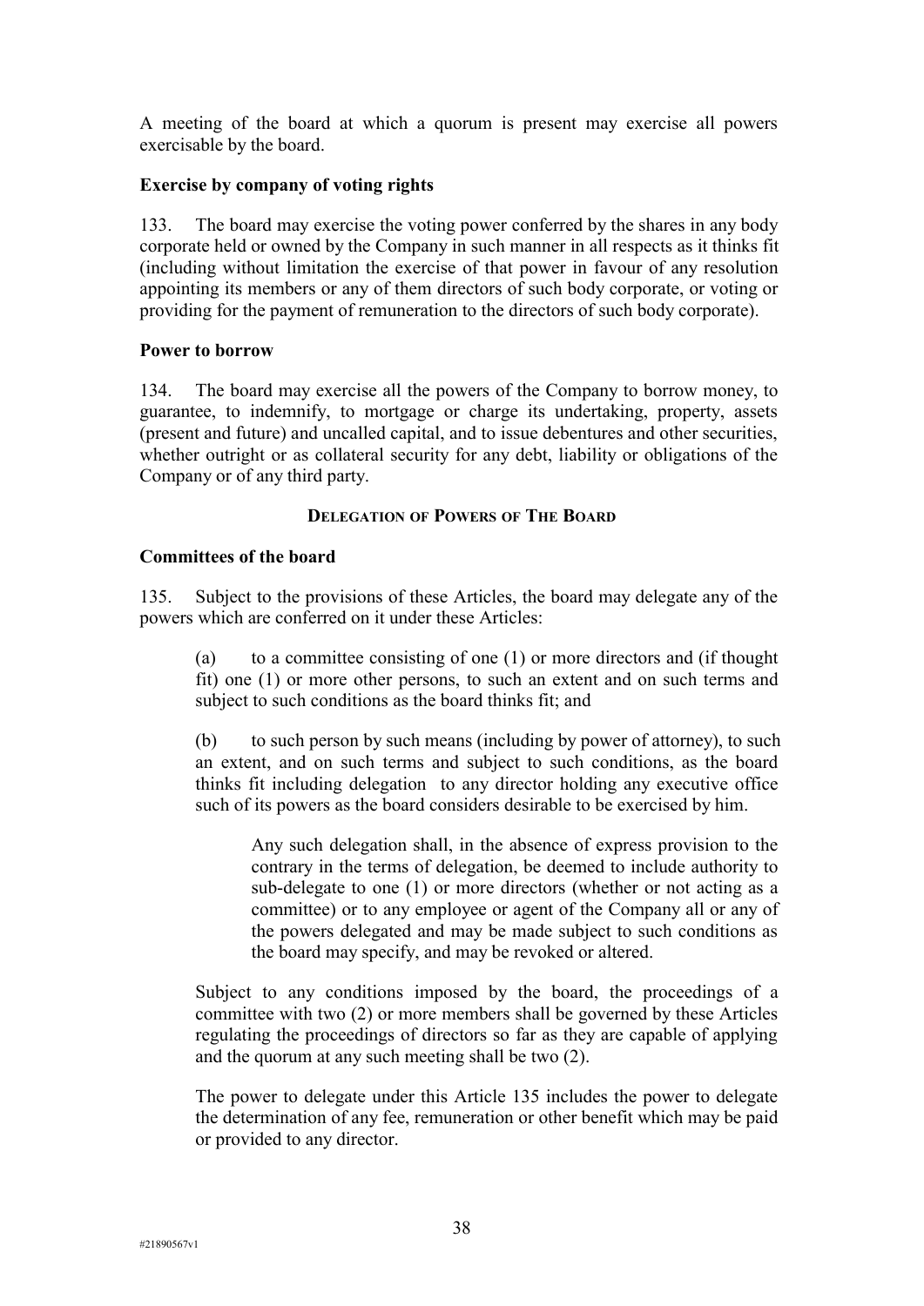A meeting of the board at which a quorum is present may exercise all powers exercisable by the board.

**Exercise by company of voting rights**

133. The board may exercise the voting power conferred by the shares in any body corporate held or owned by the Company in such manner in all respects as it thinks fit (including without limitation the exercise of that power in favour of any resolution appointing its members or any of them directors of such body corporate, or voting or providing for the payment of remuneration to the directors of such body corporate).

**Power to borrow**

134. The board may exercise all the powers of the Company to borrow money, to guarantee, to indemnify, to mortgage or charge its undertaking, property, assets (present and future) and uncalled capital, and to issue debentures and other securities, whether outright or as collateral security for any debt, liability or obligations of the Company or of any third party.

## DELEGATION OF POWERS OF THE BOARD

**Committees of the board**

135. Subject to the provisions of these Articles, the board may delegate any of the powers which are conferred on it under these Articles:

(a) to a committee consisting of one (1) or more directors and (if thought fit) one (1) or more other persons, to such an extent and on such terms and subject to such conditions as the board thinks fit; and

(b) to such person by such means (including by power of attorney), to such an extent, and on such terms and subject to such conditions, as the board thinks fit including delegation to any director holding any executive office such of its powers as the board considers desirable to be exercised by him.

Any such delegation shall, in the absence of express provision to the contrary in the terms of delegation, be deemed to include authority to sub-delegate to one (1) or more directors (whether or not acting as a committee) or to any employee or agent of the Company all or any of the powers delegated and may be made subject to such conditions as the board may specify, and may be revoked or altered.

Subject to any conditions imposed by the board, the proceedings of a committee with two (2) or more members shall be governed by these Articles regulating the proceedings of directors so far as they are capable of applying and the quorum at any such meeting shall be two (2).

The power to delegate under this Article 135 includes the power to delegate the determination of any fee, remuneration or other benefit which may be paid or provided to any director.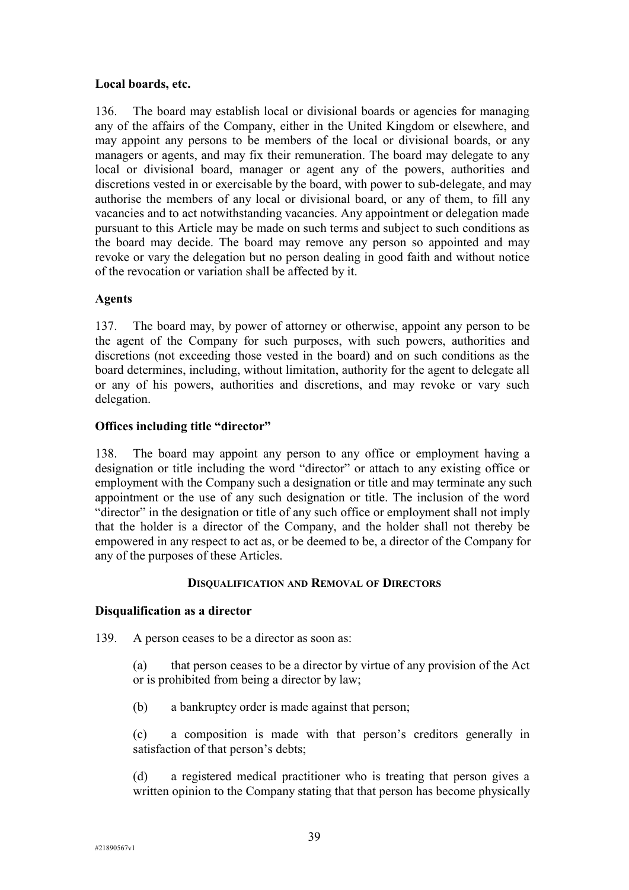**Local boards, etc.**

136. The board may establish local or divisional boards or agencies for managing any of the affairs of the Company, either in the United Kingdom or elsewhere, and may appoint any persons to be members of the local or divisional boards, or any managers or agents, and may fix their remuneration. The board may delegate to any local or divisional board, manager or agent any of the powers, authorities and discretions vested in or exercisable by the board, with power to sub-delegate, and may authorise the members of any local or divisional board, or any of them, to fill any vacancies and to act notwithstanding vacancies. Any appointment or delegation made pursuant to this Article may be made on such terms and subject to such conditions as the board may decide. The board may remove any person so appointed and may revoke or vary the delegation but no person dealing in good faith and without notice of the revocation or variation shall be affected by it.

**Agents**

137. The board may, by power of attorney or otherwise, appoint any person to be the agent of the Company for such purposes, with such powers, authorities and discretions (not exceeding those vested in the board) and on such conditions as the board determines, including, without limitation, authority for the agent to delegate all or any of his powers, authorities and discretions, and may revoke or vary such delegation.

**Offices including title "director"**

138. The board may appoint any person to any office or employment having a designation or title including the word "director" or attach to any existing office or employment with the Company such a designation or title and may terminate any such appointment or the use of any such designation or title. The inclusion of the word "director" in the designation or title of any such office or employment shall not imply that the holder is a director of the Company, and the holder shall not thereby be empowered in any respect to act as, or be deemed to be, a director of the Company for any of the purposes of these Articles.

## DISQUALIFICATION AND REMOVAL OF DIRECTORS

**Disqualification as a director**

139. A person ceases to be a director as soon as:

(a) that person ceases to be a director by virtue of any provision of the Act or is prohibited from being a director by law;

(b) a bankruptcy order is made against that person;

(c) a composition is made with that person's creditors generally in satisfaction of that person's debts;

(d) a registered medical practitioner who is treating that person gives a written opinion to the Company stating that that person has become physically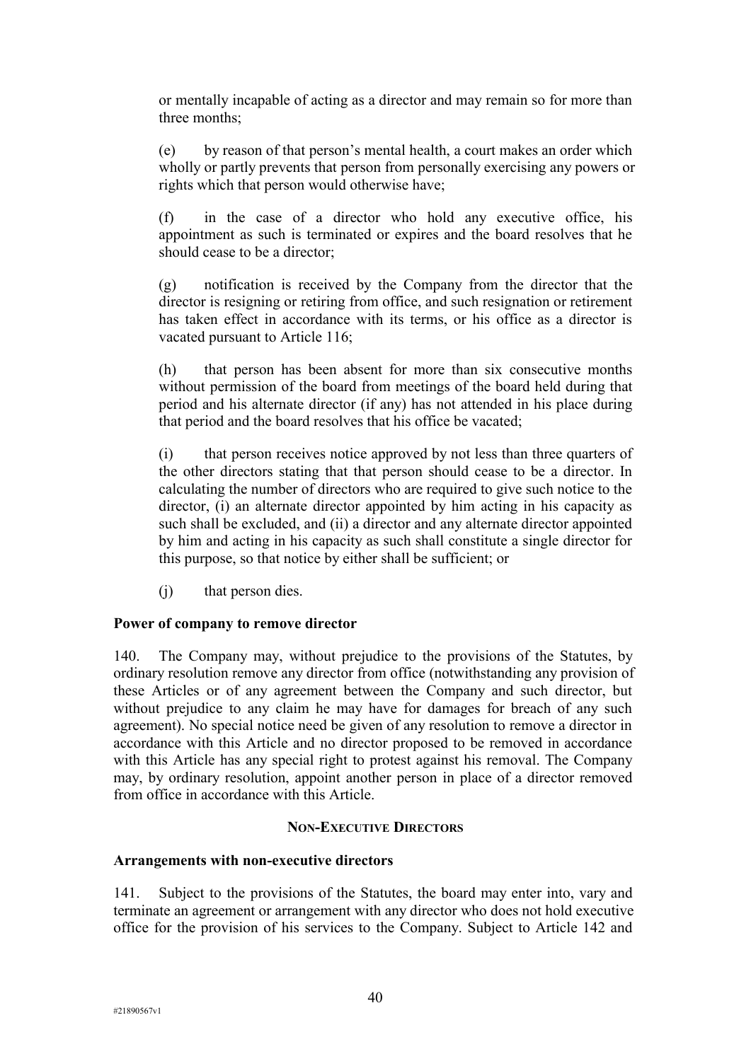or mentally incapable of acting as a director and may remain so for more than three months;

(e) by reason of that person's mental health, a court makes an order which wholly or partly prevents that person from personally exercising any powers or rights which that person would otherwise have;

(f) in the case of a director who hold any executive office, his appointment as such is terminated or expires and the board resolves that he should cease to be a director;

(g) notification is received by the Company from the director that the director is resigning or retiring from office, and such resignation or retirement has taken effect in accordance with its terms, or his office as a director is vacated pursuant to Article 116;

(h) that person has been absent for more than six consecutive months without permission of the board from meetings of the board held during that period and his alternate director (if any) has not attended in his place during that period and the board resolves that his office be vacated;

(i) that person receives notice approved by not less than three quarters of the other directors stating that that person should cease to be a director. In calculating the number of directors who are required to give such notice to the director, (i) an alternate director appointed by him acting in his capacity as such shall be excluded, and (ii) a director and any alternate director appointed by him and acting in his capacity as such shall constitute a single director for this purpose, so that notice by either shall be sufficient; or

(j) that person dies.

**Power of company to remove director**

140. The Company may, without prejudice to the provisions of the Statutes, by ordinary resolution remove any director from office (notwithstanding any provision of these Articles or of any agreement between the Company and such director, but without prejudice to any claim he may have for damages for breach of any such agreement). No special notice need be given of any resolution to remove a director in accordance with this Article and no director proposed to be removed in accordance with this Article has any special right to protest against his removal. The Company may, by ordinary resolution, appoint another person in place of a director removed from office in accordance with this Article.

## NON-EXECUTIVE DIRECTORS

**Arrangements with non-executive directors**

141. Subject to the provisions of the Statutes, the board may enter into, vary and terminate an agreement or arrangement with any director who does not hold executive office for the provision of his services to the Company. Subject to Article 142 and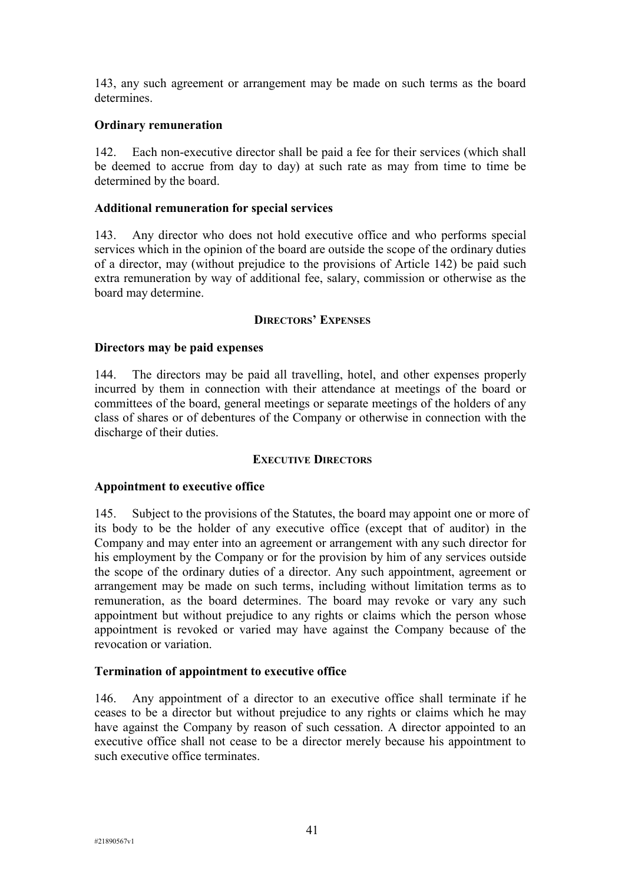143, any such agreement or arrangement may be made on such terms as the board determines.

**Ordinary remuneration**

142. Each non-executive director shall be paid a fee for their services (which shall be deemed to accrue from day to day) at such rate as may from time to time be determined by the board.

**Additional remuneration for special services**

143. Any director who does not hold executive office and who performs special services which in the opinion of the board are outside the scope of the ordinary duties of a director, may (without prejudice to the provisions of Article 142) be paid such extra remuneration by way of additional fee, salary, commission or otherwise as the board may determine.

## DIRECTORS' EXPENSES

**Directors may be paid expenses**

144. The directors may be paid all travelling, hotel, and other expenses properly incurred by them in connection with their attendance at meetings of the board or committees of the board, general meetings or separate meetings of the holders of any class of shares or of debentures of the Company or otherwise in connection with the discharge of their duties.

## EXECUTIVE DIRECTORS

**Appointment to executive office**

145. Subject to the provisions of the Statutes, the board may appoint one or more of its body to be the holder of any executive office (except that of auditor) in the Company and may enter into an agreement or arrangement with any such director for his employment by the Company or for the provision by him of any services outside the scope of the ordinary duties of a director. Any such appointment, agreement or arrangement may be made on such terms, including without limitation terms as to remuneration, as the board determines. The board may revoke or vary any such appointment but without prejudice to any rights or claims which the person whose appointment is revoked or varied may have against the Company because of the revocation or variation.

**Termination of appointment to executive office**

146. Any appointment of a director to an executive office shall terminate if he ceases to be a director but without prejudice to any rights or claims which he may have against the Company by reason of such cessation. A director appointed to an executive office shall not cease to be a director merely because his appointment to such executive office terminates.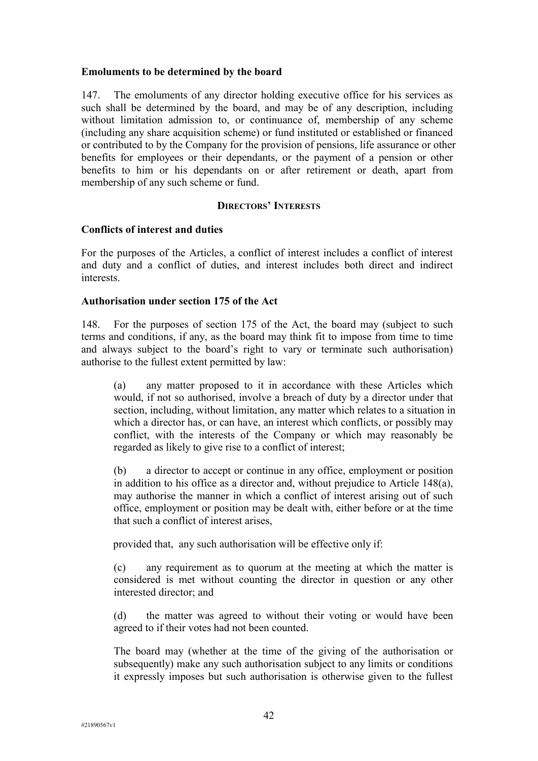**Emoluments to be determined by the board**

147. The emoluments of any director holding executive office for his services as such shall be determined by the board, and may be of any description, including without limitation admission to, or continuance of, membership of any scheme (including any share acquisition scheme) or fund instituted or established or financed or contributed to by the Company for the provision of pensions, life assurance or other benefits for employees or their dependants, or the payment of a pension or other benefits to him or his dependants on or after retirement or death, apart from membership of any such scheme or fund.

## DIRECTORS' INTERESTS

**Conflicts of interest and duties**

For the purposes of the Articles, a conflict of interest includes a conflict of interest and duty and a conflict of duties, and interest includes both direct and indirect interests.

**Authorisation under section 175 of the Act**

148. For the purposes of section 175 of the Act, the board may (subject to such terms and conditions, if any, as the board may think fit to impose from time to time and always subject to the board's right to vary or terminate such authorisation) authorise to the fullest extent permitted by law:

(a) any matter proposed to it in accordance with these Articles which would, if not so authorised, involve a breach of duty by a director under that section, including, without limitation, any matter which relates to a situation in which a director has, or can have, an interest which conflicts, or possibly may conflict, with the interests of the Company or which may reasonably be regarded as likely to give rise to a conflict of interest;

(b) a director to accept or continue in any office, employment or position in addition to his office as a director and, without prejudice to Article 148(a), may authorise the manner in which a conflict of interest arising out of such office, employment or position may be dealt with, either before or at the time that such a conflict of interest arises,

provided that, any such authorisation will be effective only if:

(c) any requirement as to quorum at the meeting at which the matter is considered is met without counting the director in question or any other interested director; and

(d) the matter was agreed to without their voting or would have been agreed to if their votes had not been counted.

The board may (whether at the time of the giving of the authorisation or subsequently) make any such authorisation subject to any limits or conditions it expressly imposes but such authorisation is otherwise given to the fullest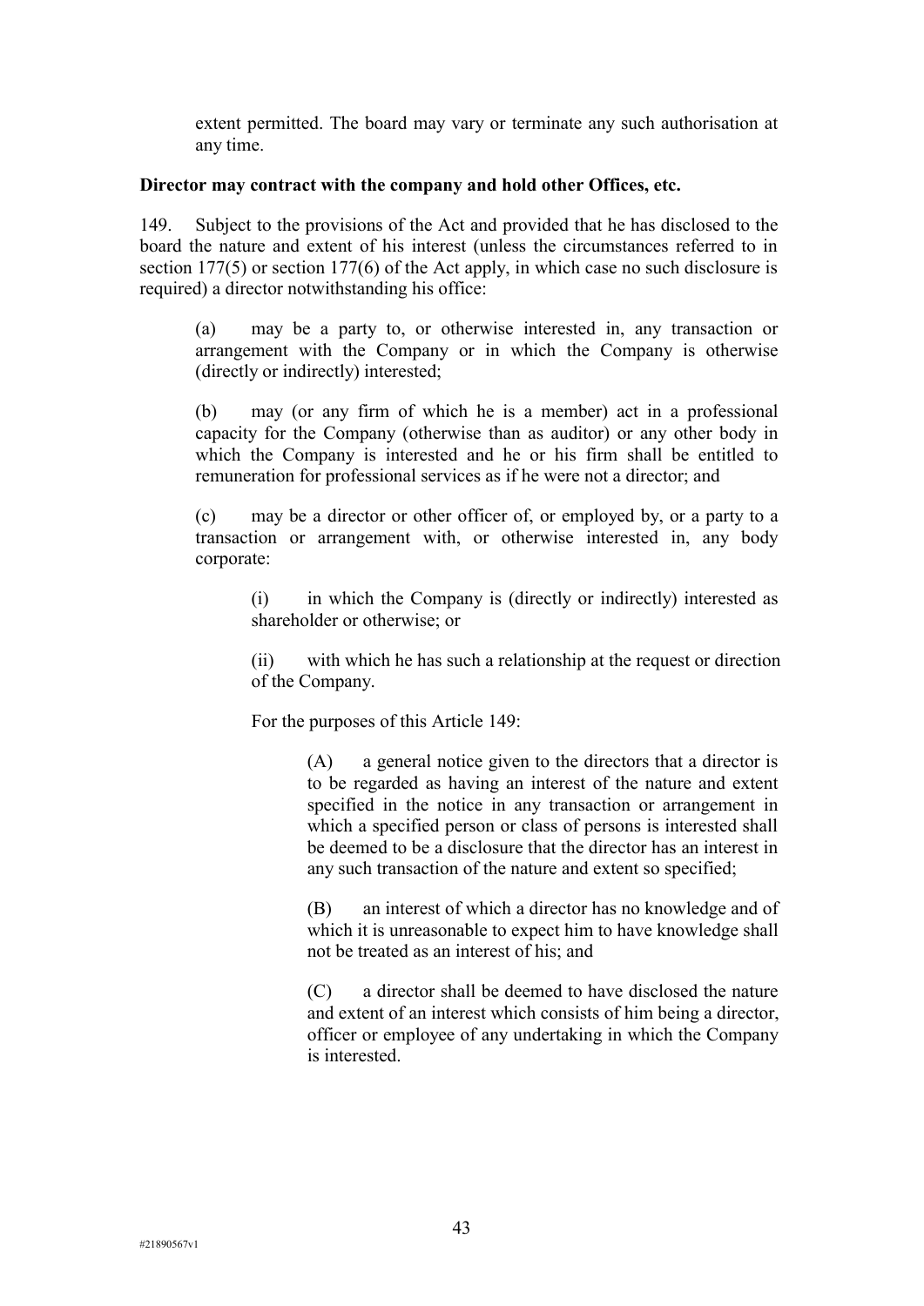extent permitted. The board may vary or terminate any such authorisation at any time.

**Director may contract with the company and hold other Offices, etc.**

149. Subject to the provisions of the Act and provided that he has disclosed to the board the nature and extent of his interest (unless the circumstances referred to in section 177(5) or section 177(6) of the Act apply, in which case no such disclosure is required) a director notwithstanding his office:

(a) may be a party to, or otherwise interested in, any transaction or arrangement with the Company or in which the Company is otherwise (directly or indirectly) interested;

(b) may (or any firm of which he is a member) act in a professional capacity for the Company (otherwise than as auditor) or any other body in which the Company is interested and he or his firm shall be entitled to remuneration for professional services as if he were not a director; and

(c) may be a director or other officer of, or employed by, or a party to a transaction or arrangement with, or otherwise interested in, any body corporate:

(i) in which the Company is (directly or indirectly) interested as shareholder or otherwise; or

(ii) with which he has such a relationship at the request or direction of the Company.

For the purposes of this Article 149:

(A) a general notice given to the directors that a director is to be regarded as having an interest of the nature and extent specified in the notice in any transaction or arrangement in which a specified person or class of persons is interested shall be deemed to be a disclosure that the director has an interest in any such transaction of the nature and extent so specified;

(B) an interest of which a director has no knowledge and of which it is unreasonable to expect him to have knowledge shall not be treated as an interest of his; and

(C) a director shall be deemed to have disclosed the nature and extent of an interest which consists of him being a director, officer or employee of any undertaking in which the Company is interested.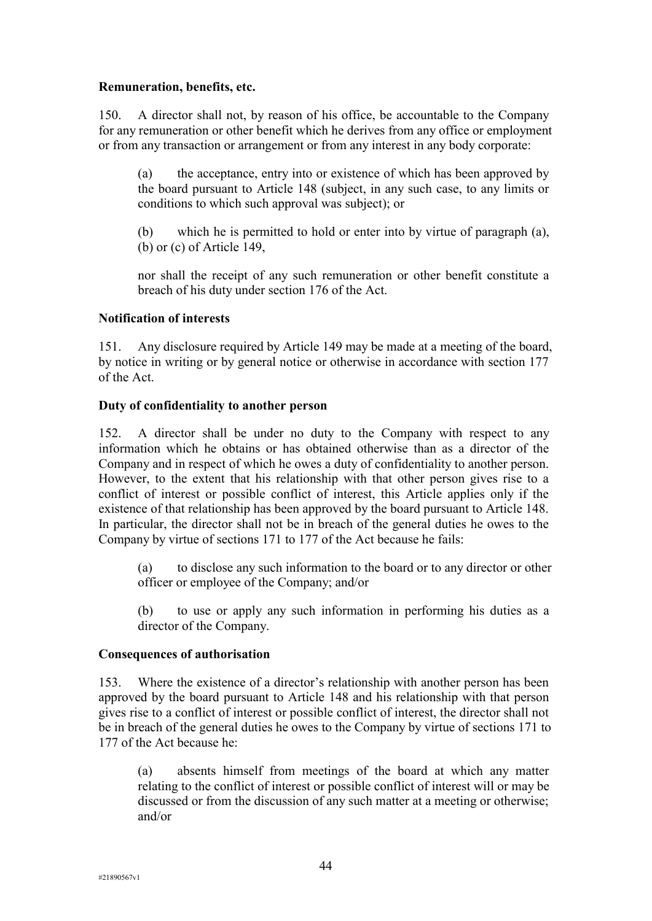**Remuneration, benefits, etc.**

150. A director shall not, by reason of his office, be accountable to the Company for any remuneration or other benefit which he derives from any office or employment or from any transaction or arrangement or from any interest in any body corporate:

(a) the acceptance, entry into or existence of which has been approved by the board pursuant to Article 148 (subject, in any such case, to any limits or conditions to which such approval was subject); or

(b) which he is permitted to hold or enter into by virtue of paragraph (a), (b) or (c) of Article 149,

nor shall the receipt of any such remuneration or other benefit constitute a breach of his duty under section 176 of the Act.

**Notification of interests**

151. Any disclosure required by Article 149 may be made at a meeting of the board, by notice in writing or by general notice or otherwise in accordance with section 177 of the Act.

**Duty of confidentiality to another person**

152. A director shall be under no duty to the Company with respect to any information which he obtains or has obtained otherwise than as a director of the Company and in respect of which he owes a duty of confidentiality to another person. However, to the extent that his relationship with that other person gives rise to a conflict of interest or possible conflict of interest, this Article applies only if the existence of that relationship has been approved by the board pursuant to Article 148. In particular, the director shall not be in breach of the general duties he owes to the Company by virtue of sections 171 to 177 of the Act because he fails:

(a) to disclose any such information to the board or to any director or other officer or employee of the Company; and/or

(b) to use or apply any such information in performing his duties as a director of the Company.

**Consequences of authorisation**

153. Where the existence of a director's relationship with another person has been approved by the board pursuant to Article 148 and his relationship with that person gives rise to a conflict of interest or possible conflict of interest, the director shall not be in breach of the general duties he owes to the Company by virtue of sections 171 to 177 of the Act because he:

(a) absents himself from meetings of the board at which any matter relating to the conflict of interest or possible conflict of interest will or may be discussed or from the discussion of any such matter at a meeting or otherwise; and/or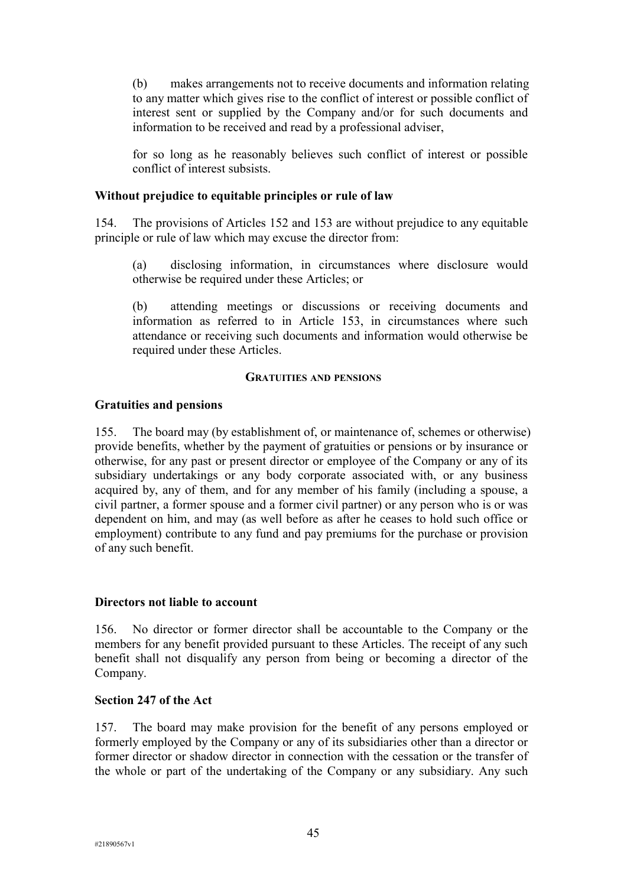(b) makes arrangements not to receive documents and information relating to any matter which gives rise to the conflict of interest or possible conflict of interest sent or supplied by the Company and/or for such documents and information to be received and read by a professional adviser,

for so long as he reasonably believes such conflict of interest or possible conflict of interest subsists.

**Without prejudice to equitable principles or rule of law**

154. The provisions of Articles 152 and 153 are without prejudice to any equitable principle or rule of law which may excuse the director from:

(a) disclosing information, in circumstances where disclosure would otherwise be required under these Articles; or

(b) attending meetings or discussions or receiving documents and information as referred to in Article 153, in circumstances where such attendance or receiving such documents and information would otherwise be required under these Articles.

## GRATUITIES AND PENSIONS

**Gratuities and pensions**

155. The board may (by establishment of, or maintenance of, schemes or otherwise) provide benefits, whether by the payment of gratuities or pensions or by insurance or otherwise, for any past or present director or employee of the Company or any of its subsidiary undertakings or any body corporate associated with, or any business acquired by, any of them, and for any member of his family (including a spouse, a civil partner, a former spouse and a former civil partner) or any person who is or was dependent on him, and may (as well before as after he ceases to hold such office or employment) contribute to any fund and pay premiums for the purchase or provision of any such benefit.

**Directors not liable to account**

156. No director or former director shall be accountable to the Company or the members for any benefit provided pursuant to these Articles. The receipt of any such benefit shall not disqualify any person from being or becoming a director of the Company.

**Section 247 of the Act**

157. The board may make provision for the benefit of any persons employed or formerly employed by the Company or any of its subsidiaries other than a director or former director or shadow director in connection with the cessation or the transfer of the whole or part of the undertaking of the Company or any subsidiary. Any such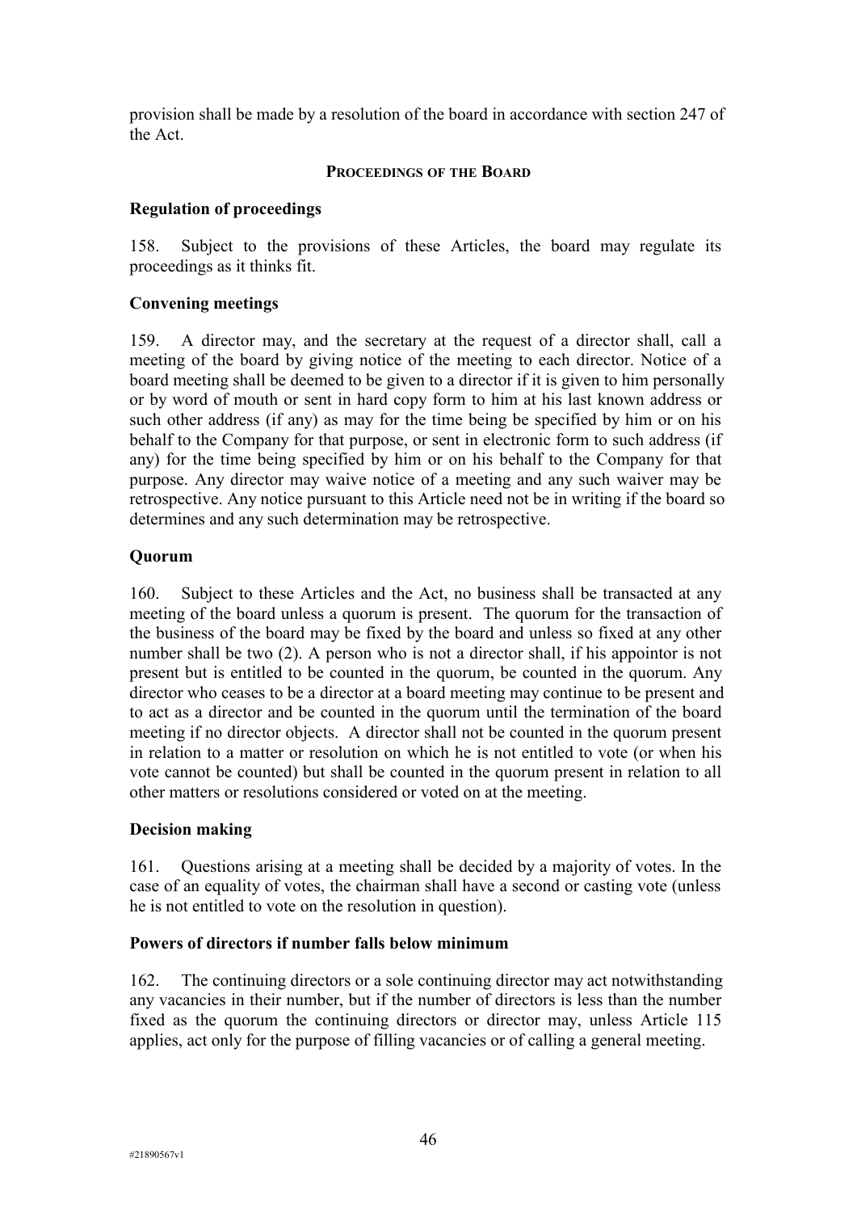provision shall be made by a resolution of the board in accordance with section 247 of the Act.

## PROCEEDINGS OF THE BOARD

### Regulation of proceedings

158. Subject to the provisions of these Articles, the board may regulate its proceedings as it thinks fit.

### Convening meetings

159. A director may, and the secretary at the request of a director shall, call a meeting of the board by giving notice of the meeting to each director. Notice of a board meeting shall be deemed to be given to a director if it is given to him personally or by word of mouth or sent in hard copy form to him at his last known address or such other address (if any) as may for the time being be specified by him or on his behalf to the Company for that purpose, or sent in electronic form to such address (if any) for the time being specified by him or on his behalf to the Company for that purpose. Any director may waive notice of a meeting and any such waiver may be retrospective. Any notice pursuant to this Article need not be in writing if the board so determines and any such determination may be retrospective.

### Quorum

160. Subject to these Articles and the Act, no business shall be transacted at any meeting of the board unless a quorum is present. The quorum for the transaction of the business of the board may be fixed by the board and unless so fixed at any other number shall be two (2). A person who is not a director shall, if his appointor is not present but is entitled to be counted in the quorum, be counted in the quorum. Any director who ceases to be a director at a board meeting may continue to be present and to act as a director and be counted in the quorum until the termination of the board meeting if no director objects. A director shall not be counted in the quorum present in relation to a matter or resolution on which he is not entitled to vote (or when his vote cannot be counted) but shall be counted in the quorum present in relation to all other matters or resolutions considered or voted on at the meeting.

### Decision making

161. Questions arising at a meeting shall be decided by a majority of votes. In the case of an equality of votes, the chairman shall have a second or casting vote (unless he is not entitled to vote on the resolution in question).

### Powers of directors if number falls below minimum

162. The continuing directors or a sole continuing director may act notwithstanding any vacancies in their number, but if the number of directors is less than the number fixed as the quorum the continuing directors or director may, unless Article 115 applies, act only for the purpose of filling vacancies or of calling a general meeting.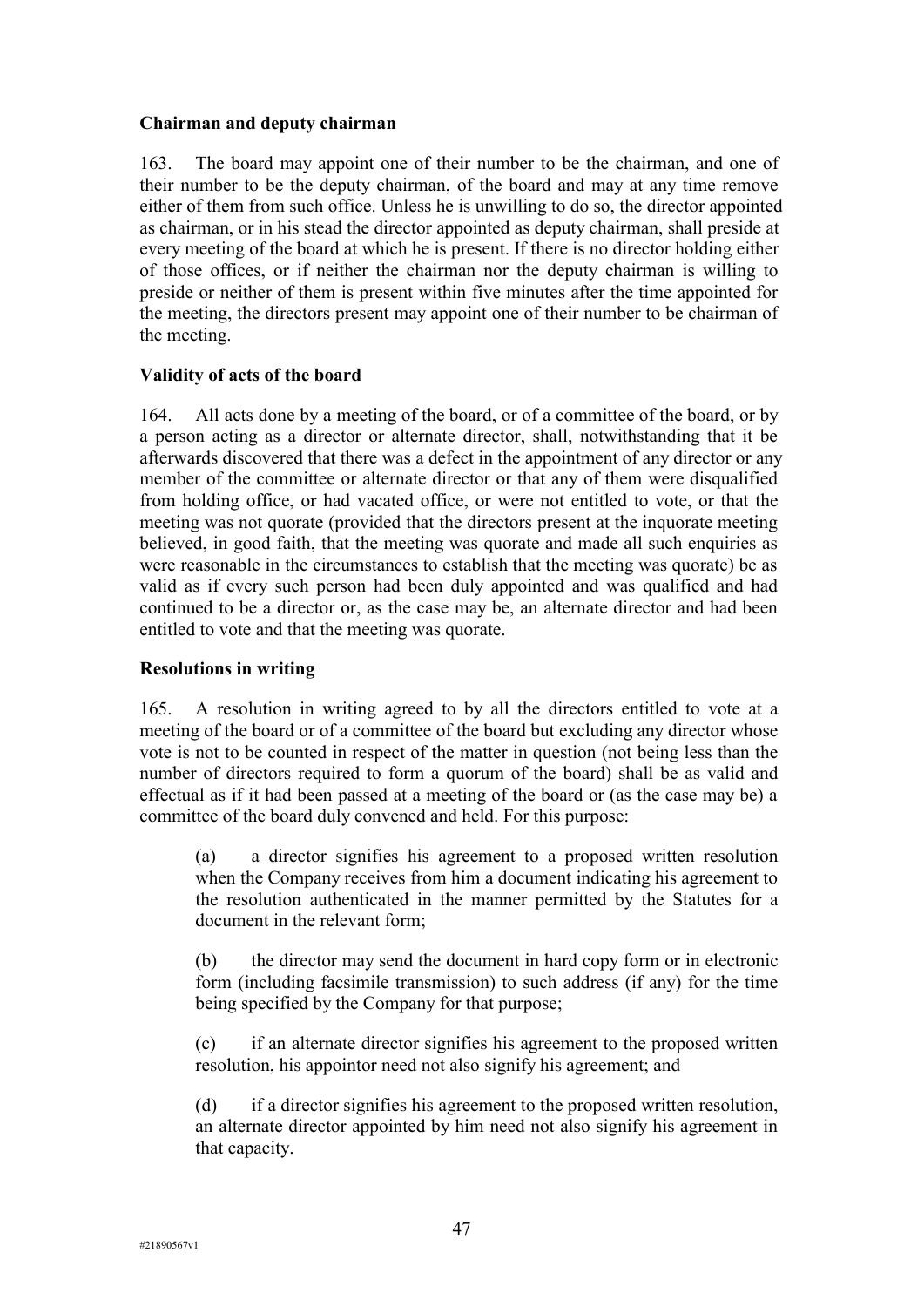**Chairman and deputy chairman**

163. The board may appoint one of their number to be the chairman, and one of their number to be the deputy chairman, of the board and may at any time remove either of them from such office. Unless he is unwilling to do so, the director appointed as chairman, or in his stead the director appointed as deputy chairman, shall preside at every meeting of the board at which he is present. If there is no director holding either of those offices, or if neither the chairman nor the deputy chairman is willing to preside or neither of them is present within five minutes after the time appointed for the meeting, the directors present may appoint one of their number to be chairman of the meeting.

**Validity of acts of the board**

164. All acts done by a meeting of the board, or of a committee of the board, or by a person acting as a director or alternate director, shall, notwithstanding that it be afterwards discovered that there was a defect in the appointment of any director or any member of the committee or alternate director or that any of them were disqualified from holding office, or had vacated office, or were not entitled to vote, or that the meeting was not quorate (provided that the directors present at the inquorate meeting believed, in good faith, that the meeting was quorate and made all such enquiries as were reasonable in the circumstances to establish that the meeting was quorate) be as valid as if every such person had been duly appointed and was qualified and had continued to be a director or, as the case may be, an alternate director and had been entitled to vote and that the meeting was quorate.

**Resolutions in writing**

165. A resolution in writing agreed to by all the directors entitled to vote at a meeting of the board or of a committee of the board but excluding any director whose vote is not to be counted in respect of the matter in question (not being less than the number of directors required to form a quorum of the board) shall be as valid and effectual as if it had been passed at a meeting of the board or (as the case may be) a committee of the board duly convened and held. For this purpose:

(a) a director signifies his agreement to a proposed written resolution when the Company receives from him a document indicating his agreement to the resolution authenticated in the manner permitted by the Statutes for a document in the relevant form;

(b) the director may send the document in hard copy form or in electronic form (including facsimile transmission) to such address (if any) for the time being specified by the Company for that purpose;

(c) if an alternate director signifies his agreement to the proposed written resolution, his appointor need not also signify his agreement; and

(d) if a director signifies his agreement to the proposed written resolution, an alternate director appointed by him need not also signify his agreement in that capacity.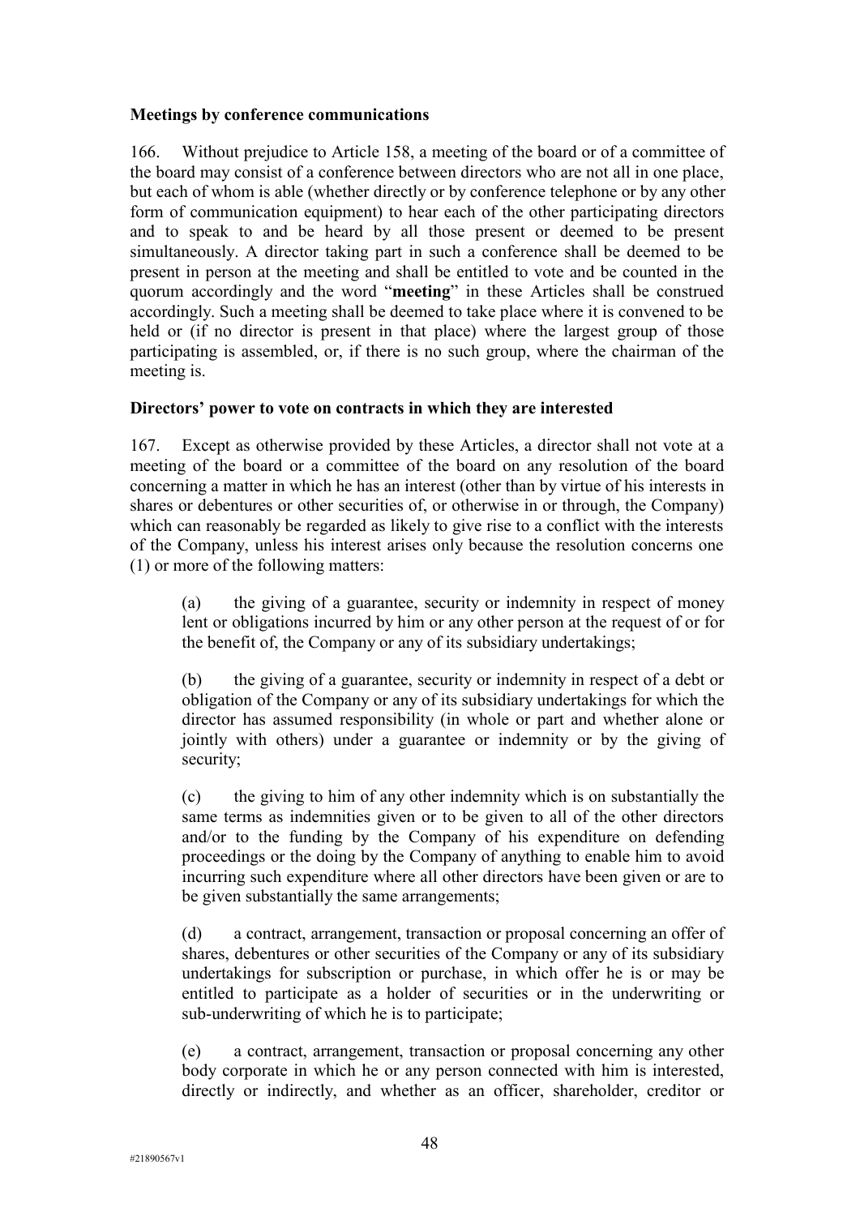**Meetings by conference communications**

166. Without prejudice to Article 158, a meeting of the board or of a committee of the board may consist of a conference between directors who are not all in one place, but each of whom is able (whether directly or by conference telephone or by any other form of communication equipment) to hear each of the other participating directors and to speak to and be heard by all those present or deemed to be present simultaneously. A director taking part in such a conference shall be deemed to be present in person at the meeting and shall be entitled to vote and be counted in the quorum accordingly and the word "**meeting**" in these Articles shall be construed accordingly. Such a meeting shall be deemed to take place where it is convened to be held or (if no director is present in that place) where the largest group of those participating is assembled, or, if there is no such group, where the chairman of the meeting is.

**Directors' power to vote on contracts in which they are interested**

167. Except as otherwise provided by these Articles, a director shall not vote at a meeting of the board or a committee of the board on any resolution of the board concerning a matter in which he has an interest (other than by virtue of his interests in shares or debentures or other securities of, or otherwise in or through, the Company) which can reasonably be regarded as likely to give rise to a conflict with the interests of the Company, unless his interest arises only because the resolution concerns one (1) or more of the following matters:

(a) the giving of a guarantee, security or indemnity in respect of money lent or obligations incurred by him or any other person at the request of or for the benefit of, the Company or any of its subsidiary undertakings;

(b) the giving of a guarantee, security or indemnity in respect of a debt or obligation of the Company or any of its subsidiary undertakings for which the director has assumed responsibility (in whole or part and whether alone or jointly with others) under a guarantee or indemnity or by the giving of security;

(c) the giving to him of any other indemnity which is on substantially the same terms as indemnities given or to be given to all of the other directors and/or to the funding by the Company of his expenditure on defending proceedings or the doing by the Company of anything to enable him to avoid incurring such expenditure where all other directors have been given or are to be given substantially the same arrangements;

(d) a contract, arrangement, transaction or proposal concerning an offer of shares, debentures or other securities of the Company or any of its subsidiary undertakings for subscription or purchase, in which offer he is or may be entitled to participate as a holder of securities or in the underwriting or sub-underwriting of which he is to participate;

(e) a contract, arrangement, transaction or proposal concerning any other body corporate in which he or any person connected with him is interested, directly or indirectly, and whether as an officer, shareholder, creditor or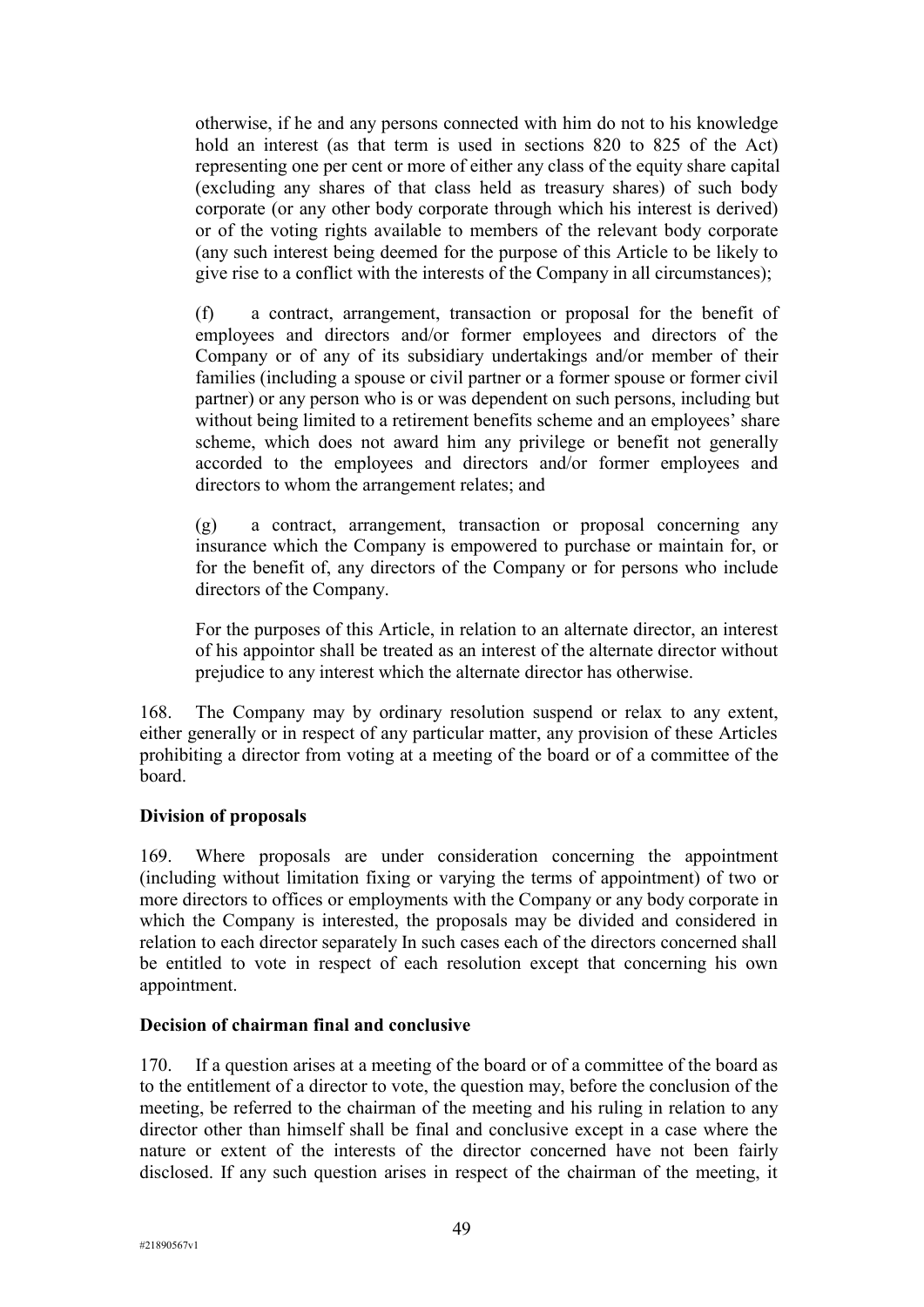otherwise, if he and any persons connected with him do not to his knowledge hold an interest (as that term is used in sections 820 to 825 of the Act) representing one per cent or more of either any class of the equity share capital (excluding any shares of that class held as treasury shares) of such body corporate (or any other body corporate through which his interest is derived) or of the voting rights available to members of the relevant body corporate (any such interest being deemed for the purpose of this Article to be likely to give rise to a conflict with the interests of the Company in all circumstances);

(f) a contract, arrangement, transaction or proposal for the benefit of employees and directors and/or former employees and directors of the Company or of any of its subsidiary undertakings and/or member of their families (including a spouse or civil partner or a former spouse or former civil partner) or any person who is or was dependent on such persons, including but without being limited to a retirement benefits scheme and an employees' share scheme, which does not award him any privilege or benefit not generally accorded to the employees and directors and/or former employees and directors to whom the arrangement relates; and

(g) a contract, arrangement, transaction or proposal concerning any insurance which the Company is empowered to purchase or maintain for, or for the benefit of, any directors of the Company or for persons who include directors of the Company.

For the purposes of this Article, in relation to an alternate director, an interest of his appointor shall be treated as an interest of the alternate director without prejudice to any interest which the alternate director has otherwise.

168. The Company may by ordinary resolution suspend or relax to any extent, either generally or in respect of any particular matter, any provision of these Articles prohibiting a director from voting at a meeting of the board or of a committee the board.

**Division of proposals**

169. Where proposals are under consideration concerning the appointment (including without limitation fixing or varying the terms of appointment) of two or more directors to offices or employments with the Company or any body corporate in which the Company is interested, the proposals may be divided and considered in relation to each director separately In such cases each of the directors concerned shall be entitled to vote in respect of each resolution except that concerning his own appointment.

**Decision of chairman final and conclusive**

170. If a question arises at a meeting of the board or of a committee of the board as to the entitlement of a director to vote, the question may, before the conclusion of the meeting, be referred to the chairman of the meeting and his ruling in relation to any director other than himself shall be final and conclusive except in a case where the nature or extent of the interests of the director concerned have not been fairly disclosed. If any such question arises in respect of the chairman of the meeting, it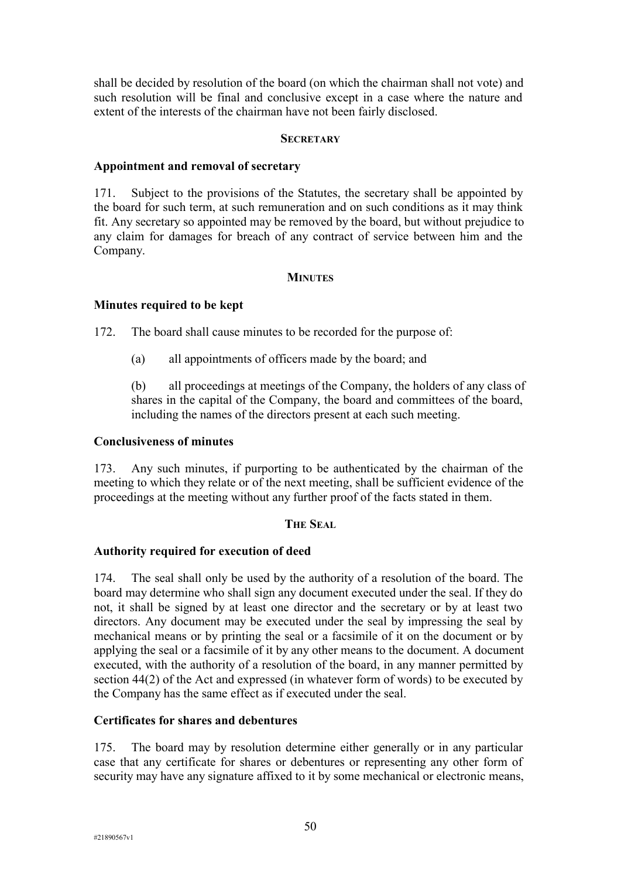shall be decided by resolution of the board (on which the chairman shall not vote) and such resolution will be final and conclusive except in a case where the nature and extent of the interests of the chairman have not been fairly disclosed.

## SECRETARY

### Appointment and removal of secretary

171. Subject to the provisions of the Statutes, the secretary shall be appointed by the board for such term, at such remuneration and on such conditions as it may think fit. Any secretary so appointed may be removed by the board, but without prejudice to any claim for damages for breach of any contract of service between him and the Company.

## MINUTES

### Minutes required to be kept

172. The board shall cause minutes to be recorded for the purpose of:

(a) all appointments of officers made by the board; and

(b) all proceedings at meetings of the Company, the holders of any class of shares in the capital of the Company, the board and committees of the board, including the names of the directors present at each such meeting.

### Conclusiveness of minutes

173. Any such minutes, if purporting to be authenticated by the chairman of the meeting to which they relate or of the next meeting, shall be sufficient evidence of the proceedings at the meeting without any further proof of the facts stated in them.

## THE SEAL

### Authority required for execution of deed

174. The seal shall only be used by the authority of a resolution of the board. The board may determine who shall sign any document executed under the seal. If they do not, it shall be signed by at least one director and the secretary or by at least two directors. Any document may be executed under the seal by impressing the seal by mechanical means or by printing the seal or a facsimile of it on the document or by applying the seal or a facsimile of it by any other means to the document. A document executed, with the authority of a resolution of the board, in any manner permitted by section 44(2) of the Act and expressed (in whatever form of words) to be executed by the Company has the same effect as if executed under the seal.

### Certificates for shares and debentures

175. The board may by resolution determine either generally or in any particular case that any certificate for shares or debentures or representing any other form of security may have any signature affixed to it by some mechanical or electronic means,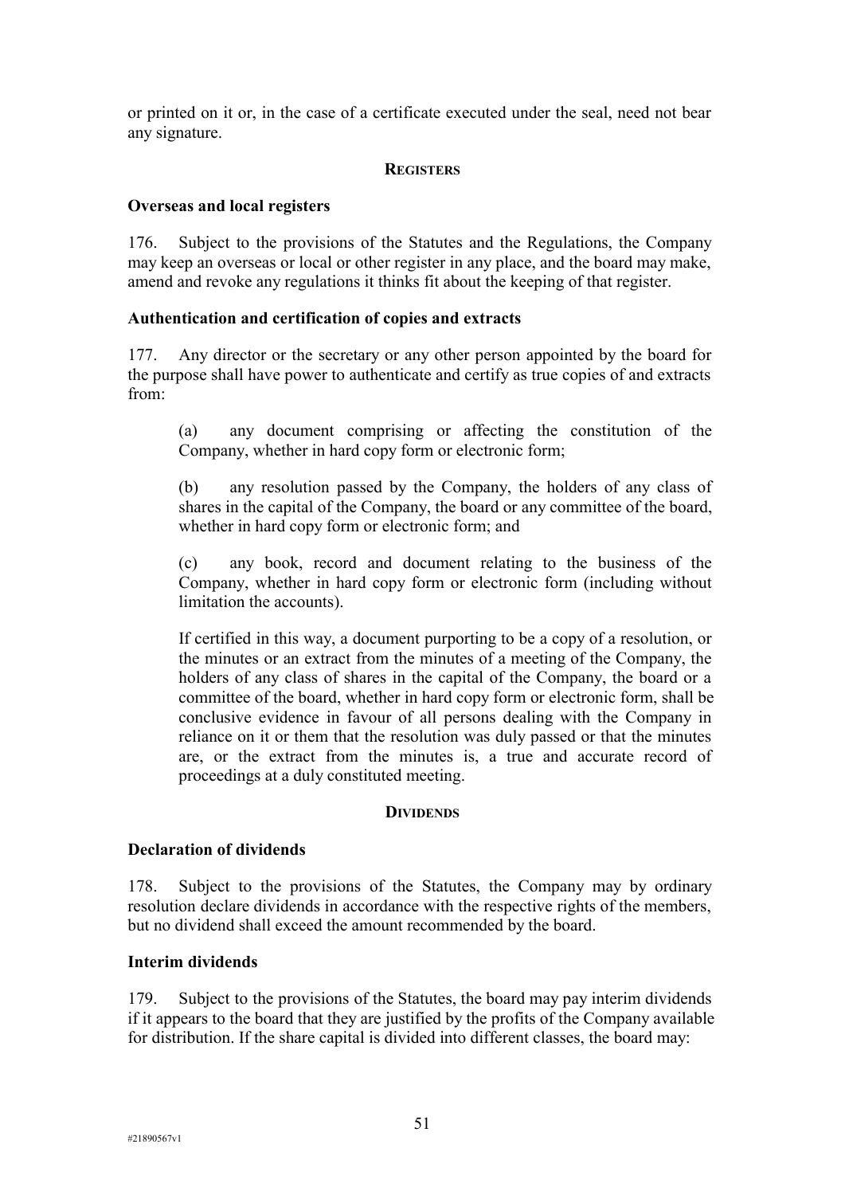or printed on it or, in the case of a certificate executed under the seal, need not bear any signature.

## REGISTERS

### Overseas and local registers

176. Subject to the provisions of the Statutes and the Regulations, the Company may keep an overseas or local or other register in any place, and the board may make, amend and revoke any regulations it thinks fit about the keeping of that register.

### Authentication and certification of copies and extracts

177. Any director or the secretary or any other person appointed by the board for the purpose shall have power to authenticate and certify as true copies of and extracts from:

(a) any document comprising or affecting the constitution of the Company, whether in hard copy form or electronic form;

(b) any resolution passed by the Company, the holders of any class of shares in the capital of the Company, the board or any committee of the board, whether in hard copy form or electronic form; and

(c) any book, record and document relating to the business of the Company, whether in hard copy form or electronic form (including without limitation the accounts).

If certified in this way, a document purporting to be a copy of a resolution, or the minutes or an extract from the minutes of a meeting of the Company, the holders of any class of shares in the capital of the Company, the board or a committee of the board, whether in hard copy form or electronic form, shall be conclusive evidence in favour of all persons dealing with the Company in reliance on it or them that the resolution was duly passed or that the minutes are, or the extract from the minutes is, a true and accurate record of proceedings at a duly constituted meeting.

## DIVIDENDS

### Declaration of dividends

178. Subject to the provisions of the Statutes, the Company may by ordinary resolution declare dividends in accordance with the respective rights of the members, but no dividend shall exceed the amount recommended by the board.

### Interim dividends

179. Subject to the provisions of the Statutes, the board may pay interim dividends if it appears to the board that they are justified by the profits of the Company available for distribution. If the share capital is divided into different classes, the board may: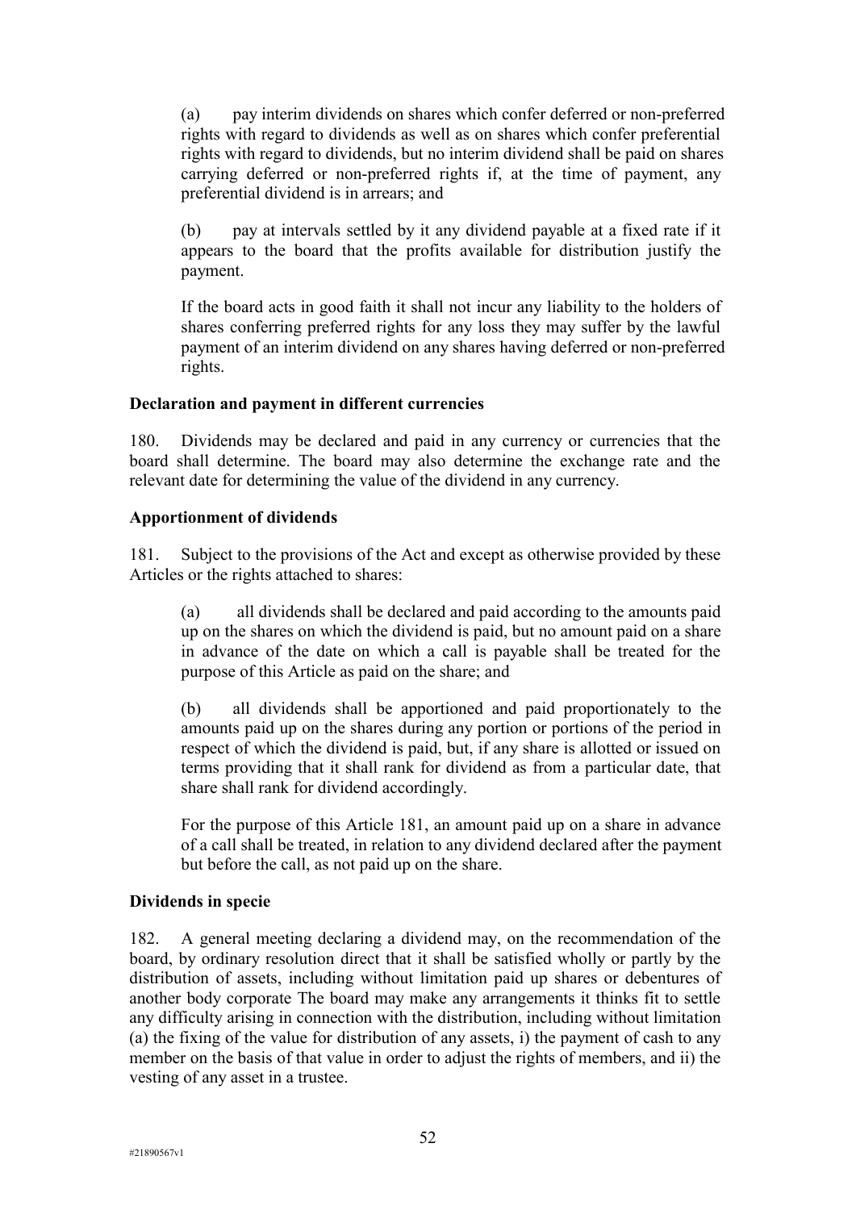(a) pay interim dividends on shares which confer deferred or non-preferred rights with regard to dividends as well as on shares which confer preferential rights with regard to dividends, but no interim dividend shall be paid on shares carrying deferred or non-preferred rights if, at the time of payment, any preferential dividend is in arrears; and

(b) pay at intervals settled by it any dividend payable at a fixed rate if it appears to the board that the profits available for distribution justify the payment.

If the board acts in good faith it shall not incur any liability to the holders of shares conferring preferred rights for any loss they may suffer by the lawful payment of an interim dividend on any shares having deferred or non-preferred rights.

**Declaration and payment in different currencies**

180. Dividends may be declared and paid in any currency or currencies that the board shall determine. The board may also determine the exchange rate and the relevant date for determining the value of the dividend in any currency.

**Apportionment of dividends**

181. Subject to the provisions of the Act and except as otherwise provided by these Articles or the rights attached to shares:

(a) all dividends shall be declared and paid according to the amounts paid up on the shares on which the dividend is paid, but no amount paid on a share in advance of the date on which a call is payable shall be treated for the purpose of this Article as paid on the share; and

(b) all dividends shall be apportioned and paid proportionately to the amounts paid up on the shares during any portion or portions of the period in respect of which the dividend is paid, but, if any share is allotted or issued on terms providing that it shall rank for dividend as from a particular date, that share shall rank for dividend accordingly.

For the purpose of this Article 181, an amount paid up on a share in advance of a call shall be treated, in relation to any dividend declared after the payment but before the call, as not paid up on the share.

**Dividends in specie**

182. A general meeting declaring a dividend may, on the recommendation of the board, by ordinary resolution direct that it shall be satisfied wholly or partly by the distribution of assets, including without limitation paid up shares or debentures of another body corporate The board may make any arrangements it thinks fit to settle any difficulty arising in connection with the distribution, including without limitation (a) the fixing of the value for distribution of any assets, i) the payment of cash to any member on the basis of that value in order to adjust the rights of members, and ii) the vesting of any asset in a trustee.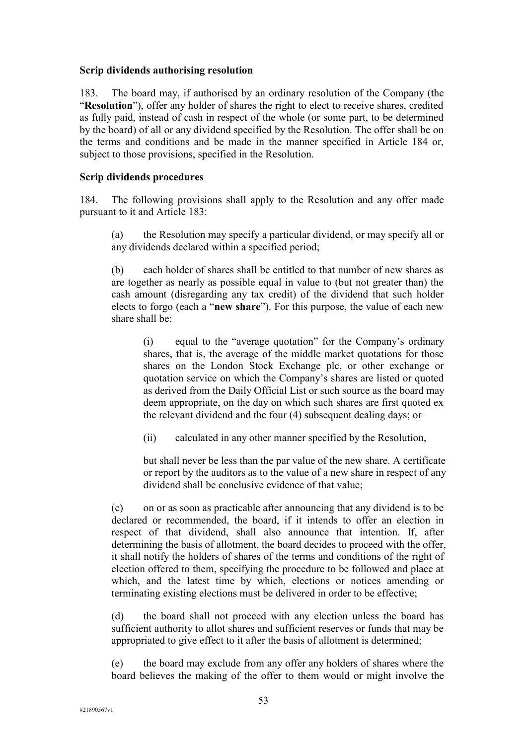**Scrip dividends authorising resolution**

183. The board may, if authorised by an ordinary resolution of the Company (the "**Resolution**"), offer any holder of shares the right to elect to receive shares, credited as fully paid, instead of cash in respect of the whole (or some part, to be determined by the board) of all or any dividend specified by the Resolution. The offer shall be on the terms and conditions and be made in the manner specified in Article 184 or, subject to those provisions, specified in the Resolution.

**Scrip dividends procedures**

184. The following provisions shall apply to the Resolution and any offer made pursuant to it and Article 183:

(a) the Resolution may specify a particular dividend, or may specify all or any dividends declared within a specified period;

(b) each holder of shares shall be entitled to that number of new shares as are together as nearly as possible equal in value to (but not greater than) the cash amount (disregarding any tax credit) of the dividend that such holder elects to forgo (each a "**new share**"). For this purpose, the value of each new share shall be:

(i) equal to the "average quotation" for the Company's ordinary shares, that is, the average of the middle market quotations for those shares on the London Stock Exchange plc, or other exchange or quotation service on which the Company's shares are listed or quoted as derived from the Daily Official List or such source as the board may deem appropriate, on the day on which such shares are first quoted ex the relevant dividend and the four (4) subsequent dealing days; or

(ii) calculated in any other manner specified by the Resolution,

but shall never be less than the par value of the new share. A certificate or report by the auditors as to the value of a new share in respect of any dividend shall be conclusive evidence of that value;

(c) on or as soon as practicable after announcing that any dividend is to be declared or recommended, the board, if it intends to offer an election in respect of that dividend, shall also announce that intention. If, after determining the basis of allotment, the board decides to proceed with the offer, it shall notify the holders of shares of the terms and conditions of the right of election offered to them, specifying the procedure to be followed and place at which, and the latest time by which, elections or notices amending or terminating existing elections must be delivered in order to be effective;

(d) the board shall not proceed with any election unless the board has sufficient authority to allot shares and sufficient reserves or funds that may be appropriated to give effect to it after the basis of allotment is determined;

(e) the board may exclude from any offer any holders of shares where the board believes the making of the offer to them would or might involve the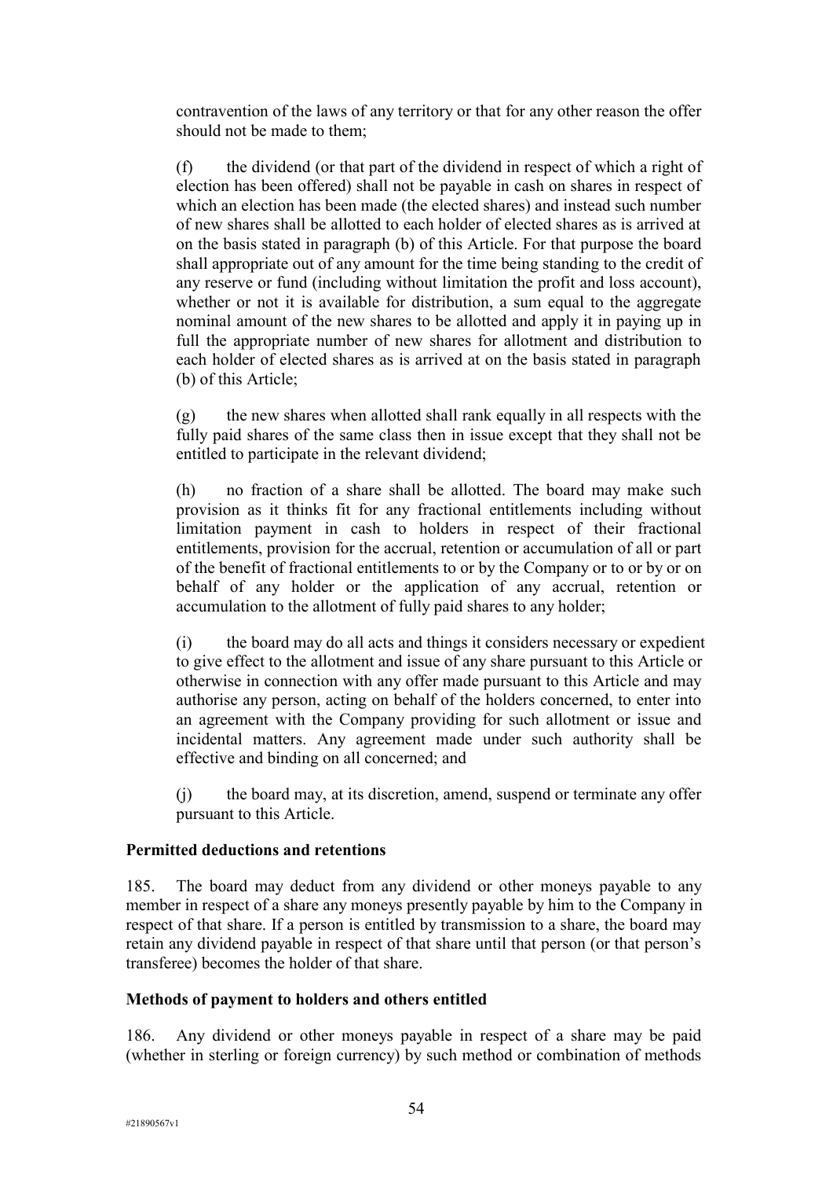contravention of the laws of any territory or that for any other reason the offer should not be made to them;

(f) the dividend (or that part of the dividend in respect of which a right of election has been offered) shall not be payable in cash on shares in respect of which an election has been made (the elected shares) and instead such number of new shares shall be allotted to each holder of elected shares as is arrived at on the basis stated in paragraph (b) of this Article. For that purpose the board shall appropriate out of any amount for the time being standing to the credit of any reserve or fund (including without limitation the profit and loss account), whether or not it is available for distribution, a sum equal to the aggregate nominal amount of the new shares to be allotted and apply it in paying up in full the appropriate number of new shares for allotment and distribution to each holder of elected shares as is arrived at on the basis stated in paragraph (b) of this Article;

(g) the new shares when allotted shall rank equally in all respects with the fully paid shares of the same class then in issue except that they shall not be entitled to participate in the relevant dividend;

(h) no fraction of a share shall be allotted. The board may make such provision as it thinks fit for any fractional entitlements including without limitation payment in cash to holders in respect of their fractional entitlements, provision for the accrual, retention or accumulation of all or part of the benefit of fractional entitlements to or by the Company or to or by or on behalf of any holder or the application of any accrual, retention or accumulation to the allotment of fully paid shares to any holder;

(i) the board may do all acts and things it considers necessary or expedient to give effect to the allotment and issue of any share pursuant to this Article or otherwise in connection with any offer made pursuant to this Article and may authorise any person, acting on behalf of the holders concerned, to enter into an agreement with the Company providing for such allotment or issue and incidental matters. Any agreement made under such authority shall be effective and binding on all concerned; and

(j) the board may, at its discretion, amend, suspend or terminate any offer pursuant to this Article.

**Permitted deductions and retentions**

185. The board may deduct from any dividend or other moneys payable to any member in respect of a share any moneys presently payable by him to the Company in respect of that share. If a person is entitled by transmission to a share, the board may retain any dividend payable in respect of that share until that person (or that person's transferee) becomes the holder of that share.

**Methods of payment to holders and others entitled**

186. Any dividend or other moneys payable in respect of a share may be paid (whether in sterling or foreign currency) by such method or combination of methods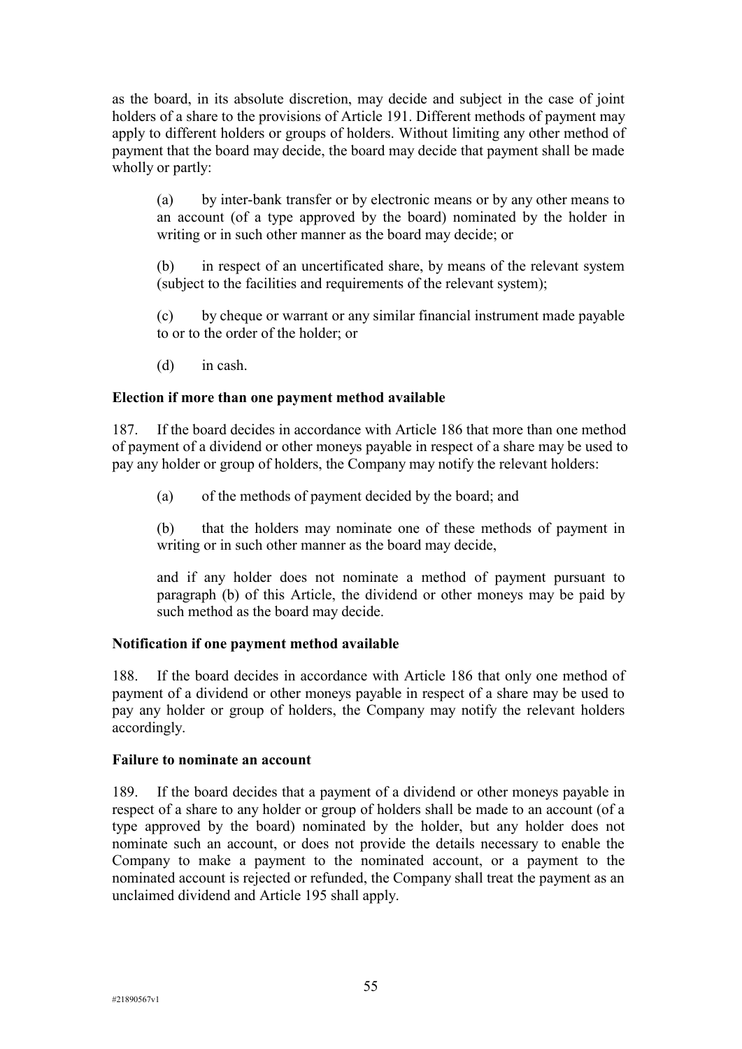as the board, in its absolute discretion, may decide and subject in the case of joint holders of a share to the provisions of Article 191. Different methods of payment may apply to different holders or groups of holders. Without limiting any other method of payment that the board may decide, the board may decide that payment shall be made wholly or partly:

> (a) by inter-bank transfer or by electronic means or by any other means to an account (of a type approved by the board) nominated by the holder in writing or in such other manner as the board may decide; or
>
> (b) in respect of an uncertificated share, by means of the relevant system (subject to the facilities and requirements of the relevant system);
>
> (c) by cheque or warrant or any similar financial instrument made payable to or to the order of the holder; or
>
> (d) in cash.

**Election if more than one payment method available**

187. If the board decides in accordance with Article 186 that more than one method of payment of a dividend or other moneys payable in respect of a share may be used to pay any holder or group of holders, the Company may notify the relevant holders:

> (a) of the methods of payment decided by the board; and
>
> (b) that the holders may nominate one of these methods of payment in writing or in such other manner as the board may decide,
>
> and if any holder does not nominate a method of payment pursuant to paragraph (b) of this Article, the dividend or other moneys may be paid by such method as the board may decide.

**Notification if one payment method available**

188. If the board decides in accordance with Article 186 that only one method of payment of a dividend or other moneys payable in respect of a share may be used to pay any holder or group of holders, the Company may notify the relevant holders accordingly.

**Failure to nominate an account**

189. If the board decides that a payment of a dividend or other moneys payable in respect of a share to any holder or group of holders shall be made to an account (of a type approved by the board) nominated by the holder, but any holder does not nominate such an account, or does not provide the details necessary to enable the Company to make a payment to the nominated account, or a payment to the nominated account is rejected or refunded, the Company shall treat the payment as an unclaimed dividend and Article 195 shall apply.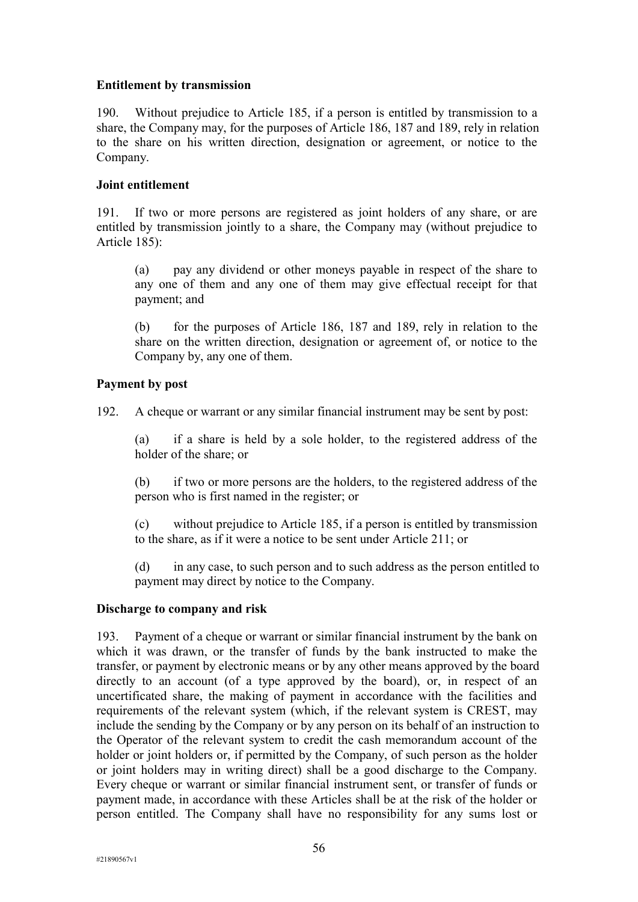**Entitlement by transmission**

190. Without prejudice to Article 185, if a person is entitled by transmission to a share, the Company may, for the purposes of Article 186, 187 and 189, rely in relation to the share on his written direction, designation or agreement, or notice to the Company.

**Joint entitlement**

191. If two or more persons are registered as joint holders of any share, or are entitled by transmission jointly to a share, the Company may (without prejudice to Article 185):

(a) pay any dividend or other moneys payable in respect of the share to any one of them and any one of them may give effectual receipt for that payment; and

(b) for the purposes of Article 186, 187 and 189, rely in relation to the share on the written direction, designation or agreement of, or notice to the Company by, any one of them.

**Payment by post**

192. A cheque or warrant or any similar financial instrument may be sent by post:

(a) if a share is held by a sole holder, to the registered address of the holder of the share; or

(b) if two or more persons are the holders, to the registered address of the person who is first named in the register; or

(c) without prejudice to Article 185, if a person is entitled by transmission to the share, as if it were a notice to be sent under Article 211; or

(d) in any case, to such person and to such address as the person entitled to payment may direct by notice to the Company.

**Discharge to company and risk**

193. Payment of a cheque or warrant or similar financial instrument by the bank on which it was drawn, or the transfer of funds by the bank instructed to make the transfer, or payment by electronic means or by any other means approved by the board directly to an account (of a type approved by the board), or, in respect of an uncertificated share, the making of payment in accordance with the facilities and requirements of the relevant system (which, if the relevant system is CREST, may include the sending by the Company or by any person on its behalf of an instruction to the Operator of the relevant system to credit the cash memorandum account of the holder or joint holders or, if permitted by the Company, of such person as the holder or joint holders may in writing direct) shall be a good discharge to the Company. Every cheque or warrant or similar financial instrument sent, or transfer of funds or payment made, in accordance with these Articles shall be at the risk of the holder or person entitled. The Company shall have no responsibility for any sums lost or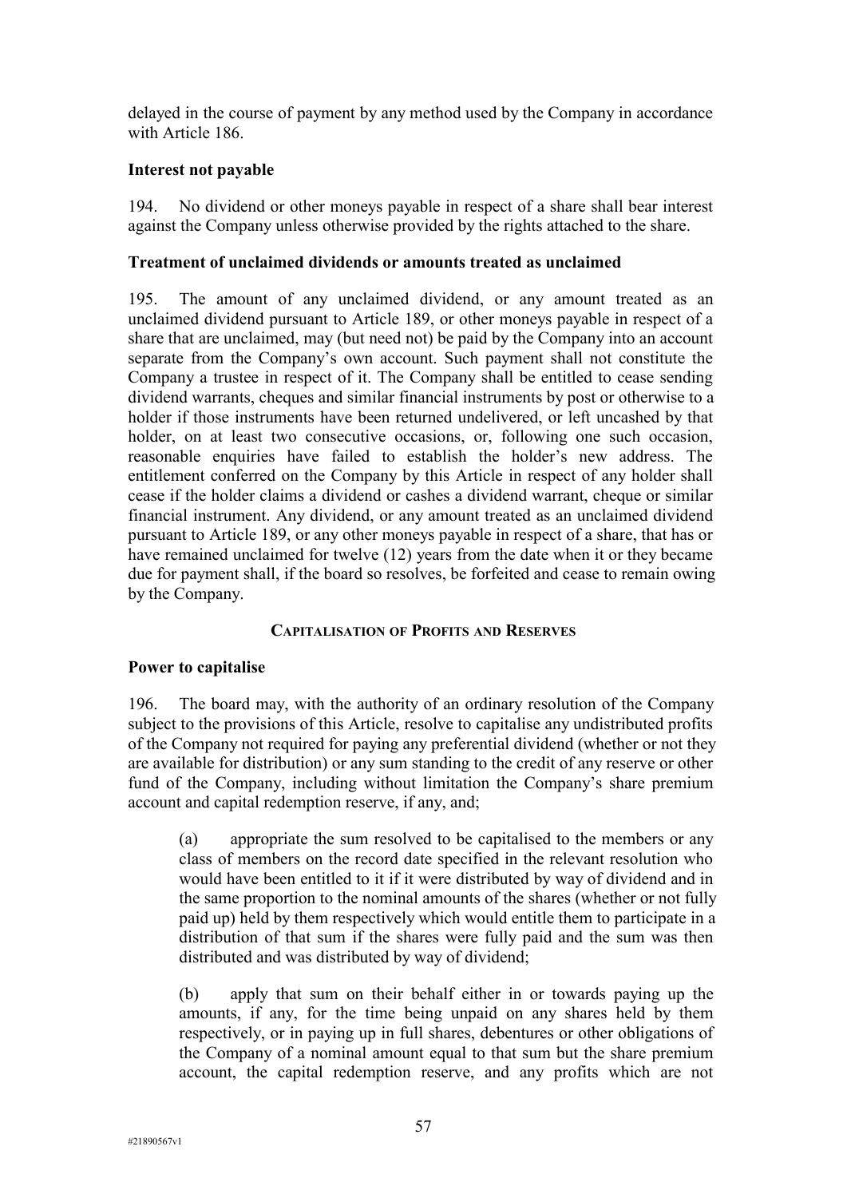delayed in the course of payment by any method used by the Company in accordance with Article 186.

**Interest not payable**

194. No dividend or other moneys payable in respect of a share shall bear interest against the Company unless otherwise provided by the rights attached to the share.

**Treatment of unclaimed dividends or amounts treated as unclaimed**

195. The amount of any unclaimed dividend, or any amount treated as an unclaimed dividend pursuant to Article 189, or other moneys payable in respect of a share that are unclaimed, may (but need not) be paid by the Company into an account separate from the Company's own account. Such payment shall not constitute the Company a trustee in respect of it. The Company shall be entitled to cease sending dividend warrants, cheques and similar financial instruments by post or otherwise to a holder if those instruments have been returned undelivered, or left uncashed by that holder, on at least two consecutive occasions, or, following one such occasion, reasonable enquiries have failed to establish the holder's new address. The entitlement conferred on the Company by this Article in respect of any holder shall cease if the holder claims a dividend or cashes a dividend warrant, cheque or similar financial instrument. Any dividend, or any amount treated as an unclaimed dividend pursuant to Article 189, or any other moneys payable in respect of a share, that has or have remained unclaimed for twelve (12) years from the date when it or they became due for payment shall, if the board so resolves, be forfeited and cease to remain owing by the Company.

## CAPITALISATION OF PROFITS AND RESERVES

**Power to capitalise**

196. The board may, with the authority of an ordinary resolution of the Company subject to the provisions of this Article, resolve to capitalise any undistributed profits of the Company not required for paying any preferential dividend (whether or not they are available for distribution) or any sum standing to the credit of any reserve or other fund of the Company, including without limitation the Company's share premium account and capital redemption reserve, if any, and;

(a) appropriate the sum resolved to be capitalised to the members or any class of members on the record date specified in the relevant resolution who would have been entitled to it if it were distributed by way of dividend and in the same proportion to the nominal amounts of the shares (whether or not fully paid up) held by them respectively which would entitle them to participate in a distribution of that sum if the shares were fully paid and the sum was then distributed and was distributed by way of dividend;

(b) apply that sum on their behalf either in or towards paying up the amounts, if any, for the time being unpaid on any shares held by them respectively, or in paying up in full shares, debentures or other obligations of the Company of a nominal amount equal to that sum but the share premium account, the capital redemption reserve, and any profits which are not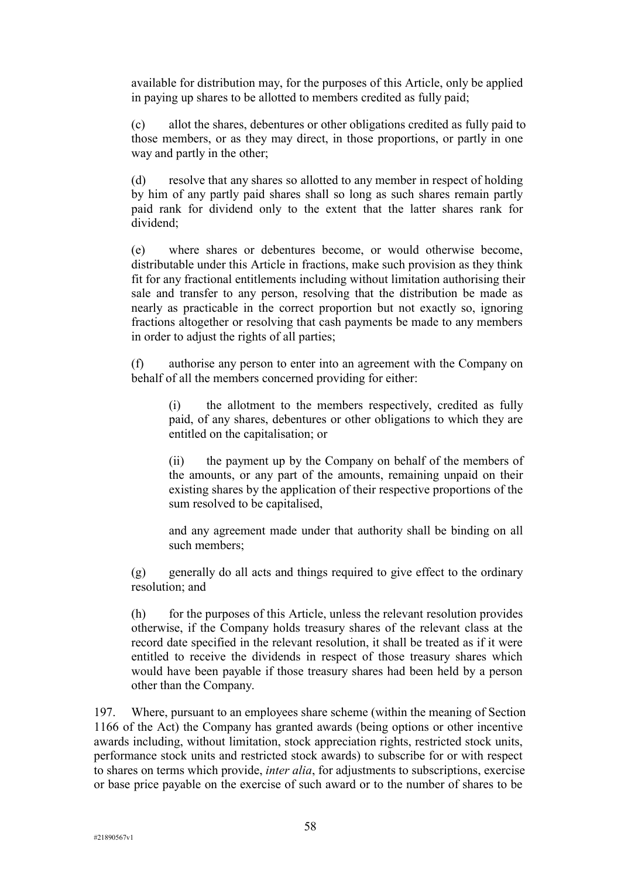available for distribution may, for the purposes of this Article, only be applied in paying up shares to be allotted to members credited as fully paid;

(c) allot the shares, debentures or other obligations credited as fully paid to those members, or as they may direct, in those proportions, or partly in one way and partly in the other;

(d) resolve that any shares so allotted to any member in respect of holding by him of any partly paid shares shall so long as such shares remain partly paid rank for dividend only to the extent that the latter shares rank for dividend;

(e) where shares or debentures become, or would otherwise become, distributable under this Article in fractions, make such provision as they think fit for any fractional entitlements including without limitation authorising their sale and transfer to any person, resolving that the distribution be made as nearly as practicable in the correct proportion but not exactly so, ignoring fractions altogether or resolving that cash payments be made to any members in order to adjust the rights of all parties;

(f) authorise any person to enter into an agreement with the Company on behalf of all the members concerned providing for either:

> (i) the allotment to the members respectively, credited as fully paid, of any shares, debentures or other obligations to which they are entitled on the capitalisation; or
>
> (ii) the payment up by the Company on behalf of the members of the amounts, or any part of the amounts, remaining unpaid on their existing shares by the application of their respective proportions of the sum resolved to be capitalised,
>
> and any agreement made under that authority shall be binding on all such members;

(g) generally do all acts and things required to give effect to the ordinary resolution; and

(h) for the purposes of this Article, unless the relevant resolution provides otherwise, if the Company holds treasury shares of the relevant class at the record date specified in the relevant resolution, it shall be treated as if it were entitled to receive the dividends in respect of those treasury shares which would have been payable if those treasury shares had been held by a person other than the Company.

197. Where, pursuant to an employees share scheme (within the meaning of Section 1166 of the Act) the Company has granted awards (being options or other incentive awards including, without limitation, stock appreciation rights, restricted stock units, performance stock units and restricted stock awards) to subscribe for or with respect to shares on terms which provide, *inter alia*, for adjustments to subscriptions, exercise or base price payable on the exercise of such award or to the number of shares to be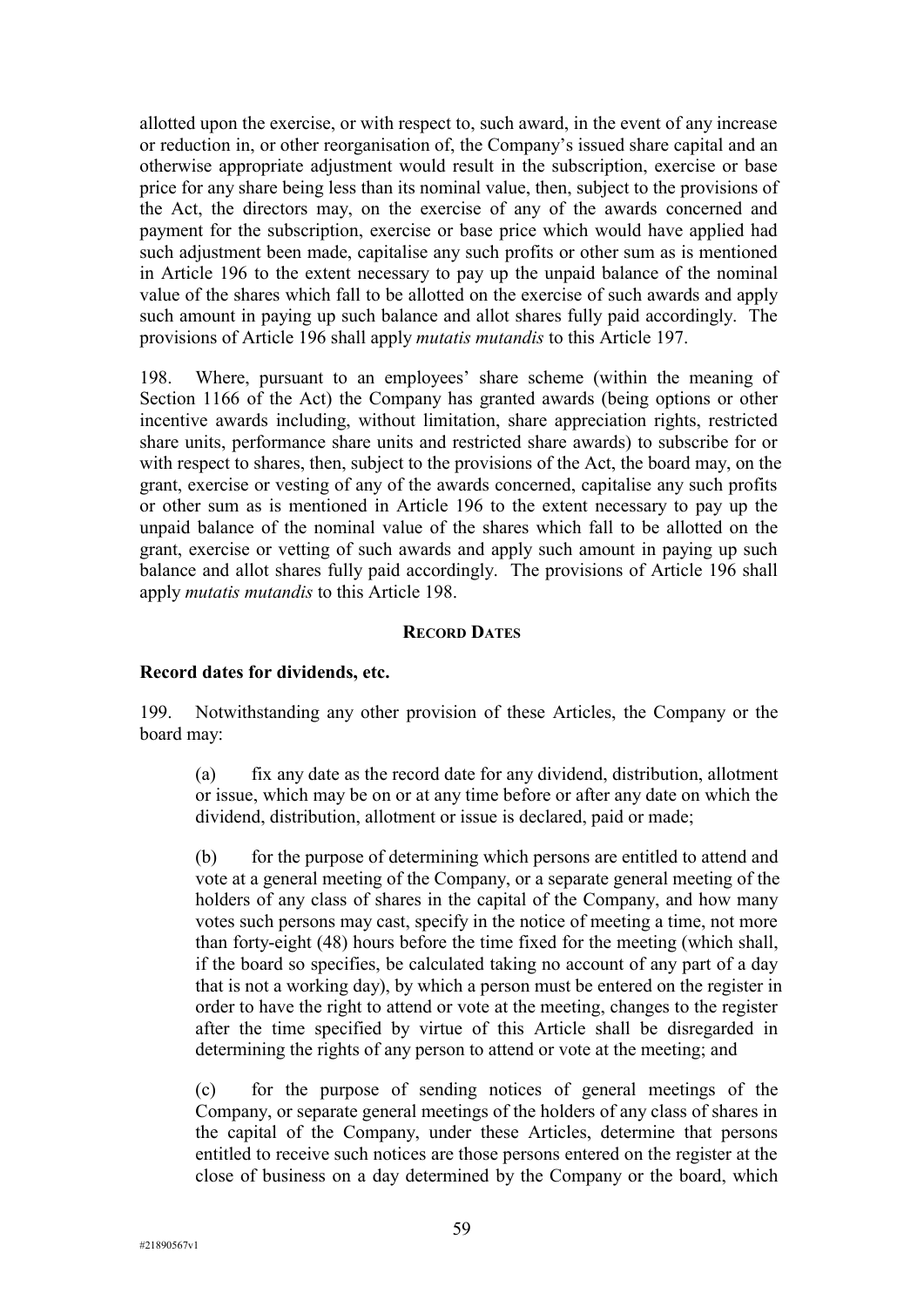allotted upon the exercise, or with respect to, such award, in the event of any increase or reduction in, or other reorganisation of, the Company's issued share capital and an otherwise appropriate adjustment would result in the subscription, exercise or base price for any share being less than its nominal value, then, subject to the provisions of the Act, the directors may, on the exercise of any of the awards concerned and payment for the subscription, exercise or base price which would have applied had such adjustment been made, capitalise any such profits or other sum as is mentioned in Article 196 to the extent necessary to pay up the unpaid balance of the nominal value of the shares which fall to be allotted on the exercise of such awards and apply such amount in paying up such balance and allot shares fully paid accordingly. The provisions of Article 196 shall apply *mutatis mutandis* to this Article 197.

198. Where, pursuant to an employees' share scheme (within the meaning of Section 1166 of the Act) the Company has granted awards (being options or other incentive awards including, without limitation, share appreciation rights, restricted share units, performance share units and restricted share awards) to subscribe for or with respect to shares, then, subject to the provisions of the Act, the board may, on the grant, exercise or vesting of any of the awards concerned, capitalise any such profits or other sum as is mentioned in Article 196 to the extent necessary to pay up the unpaid balance of the nominal value of the shares which fall to be allotted on the grant, exercise or vetting of such awards and apply such amount in paying up such balance and allot shares fully paid accordingly. The provisions of Article 196 shall apply *mutatis mutandis* to this Article 198.

## RECORD DATES

### Record dates for dividends, etc.

199. Notwithstanding any other provision of these Articles, the Company or the board may:

(a) fix any date as the record date for any dividend, distribution, allotment or issue, which may be on or at any time before or after any date on which the dividend, distribution, allotment or issue is declared, paid or made;

(b) for the purpose of determining which persons are entitled to attend and vote at a general meeting of the Company, or a separate general meeting of the holders of any class of shares in the capital of the Company, and how many votes such persons may cast, specify in the notice of meeting a time, not more than forty-eight (48) hours before the time fixed for the meeting (which shall, if the board so specifies, be calculated taking no account of any part of a day that is not a working day), by which a person must be entered on the register in order to have the right to attend or vote at the meeting, changes to the register after the time specified by virtue of this Article shall be disregarded in determining the rights of any person to attend or vote at the meeting; and

(c) for the purpose of sending notices of general meetings of the Company, or separate general meetings of the holders of any class of shares in the capital of the Company, under these Articles, determine that persons entitled to receive such notices are those persons entered on the register at the close of business on a day determined by the Company or the board, which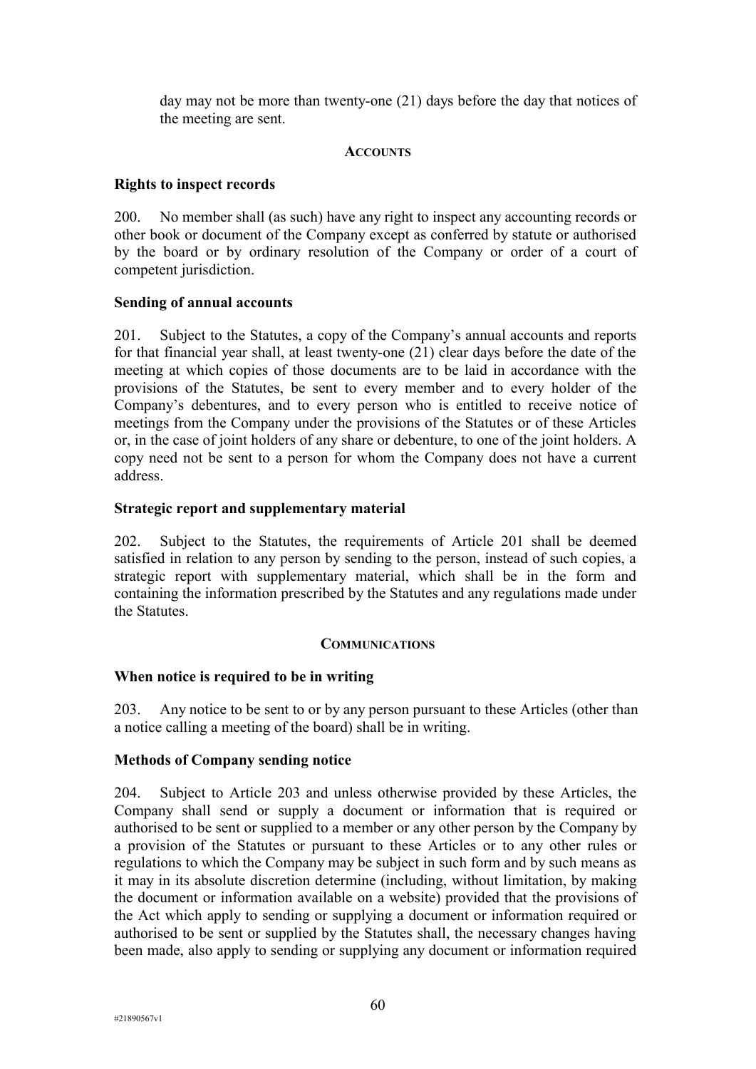day may not be more than twenty-one (21) days before the day that notices of the meeting are sent.

## ACCOUNTS

**Rights to inspect records**

200. No member shall (as such) have any right to inspect any accounting records or other book or document of the Company except as conferred by statute or authorised by the board or by ordinary resolution of the Company or order of a court of competent jurisdiction.

**Sending of annual accounts**

201. Subject to the Statutes, a copy of the Company's annual accounts and reports for that financial year shall, at least twenty-one (21) clear days before the date of the meeting at which copies of those documents are to be laid in accordance with the provisions of the Statutes, be sent to every member and to every holder of the Company's debentures, and to every person who is entitled to receive notice of meetings from the Company under the provisions of the Statutes or of these Articles or, in the case of joint holders of any share or debenture, to one of the joint holders. A copy need not be sent to a person for whom the Company does not have a current address.

**Strategic report and supplementary material**

202. Subject to the Statutes, the requirements of Article 201 shall be deemed satisfied in relation to any person by sending to the person, instead of such copies, a strategic report with supplementary material, which shall be in the form and containing the information prescribed by the Statutes and any regulations made under the Statutes.

## COMMUNICATIONS

**When notice is required to be in writing**

203. Any notice to be sent to or by any person pursuant to these Articles (other than a notice calling a meeting of the board) shall be in writing.

**Methods of Company sending notice**

204. Subject to Article 203 and unless otherwise provided by these Articles, the Company shall send or supply a document or information that is required or authorised to be sent or supplied to a member or any other person by the Company by a provision of the Statutes or pursuant to these Articles or to any other rules or regulations to which the Company may be subject in such form and by such means as it may in its absolute discretion determine (including, without limitation, by making the document or information available on a website) provided that the provisions of the Act which apply to sending or supplying a document or information required or authorised to be sent or supplied by the Statutes shall, the necessary changes having been made, also apply to sending or supplying any document or information required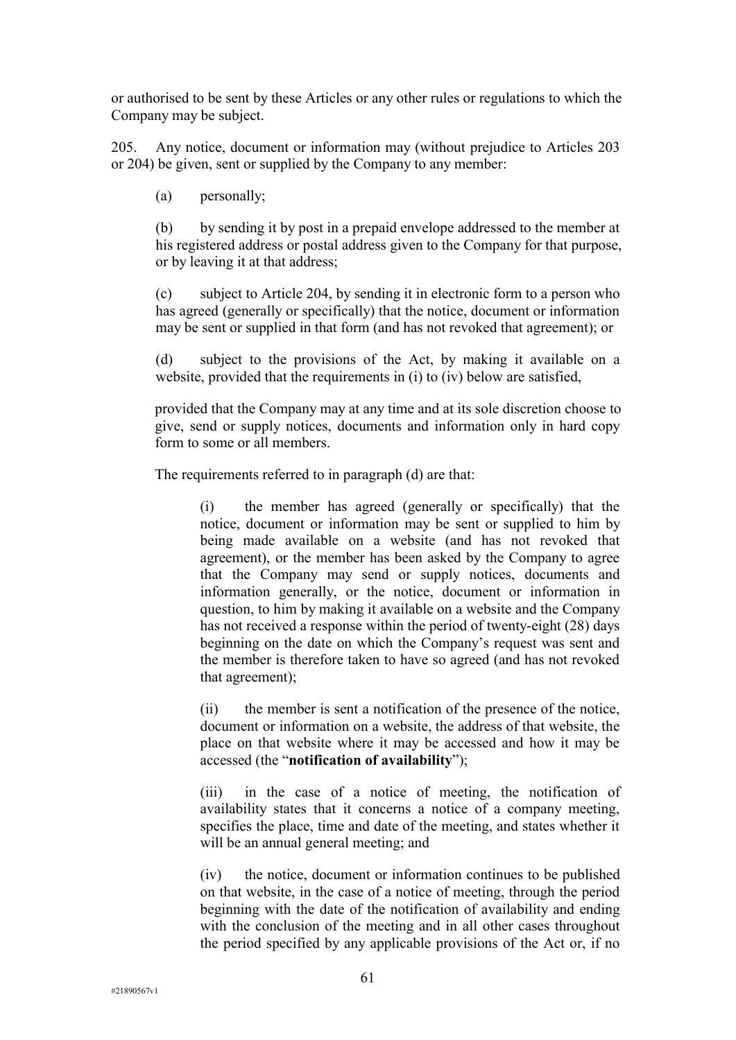or authorised to be sent by these Articles or any other rules or regulations to which the Company may be subject.

205. Any notice, document or information may (without prejudice to Articles 203 or 204) be given, sent or supplied by the Company to any member:

(a) personally;

(b) by sending it by post in a prepaid envelope addressed to the member at his registered address or postal address given to the Company for that purpose, or by leaving it at that address;

(c) subject to Article 204, by sending it in electronic form to a person who has agreed (generally or specifically) that the notice, document or information may be sent or supplied in that form (and has not revoked that agreement); or

(d) subject to the provisions of the Act, by making it available on a website, provided that the requirements in (i) to (iv) below are satisfied,

provided that the Company may at any time and at its sole discretion choose to give, send or supply notices, documents and information only in hard copy form to some or all members.

The requirements referred to in paragraph (d) are that:

(i) the member has agreed (generally or specifically) that the notice, document or information may be sent or supplied to him by being made available on a website (and has not revoked that agreement), or the member has been asked by the Company to agree that the Company may send or supply notices, documents and information generally, or the notice, document or information in question, to him by making it available on a website and the Company has not received a response within the period of twenty-eight (28) days beginning on the date on which the Company's request was sent and the member is therefore taken to have so agreed (and has not revoked that agreement);

(ii) the member is sent a notification of the presence of the notice, document or information on a website, the address of that website, the place on that website where it may be accessed and how it may be accessed (the "**notification of availability**");

(iii) in the case of a notice of meeting, the notification of availability states that it concerns a notice of a company meeting, specifies the place, time and date of the meeting, and states whether it will be an annual general meeting; and

(iv) the notice, document or information continues to be published on that website, in the case of a notice of meeting, through the period beginning with the date of the notification of availability and ending with the conclusion of the meeting and in all other cases throughout the period specified by any applicable provisions of the Act or, if no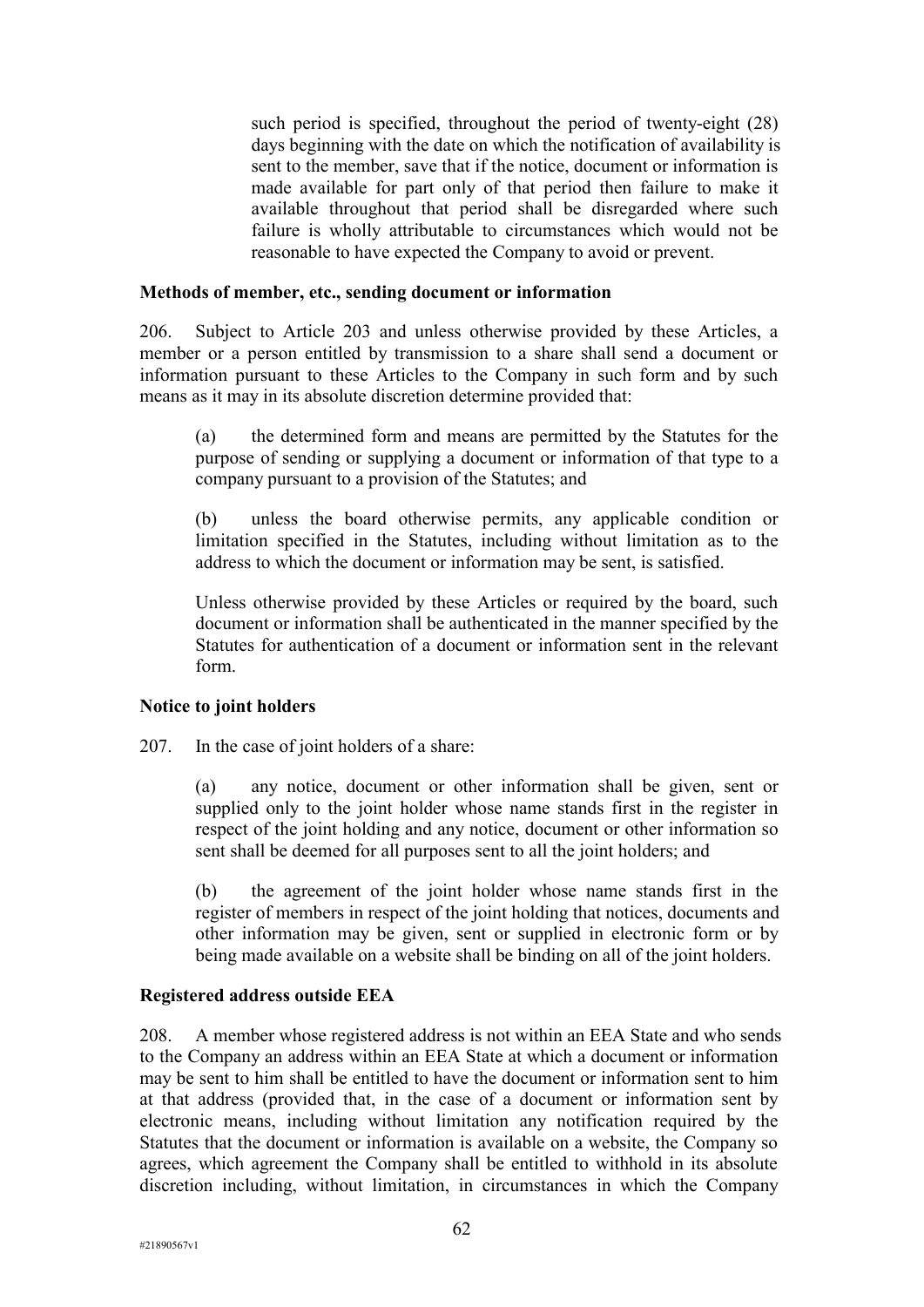such period is specified, throughout the period of twenty-eight (28) days beginning with the date on which the notification of availability is sent to the member, save that if the notice, document or information is made available for part only of that period then failure to make it available throughout that period shall be disregarded where such failure is wholly attributable to circumstances which would not be reasonable to have expected the Company to avoid or prevent.

**Methods of member, etc., sending document or information**

206. Subject to Article 203 and unless otherwise provided by these Articles, a member or a person entitled by transmission to a share shall send a document or information pursuant to these Articles to the Company in such form and by such means as it may in its absolute discretion determine provided that:

(a) the determined form and means are permitted by the Statutes for the purpose of sending or supplying a document or information of that type to a company pursuant to a provision of the Statutes; and

(b) unless the board otherwise permits, any applicable condition or limitation specified in the Statutes, including without limitation as to the address to which the document or information may be sent, is satisfied.

Unless otherwise provided by these Articles or required by the board, such document or information shall be authenticated in the manner specified by the Statutes for authentication of a document or information sent in the relevant form.

**Notice to joint holders**

207. In the case of joint holders of a share:

(a) any notice, document or other information shall be given, sent or supplied only to the joint holder whose name stands first in the register in respect of the joint holding and any notice, document or other information so sent shall be deemed for all purposes sent to all the joint holders; and

(b) the agreement of the joint holder whose name stands first in the register of members in respect of the joint holding that notices, documents and other information may be given, sent or supplied in electronic form or by being made available on a website shall be binding on all of the joint holders.

**Registered address outside EEA**

208. A member whose registered address is not within an EEA State and who sends to the Company an address within an EEA State at which a document or information may be sent to him shall be entitled to have the document or information sent to him at that address (provided that, in the case of a document or information sent by electronic means, including without limitation any notification required by the Statutes that the document or information is available on a website, the Company so agrees, which agreement the Company shall be entitled to withhold in its absolute discretion including, without limitation, in circumstances in which the Company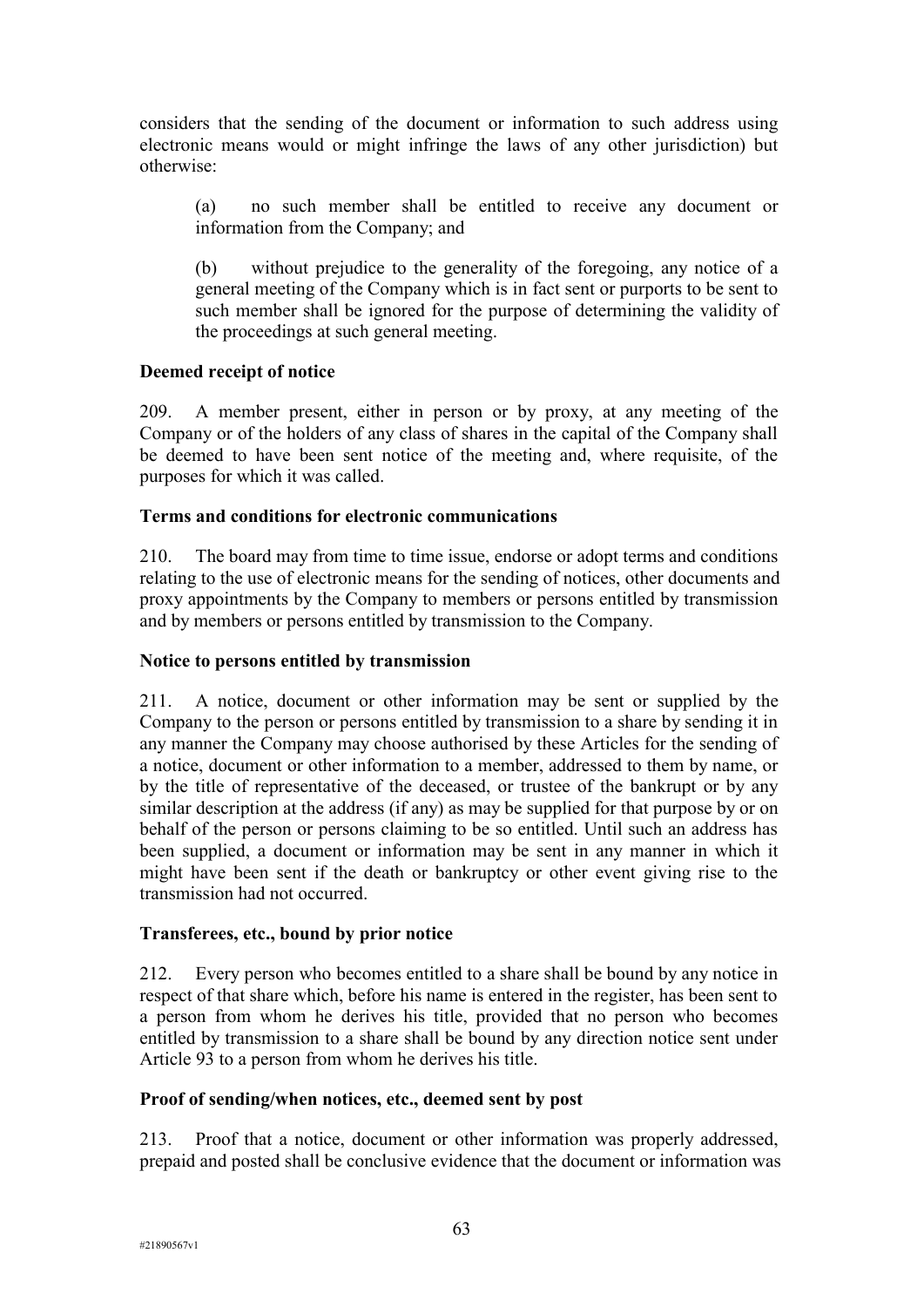considers that the sending of the document or information to such address using electronic means would or might infringe the laws of any other jurisdiction) but otherwise:

(a) no such member shall be entitled to receive any document or information from the Company; and

(b) without prejudice to the generality of the foregoing, any notice of a general meeting of the Company which is in fact sent or purports to be sent to such member shall be ignored for the purpose of determining the validity of the proceedings at such general meeting.

**Deemed receipt of notice**

209. A member present, either in person or by proxy, at any meeting of the Company or of the holders of any class of shares in the capital of the Company shall be deemed to have been sent notice of the meeting and, where requisite, of the purposes for which it was called.

**Terms and conditions for electronic communications**

210. The board may from time to time issue, endorse or adopt terms and conditions relating to the use of electronic means for the sending of notices, other documents and proxy appointments by the Company to members or persons entitled by transmission and by members or persons entitled by transmission to the Company.

**Notice to persons entitled by transmission**

211. A notice, document or other information may be sent or supplied by the Company to the person or persons entitled by transmission to a share by sending it in any manner the Company may choose authorised by these Articles for the sending of a notice, document or other information to a member, addressed to them by name, or by the title of representative of the deceased, or trustee of the bankrupt or by any similar description at the address (if any) as may be supplied for that purpose by or on behalf of the person or persons claiming to be so entitled. Until such an address has been supplied, a document or information may be sent in any manner in which it might have been sent if the death or bankruptcy or other event giving rise to the transmission had not occurred.

**Transferees, etc., bound by prior notice**

212. Every person who becomes entitled to a share shall be bound by any notice in respect of that share which, before his name is entered in the register, has been sent to a person from whom he derives his title, provided that no person who becomes entitled by transmission to a share shall be bound by any direction notice sent under Article 93 to a person from whom he derives his title.

**Proof of sending/when notices, etc., deemed sent by post**

213. Proof that a notice, document or other information was properly addressed, prepaid and posted shall be conclusive evidence that the document or information was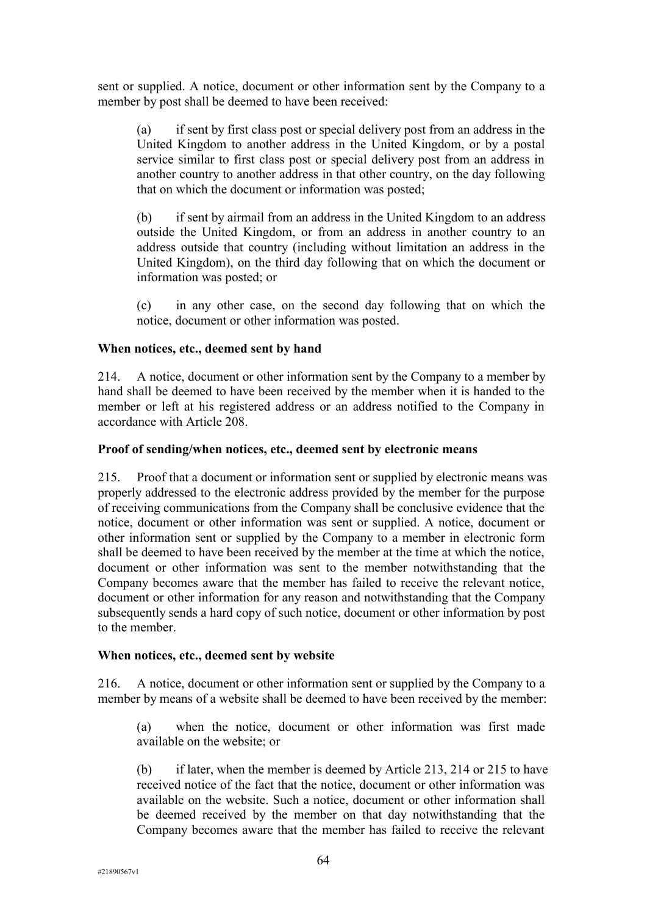sent or supplied. A notice, document or other information sent by the Company to a member by post shall be deemed to have been received:

(a) if sent by first class post or special delivery post from an address in the United Kingdom to another address in the United Kingdom, or by a postal service similar to first class post or special delivery post from an address in another country to another address in that other country, on the day following that on which the document or information was posted;

(b) if sent by airmail from an address in the United Kingdom to an address outside the United Kingdom, or from an address in another country to an address outside that country (including without limitation an address in the United Kingdom), on the third day following that on which the document or information was posted; or

(c) in any other case, on the second day following that on which the notice, document or other information was posted.

**When notices, etc., deemed sent by hand**

214. A notice, document or other information sent by the Company to a member by hand shall be deemed to have been received by the member when it is handed to the member or left at his registered address or an address notified to the Company in accordance with Article 208.

**Proof of sending/when notices, etc., deemed sent by electronic means**

215. Proof that a document or information sent or supplied by electronic means was properly addressed to the electronic address provided by the member for the purpose of receiving communications from the Company shall be conclusive evidence that the notice, document or other information was sent or supplied. A notice, document or other information sent or supplied by the Company to a member in electronic form shall be deemed to have been received by the member at the time at which the notice, document or other information was sent to the member notwithstanding that the Company becomes aware that the member has failed to receive the relevant notice, document or other information for any reason and notwithstanding that the Company subsequently sends a hard copy of such notice, document or other information by post to the member.

**When notices, etc., deemed sent by website**

216. A notice, document or other information sent or supplied by the Company to a member by means of a website shall be deemed to have been received by the member:

(a) when the notice, document or other information was first made available on the website; or

(b) if later, when the member is deemed by Article 213, 214 or 215 to have received notice of the fact that the notice, document or other information was available on the website. Such a notice, document or other information shall be deemed received by the member on that day notwithstanding that the Company becomes aware that the member has failed to receive the relevant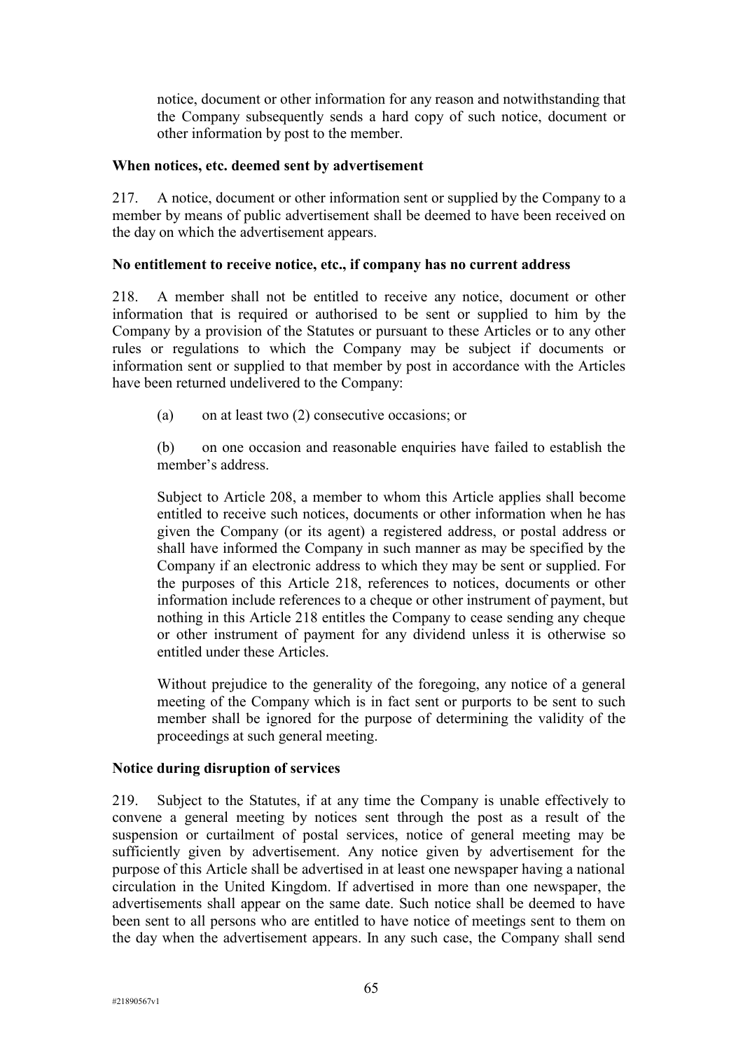notice, document or other information for any reason and notwithstanding that the Company subsequently sends a hard copy of such notice, document or other information by post to the member.

**When notices, etc. deemed sent by advertisement**

217. A notice, document or other information sent or supplied by the Company to a member by means of public advertisement shall be deemed to have been received on the day on which the advertisement appears.

**No entitlement to receive notice, etc., if company has no current address**

218. A member shall not be entitled to receive any notice, document or other information that is required or authorised to be sent or supplied to him by the Company by a provision of the Statutes or pursuant to these Articles or to any other rules or regulations to which the Company may be subject if documents or information sent or supplied to that member by post in accordance with the Articles have been returned undelivered to the Company:

(a) on at least two (2) consecutive occasions; or

(b) on one occasion and reasonable enquiries have failed to establish the member's address.

Subject to Article 208, a member to whom this Article applies shall become entitled to receive such notices, documents or other information when he has given the Company (or its agent) a registered address, or postal address or shall have informed the Company in such manner as may be specified by the Company if an electronic address to which they may be sent or supplied. For the purposes of this Article 218, references to notices, documents or other information include references to a cheque or other instrument of payment, but nothing in this Article 218 entitles the Company to cease sending any cheque or other instrument of payment for any dividend unless it is otherwise so entitled under these Articles.

Without prejudice to the generality of the foregoing, any notice of a general meeting of the Company which is in fact sent or purports to be sent to such member shall be ignored for the purpose of determining the validity of the proceedings at such general meeting.

**Notice during disruption of services**

219. Subject to the Statutes, if at any time the Company is unable effectively to convene a general meeting by notices sent through the post as a result of the suspension or curtailment of postal services, notice of general meeting may be sufficiently given by advertisement. Any notice given by advertisement for the purpose of this Article shall be advertised in at least one newspaper having a national circulation in the United Kingdom. If advertised in more than one newspaper, the advertisements shall appear on the same date. Such notice shall be deemed to have been sent to all persons who are entitled to have notice of meetings sent to them on the day when the advertisement appears. In any such case, the Company shall send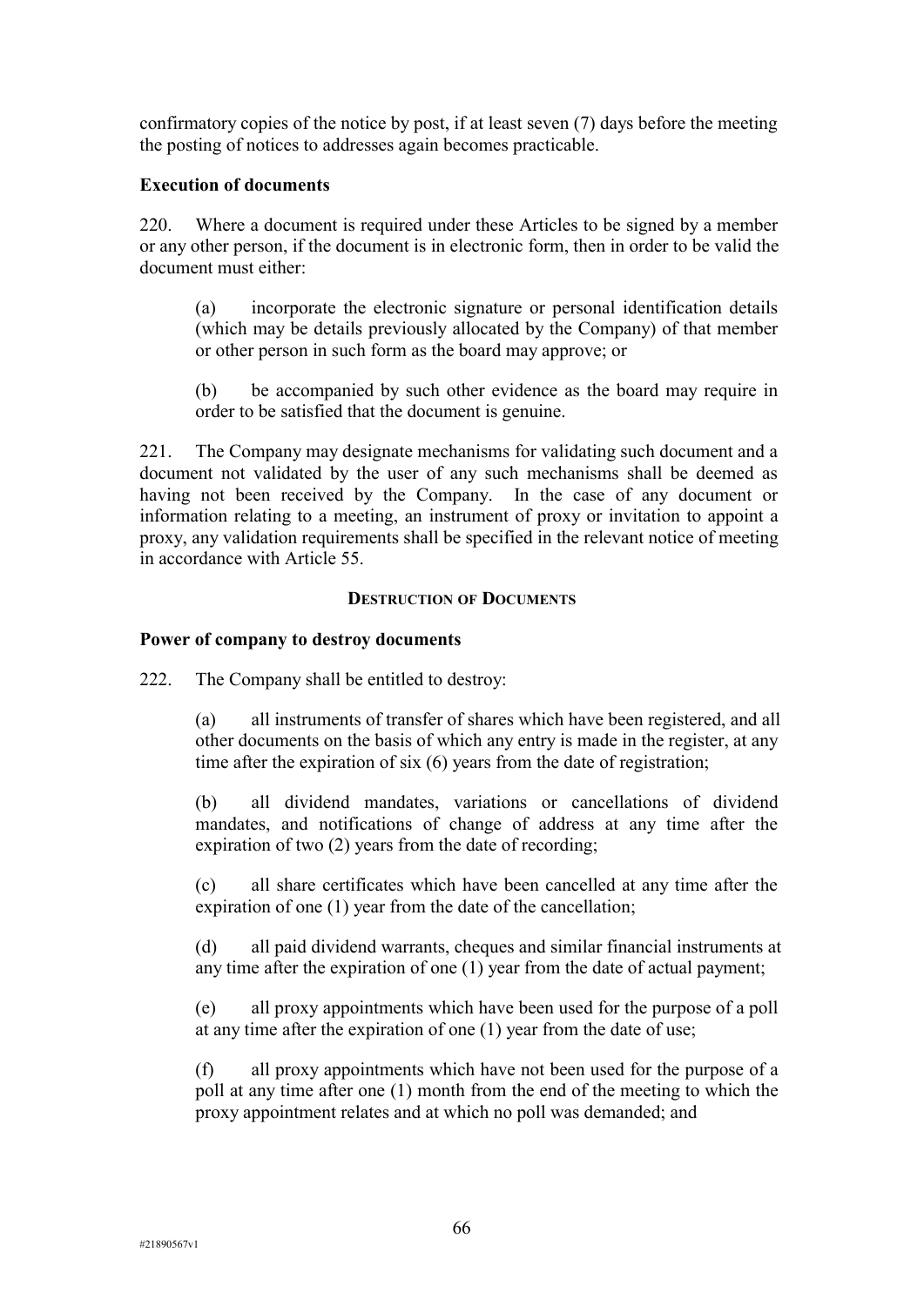confirmatory copies of the notice by post, if at least seven (7) days before the meeting the posting of notices to addresses again becomes practicable.

**Execution of documents**

220. Where a document is required under these Articles to be signed by a member or any other person, if the document is in electronic form, then in order to be valid the document must either:

(a) incorporate the electronic signature or personal identification details (which may be details previously allocated by the Company) of that member or other person in such form as the board may approve; or

(b) be accompanied by such other evidence as the board may require in order to be satisfied that the document is genuine.

221. The Company may designate mechanisms for validating such document and a document not validated by the user of any such mechanisms shall be deemed as having not been received by the Company. In the case of any document or information relating to a meeting, an instrument of proxy or invitation to appoint a proxy, any validation requirements shall be specified in the relevant notice of meeting in accordance with Article 55.

## DESTRUCTION OF DOCUMENTS

**Power of company to destroy documents**

222. The Company shall be entitled to destroy:

(a) all instruments of transfer of shares which have been registered, and all other documents on the basis of which any entry is made in the register, at any time after the expiration of six (6) years from the date of registration;

(b) all dividend mandates, variations or cancellations of dividend mandates, and notifications of change of address at any time after the expiration of two (2) years from the date of recording;

(c) all share certificates which have been cancelled at any time after the expiration of one (1) year from the date of the cancellation;

(d) all paid dividend warrants, cheques and similar financial instruments at any time after the expiration of one (1) year from the date of actual payment;

(e) all proxy appointments which have been used for the purpose of a poll at any time after the expiration of one (1) year from the date of use;

(f) all proxy appointments which have not been used for the purpose of a poll at any time after one (1) month from the end of the meeting to which the proxy appointment relates and at which no poll was demanded; and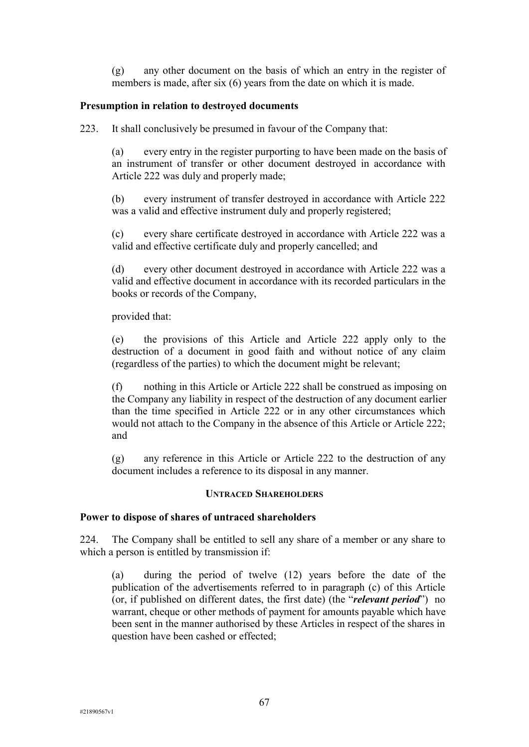(g) any other document on the basis of which an entry in the register of members is made, after six (6) years from the date on which it is made.

**Presumption in relation to destroyed documents**

223. It shall conclusively be presumed in favour of the Company that:

(a) every entry in the register purporting to have been made on the basis of an instrument of transfer or other document destroyed in accordance with Article 222 was duly and properly made;

(b) every instrument of transfer destroyed in accordance with Article 222 was a valid and effective instrument duly and properly registered;

(c) every share certificate destroyed in accordance with Article 222 was a valid and effective certificate duly and properly cancelled; and

(d) every other document destroyed in accordance with Article 222 was a valid and effective document in accordance with its recorded particulars in the books or records of the Company,

provided that:

(e) the provisions of this Article and Article 222 apply only to the destruction of a document in good faith and without notice of any claim (regardless of the parties) to which the document might be relevant;

(f) nothing in this Article or Article 222 shall be construed as imposing on the Company any liability in respect of the destruction of any document earlier than the time specified in Article 222 or in any other circumstances which would not attach to the Company in the absence of this Article or Article 222; and

(g) any reference in this Article or Article 222 to the destruction of any document includes a reference to its disposal in any manner.

## UNTRACED SHAREHOLDERS

**Power to dispose of shares of untraced shareholders**

224. The Company shall be entitled to sell any share of a member or any share to which a person is entitled by transmission if:

(a) during the period of twelve (12) years before the date of the publication of the advertisements referred to in paragraph (c) of this Article (or, if published on different dates, the first date) (the "***relevant period***") no warrant, cheque or other methods of payment for amounts payable which have been sent in the manner authorised by these Articles in respect of the shares in question have been cashed or effected;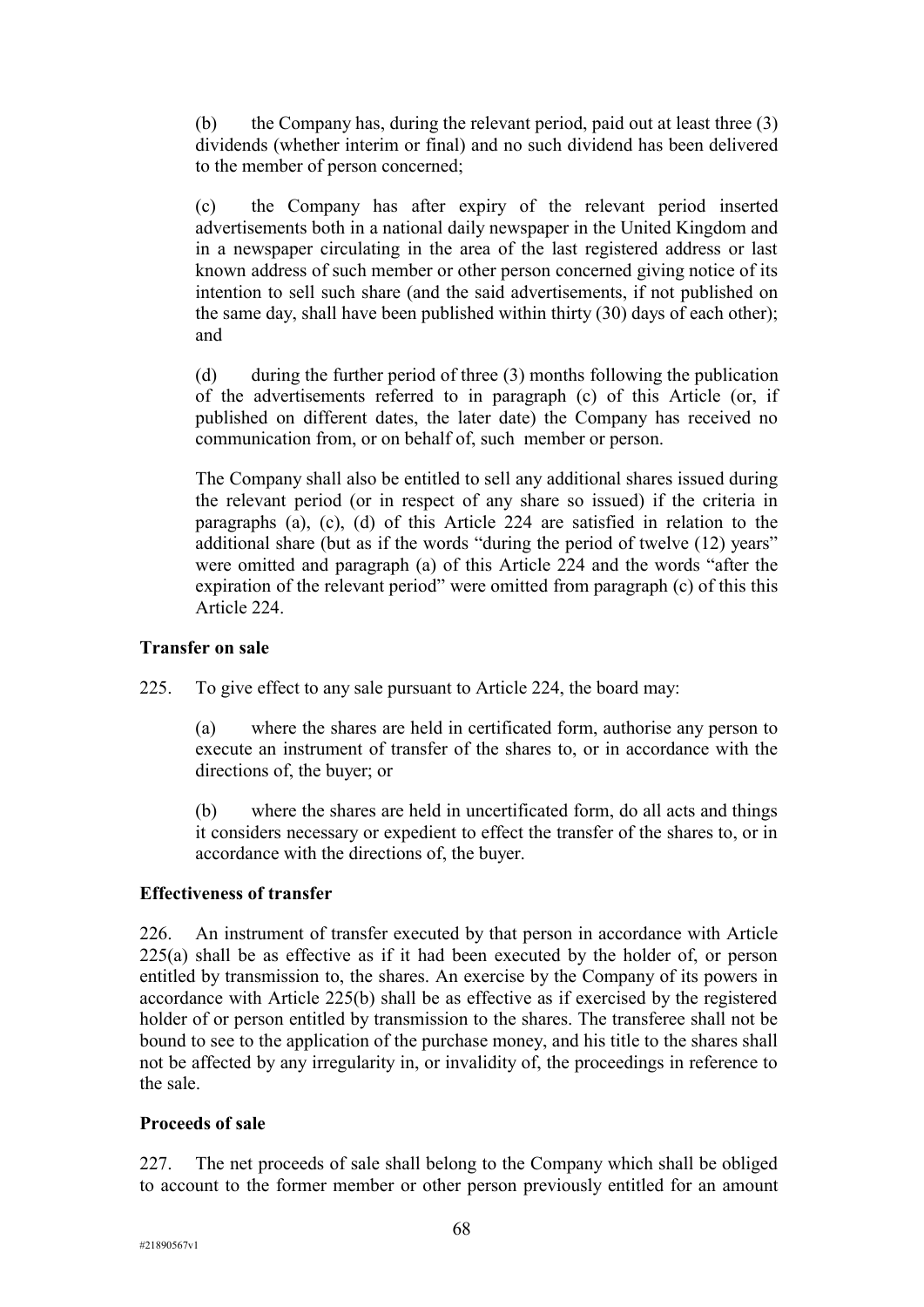(b) the Company has, during the relevant period, paid out at least three (3) dividends (whether interim or final) and no such dividend has been delivered to the member of person concerned;

(c) the Company has after expiry of the relevant period inserted advertisements both in a national daily newspaper in the United Kingdom and in a newspaper circulating in the area of the last registered address or last known address of such member or other person concerned giving notice of its intention to sell such share (and the said advertisements, if not published on the same day, shall have been published within thirty (30) days of each other); and

(d) during the further period of three (3) months following the publication of the advertisements referred to in paragraph (c) of this Article (or, if published on different dates, the later date) the Company has received no communication from, or on behalf of, such member or person.

The Company shall also be entitled to sell any additional shares issued during the relevant period (or in respect of any share so issued) if the criteria in paragraphs (a), (c), (d) of this Article 224 are satisfied in relation to the additional share (but as if the words "during the period of twelve (12) years" were omitted and paragraph (a) of this Article 224 and the words "after the expiration of the relevant period" were omitted from paragraph (c) of this this Article 224.

**Transfer on sale**

225. To give effect to any sale pursuant to Article 224, the board may:

(a) where the shares are held in certificated form, authorise any person to execute an instrument of transfer of the shares to, or in accordance with the directions of, the buyer; or

(b) where the shares are held in uncertificated form, do all acts and things it considers necessary or expedient to effect the transfer of the shares to, or in accordance with the directions of, the buyer.

**Effectiveness of transfer**

226. An instrument of transfer executed by that person in accordance with Article 225(a) shall be as effective as if it had been executed by the holder of, or person entitled by transmission to, the shares. An exercise by the Company of its powers in accordance with Article 225(b) shall be as effective as if exercised by the registered holder of or person entitled by transmission to the shares. The transferee shall not be bound to see to the application of the purchase money, and his title to the shares shall not be affected by any irregularity in, or invalidity of, the proceedings in reference to the sale.

**Proceeds of sale**

227. The net proceeds of sale shall belong to the Company which shall be obliged to account to the former member or other person previously entitled for an amount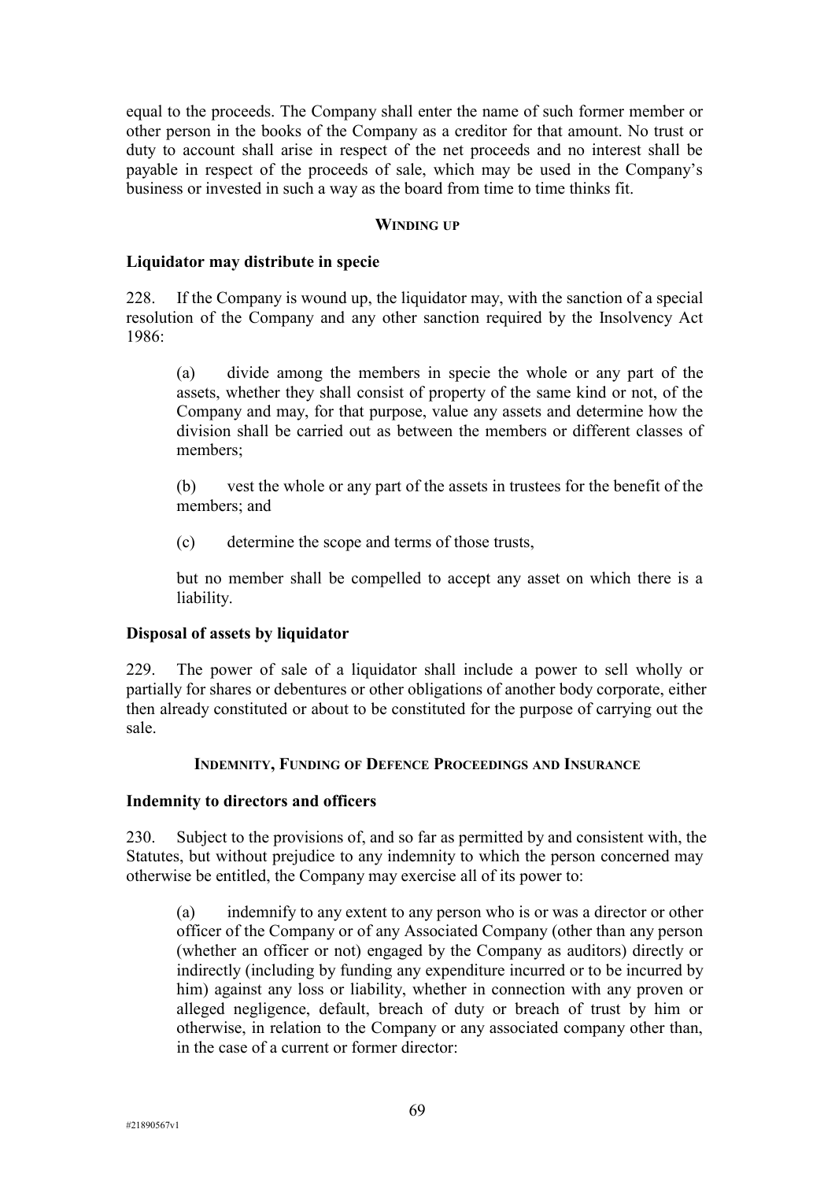equal to the proceeds. The Company shall enter the name of such former member or other person in the books of the Company as a creditor for that amount. No trust or duty to account shall arise in respect of the net proceeds and no interest shall be payable in respect of the proceeds of sale, which may be used in the Company's business or invested in such a way as the board from time to time thinks fit.

## WINDING UP

### Liquidator may distribute in specie

228. If the Company is wound up, the liquidator may, with the sanction of a special resolution of the Company and any other sanction required by the Insolvency Act 1986:

(a) divide among the members in specie the whole or any part of the assets, whether they shall consist of property of the same kind or not, of the Company and may, for that purpose, value any assets and determine how the division shall be carried out as between the members or different classes of members;

(b) vest the whole or any part of the assets in trustees for the benefit of the members; and

(c) determine the scope and terms of those trusts,

but no member shall be compelled to accept any asset on which there is a liability.

### Disposal of assets by liquidator

229. The power of sale of a liquidator shall include a power to sell wholly or partially for shares or debentures or other obligations of another body corporate, either then already constituted or about to be constituted for the purpose of carrying out the sale.

## INDEMNITY, FUNDING OF DEFENCE PROCEEDINGS AND INSURANCE

### Indemnity to directors and officers

230. Subject to the provisions of, and so far as permitted by and consistent with, the Statutes, but without prejudice to any indemnity to which the person concerned may otherwise be entitled, the Company may exercise all of its power to:

(a) indemnify to any extent to any person who is or was a director or other officer of the Company or of any Associated Company (other than any person (whether an officer or not) engaged by the Company as auditors) directly or indirectly (including by funding any expenditure incurred or to be incurred by him) against any loss or liability, whether in connection with any proven or alleged negligence, default, breach of duty or breach of trust by him or otherwise, in relation to the Company or any associated company other than, in the case of a current or former director: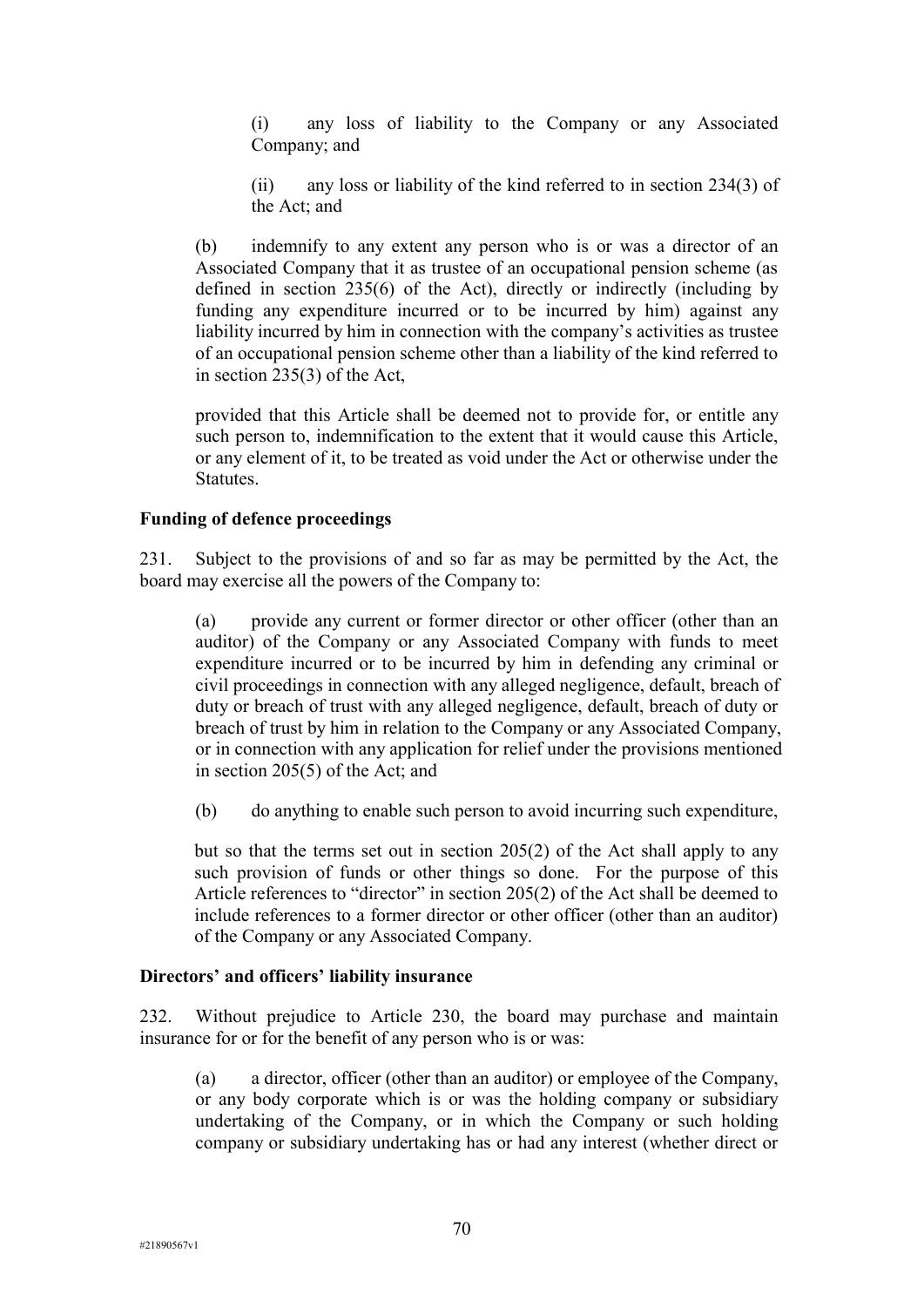(i) any loss of liability to the Company or any Associated Company; and

(ii) any loss or liability of the kind referred to in section 234(3) of the Act; and

(b) indemnify to any extent any person who is or was a director of an Associated Company that it as trustee of an occupational pension scheme (as defined in section 235(6) of the Act), directly or indirectly (including by funding any expenditure incurred or to be incurred by him) against any liability incurred by him in connection with the company's activities as trustee of an occupational pension scheme other than a liability of the kind referred to in section 235(3) of the Act,

provided that this Article shall be deemed not to provide for, or entitle any such person to, indemnification to the extent that it would cause this Article, or any element of it, to be treated as void under the Act or otherwise under the Statutes.

**Funding of defence proceedings**

231. Subject to the provisions of and so far as may be permitted by the Act, the board may exercise all the powers of the Company to:

(a) provide any current or former director or other officer (other than an auditor) of the Company or any Associated Company with funds to meet expenditure incurred or to be incurred by him in defending any criminal or civil proceedings in connection with any alleged negligence, default, breach of duty or breach of trust with any alleged negligence, default, breach of duty or breach of trust by him in relation to the Company or any Associated Company, or in connection with any application for relief under the provisions mentioned in section 205(5) of the Act; and

(b) do anything to enable such person to avoid incurring such expenditure,

but so that the terms set out in section 205(2) of the Act shall apply to any such provision of funds or other things so done. For the purpose of this Article references to "director" in section 205(2) of the Act shall be deemed to include references to a former director or other officer (other than an auditor) of the Company or any Associated Company.

**Directors' and officers' liability insurance**

232. Without prejudice to Article 230, the board may purchase and maintain insurance for or for the benefit of any person who is or was:

(a) a director, officer (other than an auditor) or employee of the Company, or any body corporate which is or was the holding company or subsidiary undertaking of the Company, or in which the Company or such holding company or subsidiary undertaking has or had any interest (whether direct or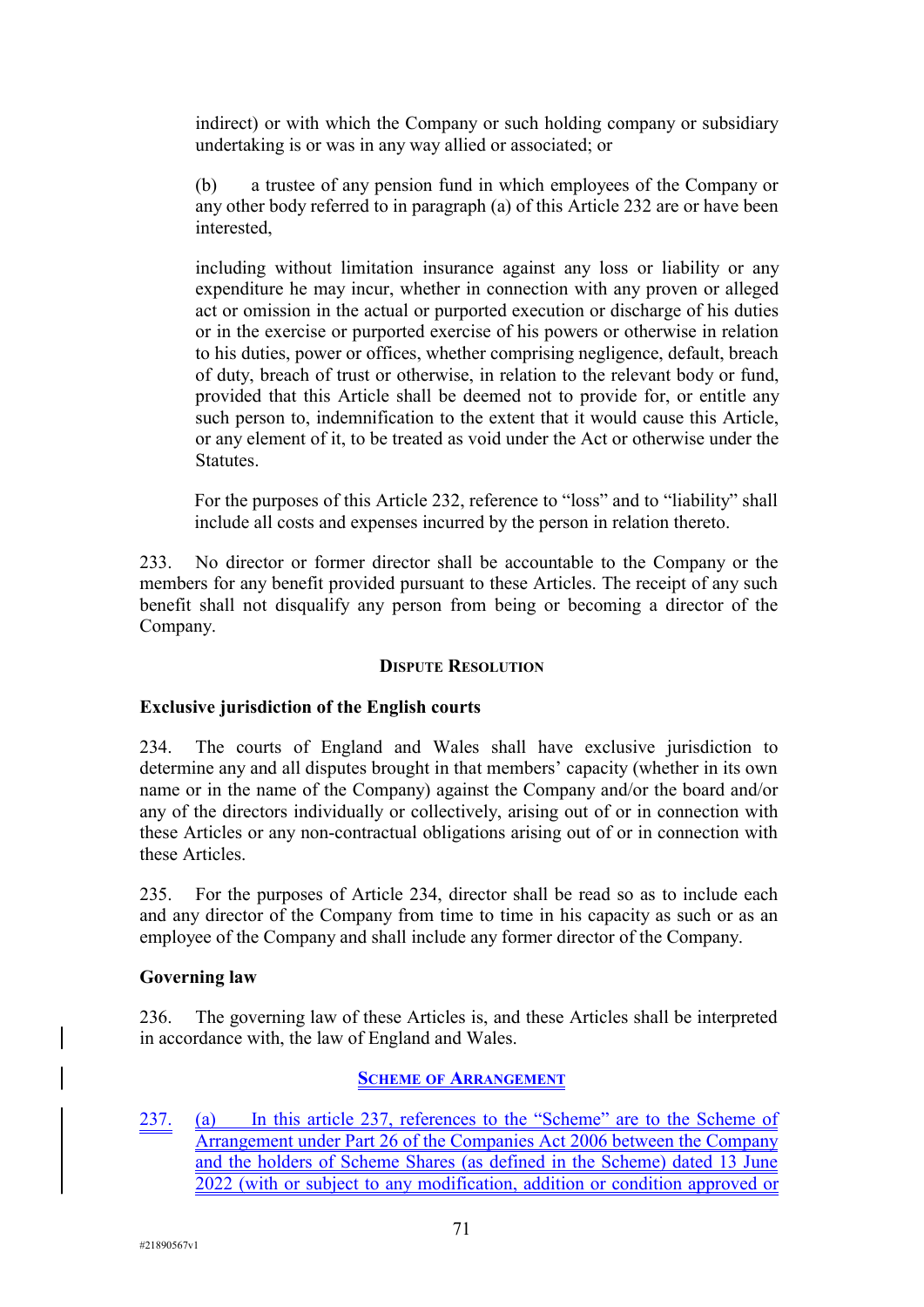indirect) or with which the Company or such holding company or subsidiary undertaking is or was in any way allied or associated; or

(b) a trustee of any pension fund in which employees of the Company or any other body referred to in paragraph (a) of this Article 232 are or have been interested,

including without limitation insurance against any loss or liability or any expenditure he may incur, whether in connection with any proven or alleged act or omission in the actual or purported execution or discharge of his duties or in the exercise or purported exercise of his powers or otherwise in relation to his duties, power or offices, whether comprising negligence, default, breach of duty, breach of trust or otherwise, in relation to the relevant body or fund, provided that this Article shall be deemed not to provide for, or entitle any such person to, indemnification to the extent that it would cause this Article, or any element of it, to be treated as void under the Act or otherwise under the Statutes.

For the purposes of this Article 232, reference to "loss" and to "liability" shall include all costs and expenses incurred by the person in relation thereto.

233. No director or former director shall be accountable to the Company or the members for any benefit provided pursuant to these Articles. The receipt of any such benefit shall not disqualify any person from being or becoming a director of the Company.

## DISPUTE RESOLUTION

**Exclusive jurisdiction of the English courts**

234. The courts of England and Wales shall have exclusive jurisdiction to determine any and all disputes brought in that members' capacity (whether in its own name or in the name of the Company) against the Company and/or the board and/or any of the directors individually or collectively, arising out of or in connection with these Articles or any non-contractual obligations arising out of or in connection with these Articles.

235. For the purposes of Article 234, director shall be read so as to include each and any director of the Company from time to time in his capacity as such or as an employee of the Company and shall include any former director of the Company.

**Governing law**

236. The governing law of these Articles is, and these Articles shall be interpreted in accordance with, the law of England and Wales.

## SCHEME OF ARRANGEMENT

237. (a) In this article 237, references to the "Scheme" are to the Scheme of Arrangement under Part 26 of the Companies Act 2006 between the Company and the holders of Scheme Shares (as defined in the Scheme) dated 13 June 2022 (with or subject to any modification, addition or condition approved or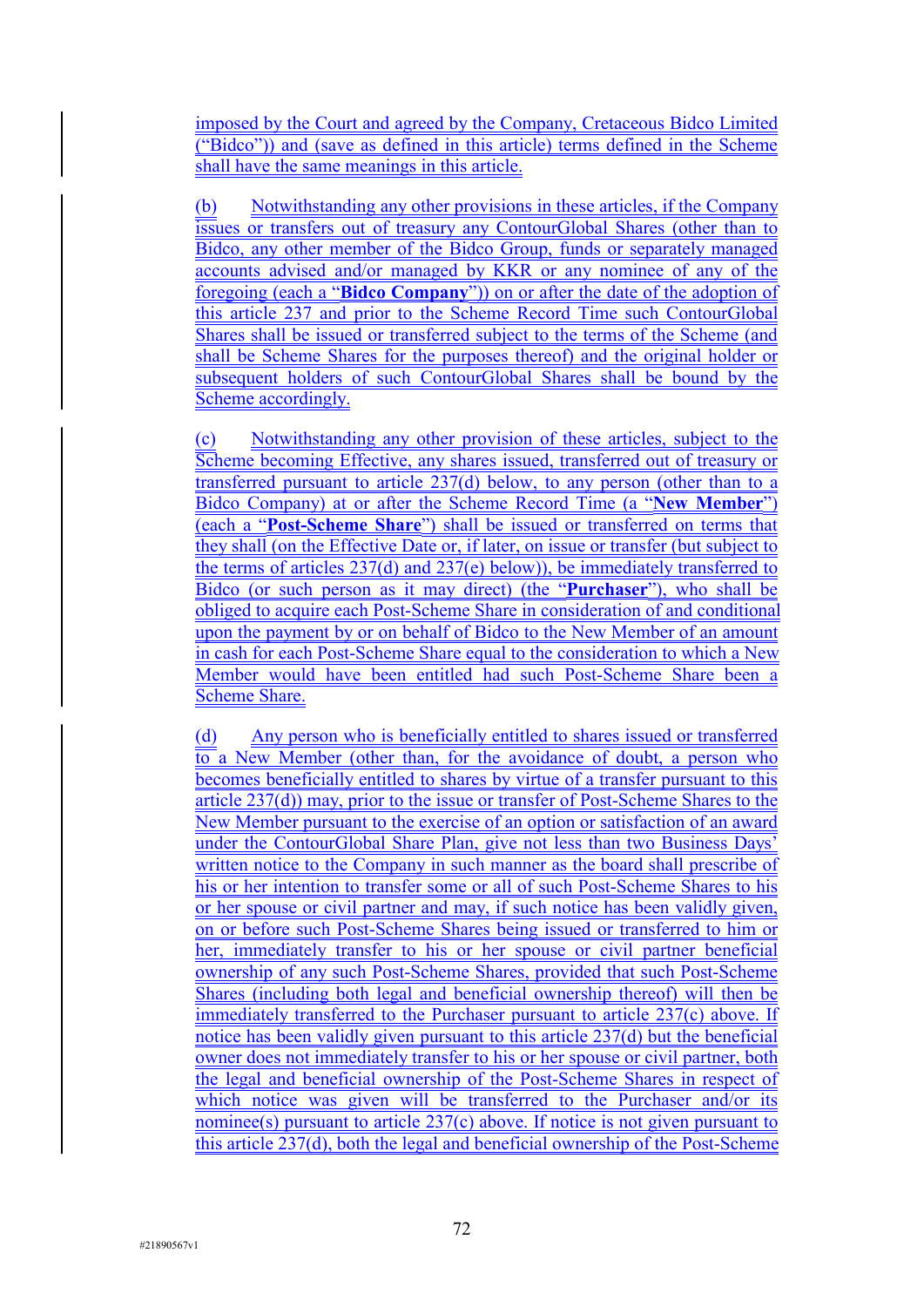imposed by the Court and agreed by the Company, Cretaceous Bidco Limited ("Bidco")) and (save as defined in this article) terms defined in the Scheme shall have the same meanings in this article.

(b) Notwithstanding any other provisions in these articles, if the Company issues or transfers out of treasury any ContourGlobal Shares (other than to Bidco, any other member of the Bidco Group, funds or separately managed accounts advised and/or managed by KKR or any nominee of any of the foregoing (each a "**Bidco Company**")) on or after the date of the adoption of this article 237 and prior to the Scheme Record Time such ContourGlobal Shares shall be issued or transferred subject to the terms of the Scheme (and shall be Scheme Shares for the purposes thereof) and the original holder or subsequent holders of such ContourGlobal Shares shall be bound by the Scheme accordingly.

(c) Notwithstanding any other provision of these articles, subject to the Scheme becoming Effective, any shares issued, transferred out of treasury or transferred pursuant to article 237(d) below, to any person (other than to a Bidco Company) at or after the Scheme Record Time (a "**New Member**") (each a "**Post-Scheme Share**") shall be issued or transferred on terms that they shall (on the Effective Date or, if later, on issue or transfer (but subject to the terms of articles 237(d) and 237(e) below)), be immediately transferred to Bidco (or such person as it may direct) (the "**Purchaser**"), who shall be obliged to acquire each Post-Scheme Share in consideration of and conditional upon the payment by or on behalf of Bidco to the New Member of an amount in cash for each Post-Scheme Share equal to the consideration to which a New Member would have been entitled had such Post-Scheme Share been a Scheme Share.

(d) Any person who is beneficially entitled to shares issued or transferred to a New Member (other than, for the avoidance of doubt, a person who becomes beneficially entitled to shares by virtue of a transfer pursuant to this article 237(d)) may, prior to the issue or transfer of Post-Scheme Shares to the New Member pursuant to the exercise of an option or satisfaction of an award under the ContourGlobal Share Plan, give not less than two Business Days' written notice to the Company in such manner as the board shall prescribe of his or her intention to transfer some or all of such Post-Scheme Shares to his or her spouse or civil partner and may, if such notice has been validly given, on or before such Post-Scheme Shares being issued or transferred to him or her, immediately transfer to his or her spouse or civil partner beneficial ownership of any such Post-Scheme Shares, provided that such Post-Scheme Shares (including both legal and beneficial ownership thereof) will then be immediately transferred to the Purchaser pursuant to article 237(c) above. If notice has been validly given pursuant to this article 237(d) but the beneficial owner does not immediately transfer to his or her spouse or civil partner, both the legal and beneficial ownership of the Post-Scheme Shares in respect of which notice was given will be transferred to the Purchaser and/or its nominee(s) pursuant to article 237(c) above. If notice is not given pursuant to this article 237(d), both the legal and beneficial ownership of the Post-Scheme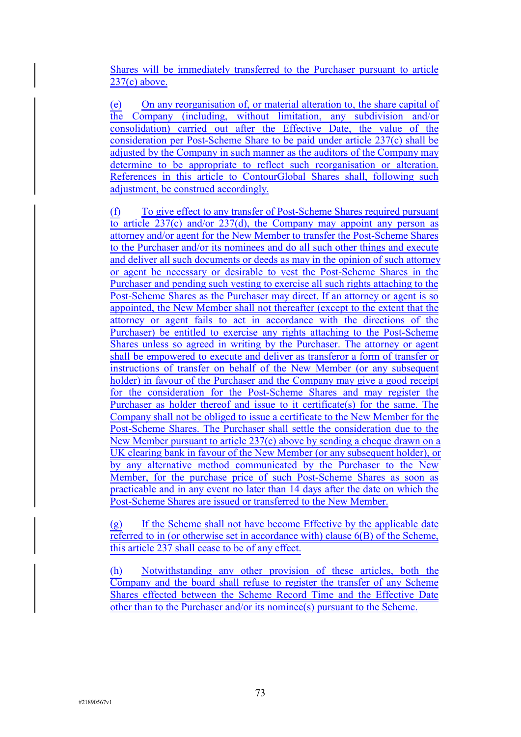Shares will be immediately transferred to the Purchaser pursuant to article 237(c) above.

(e) On any reorganisation of, or material alteration to, the share capital of the Company (including, without limitation, any subdivision and/or consolidation) carried out after the Effective Date, the value of the consideration per Post-Scheme Share to be paid under article 237(c) shall be adjusted by the Company in such manner as the auditors of the Company may determine to be appropriate to reflect such reorganisation or alteration. References in this article to ContourGlobal Shares shall, following such adjustment, be construed accordingly.

(f) To give effect to any transfer of Post-Scheme Shares required pursuant to article 237(c) and/or 237(d), the Company may appoint any person as attorney and/or agent for the New Member to transfer the Post-Scheme Shares to the Purchaser and/or its nominees and do all such other things and execute and deliver all such documents or deeds as may in the opinion of such attorney or agent be necessary or desirable to vest the Post-Scheme Shares in the Purchaser and pending such vesting to exercise all such rights attaching to the Post-Scheme Shares as the Purchaser may direct. If an attorney or agent is so appointed, the New Member shall not thereafter (except to the extent that the attorney or agent fails to act in accordance with the directions of the Purchaser) be entitled to exercise any rights attaching to the Post-Scheme Shares unless so agreed in writing by the Purchaser. The attorney or agent shall be empowered to execute and deliver as transferor a form of transfer or instructions of transfer on behalf of the New Member (or any subsequent holder) in favour of the Purchaser and the Company may give a good receipt for the consideration for the Post-Scheme Shares and may register the Purchaser as holder thereof and issue to it certificate(s) for the same. The Company shall not be obliged to issue a certificate to the New Member for the Post-Scheme Shares. The Purchaser shall settle the consideration due to the New Member pursuant to article 237(c) above by sending a cheque drawn on a UK clearing bank in favour of the New Member (or any subsequent holder), or by any alternative method communicated by the Purchaser to the New Member, for the purchase price of such Post-Scheme Shares as soon as practicable and in any event no later than 14 days after the date on which the Post-Scheme Shares are issued or transferred to the New Member.

(g) If the Scheme shall not have become Effective by the applicable date referred to in (or otherwise set in accordance with) clause 6(B) of the Scheme, this article 237 shall cease to be of any effect.

(h) Notwithstanding any other provision of these articles, both the Company and the board shall refuse to register the transfer of any Scheme Shares effected between the Scheme Record Time and the Effective Date other than to the Purchaser and/or its nominee(s) pursuant to the Scheme.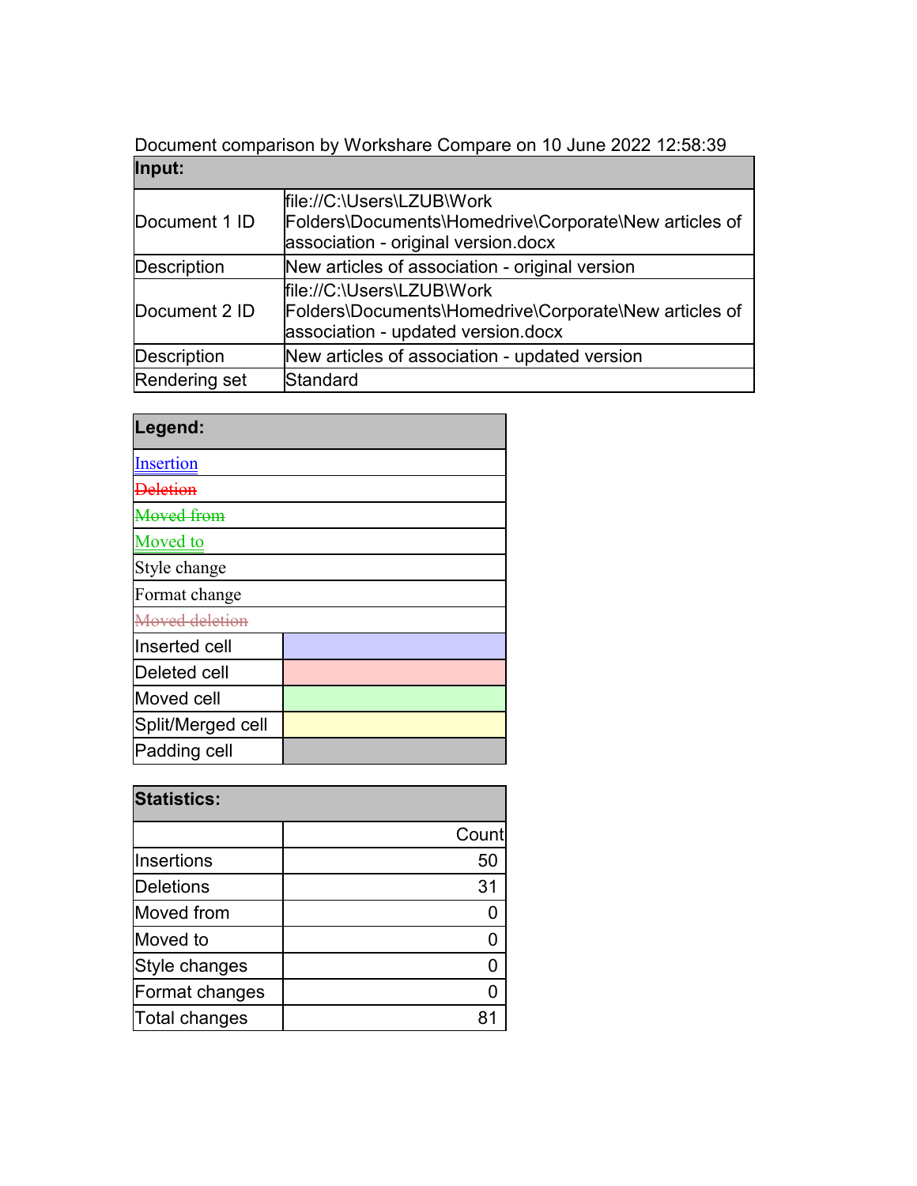Document comparison by Workshare Compare on 10 June 2022 12:58:39

| Input: | |
|---|---|
| Document 1 ID | file://C:\Users\LZUB\Work Folders\Documents\Homedrive\Corporate\New articles of association - original version.docx |
| Description | New articles of association - original version |
| Document 2 ID | file://C:\Users\LZUB\Work Folders\Documents\Homedrive\Corporate\New articles of association - updated version.docx |
| Description | New articles of association - updated version |
| Rendering set | Standard |

| Legend: | |
|---|---|
| Insertion | |
| ~~Deletion~~ | |
| ~~Moved from~~ | |
| Moved to | |
| Style change | |
| Format change | |
| ~~Moved deletion~~ | |
| Inserted cell | |
| Deleted cell | |
| Moved cell | |
| Split/Merged cell | |
| Padding cell | |

| Statistics: | |
|---|---|
| | Count |
| Insertions | 50 |
| Deletions | 31 |
| Moved from | 0 |
| Moved to | 0 |
| Style changes | 0 |
| Format changes | 0 |
| Total changes | 81 |